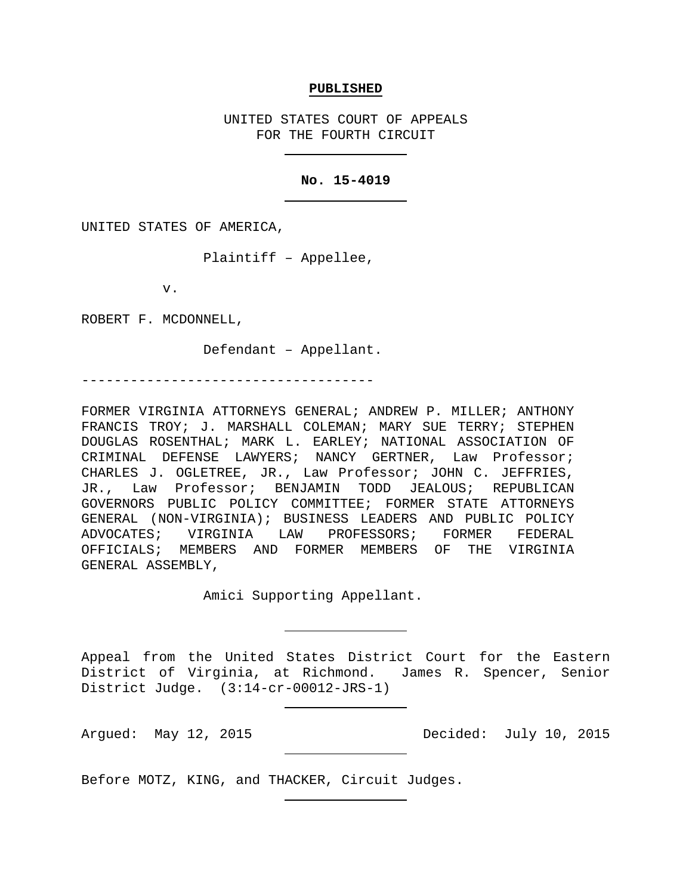**PUBLISHED**

UNITED STATES COURT OF APPEALS
FOR THE FOURTH CIRCUIT

---

**No. 15-4019**

---

UNITED STATES OF AMERICA,

Plaintiff – Appellee,

v.

ROBERT F. MCDONNELL,

Defendant – Appellant.

------------------------------------

FORMER VIRGINIA ATTORNEYS GENERAL; ANDREW P. MILLER; ANTHONY FRANCIS TROY; J. MARSHALL COLEMAN; MARY SUE TERRY; STEPHEN DOUGLAS ROSENTHAL; MARK L. EARLEY; NATIONAL ASSOCIATION OF CRIMINAL DEFENSE LAWYERS; NANCY GERTNER, Law Professor; CHARLES J. OGLETREE, JR., Law Professor; JOHN C. JEFFRIES, JR., Law Professor; BENJAMIN TODD JEALOUS; REPUBLICAN GOVERNORS PUBLIC POLICY COMMITTEE; FORMER STATE ATTORNEYS GENERAL (NON-VIRGINIA); BUSINESS LEADERS AND PUBLIC POLICY ADVOCATES; VIRGINIA LAW PROFESSORS; FORMER FEDERAL OFFICIALS; MEMBERS AND FORMER MEMBERS OF THE VIRGINIA GENERAL ASSEMBLY,

Amici Supporting Appellant.

---

Appeal from the United States District Court for the Eastern District of Virginia, at Richmond. James R. Spencer, Senior District Judge. (3:14-cr-00012-JRS-1)

---

Argued: May 12, 2015 Decided: July 10, 2015

---

Before MOTZ, KING, and THACKER, Circuit Judges.

---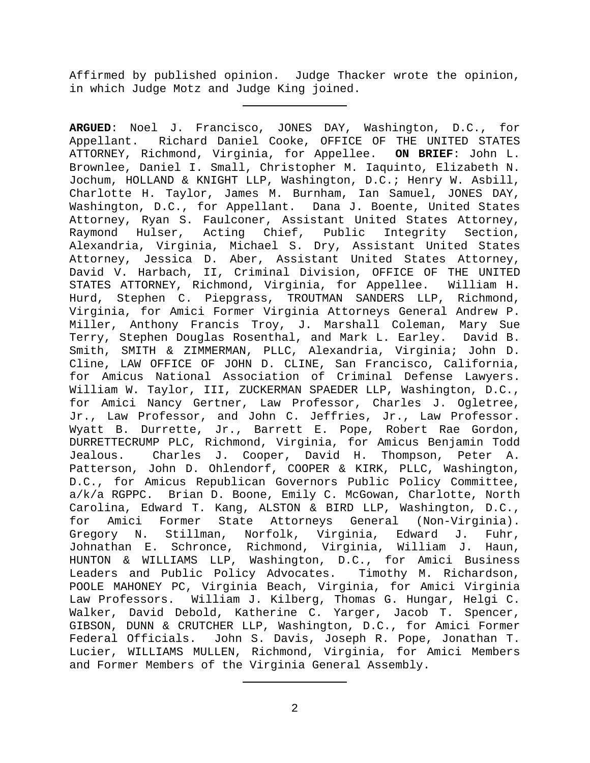Affirmed by published opinion. Judge Thacker wrote the opinion, in which Judge Motz and Judge King joined.

---

**ARGUED**: Noel J. Francisco, JONES DAY, Washington, D.C., for Appellant. Richard Daniel Cooke, OFFICE OF THE UNITED STATES ATTORNEY, Richmond, Virginia, for Appellee. **ON BRIEF**: John L. Brownlee, Daniel I. Small, Christopher M. Iaquinto, Elizabeth N. Jochum, HOLLAND & KNIGHT LLP, Washington, D.C.; Henry W. Asbill, Charlotte H. Taylor, James M. Burnham, Ian Samuel, JONES DAY, Washington, D.C., for Appellant. Dana J. Boente, United States Attorney, Ryan S. Faulconer, Assistant United States Attorney, Raymond Hulser, Acting Chief, Public Integrity Section, Alexandria, Virginia, Michael S. Dry, Assistant United States Attorney, Jessica D. Aber, Assistant United States Attorney, David V. Harbach, II, Criminal Division, OFFICE OF THE UNITED STATES ATTORNEY, Richmond, Virginia, for Appellee. William H. Hurd, Stephen C. Piepgrass, TROUTMAN SANDERS LLP, Richmond, Virginia, for Amici Former Virginia Attorneys General Andrew P. Miller, Anthony Francis Troy, J. Marshall Coleman, Mary Sue Terry, Stephen Douglas Rosenthal, and Mark L. Earley. David B. Smith, SMITH & ZIMMERMAN, PLLC, Alexandria, Virginia; John D. Cline, LAW OFFICE OF JOHN D. CLINE, San Francisco, California, for Amicus National Association of Criminal Defense Lawyers. William W. Taylor, III, ZUCKERMAN SPAEDER LLP, Washington, D.C., for Amici Nancy Gertner, Law Professor, Charles J. Ogletree, Jr., Law Professor, and John C. Jeffries, Jr., Law Professor. Wyatt B. Durrette, Jr., Barrett E. Pope, Robert Rae Gordon, DURRETTECRUMP PLC, Richmond, Virginia, for Amicus Benjamin Todd Jealous. Charles J. Cooper, David H. Thompson, Peter A. Patterson, John D. Ohlendorf, COOPER & KIRK, PLLC, Washington, D.C., for Amicus Republican Governors Public Policy Committee, a/k/a RGPPC. Brian D. Boone, Emily C. McGowan, Charlotte, North Carolina, Edward T. Kang, ALSTON & BIRD LLP, Washington, D.C., for Amici Former State Attorneys General (Non-Virginia). Gregory N. Stillman, Norfolk, Virginia, Edward J. Fuhr, Johnathan E. Schronce, Richmond, Virginia, William J. Haun, HUNTON & WILLIAMS LLP, Washington, D.C., for Amici Business Leaders and Public Policy Advocates. Timothy M. Richardson, POOLE MAHONEY PC, Virginia Beach, Virginia, for Amici Virginia Law Professors. William J. Kilberg, Thomas G. Hungar, Helgi C. Walker, David Debold, Katherine C. Yarger, Jacob T. Spencer, GIBSON, DUNN & CRUTCHER LLP, Washington, D.C., for Amici Former Federal Officials. John S. Davis, Joseph R. Pope, Jonathan T. Lucier, WILLIAMS MULLEN, Richmond, Virginia, for Amici Members and Former Members of the Virginia General Assembly.

---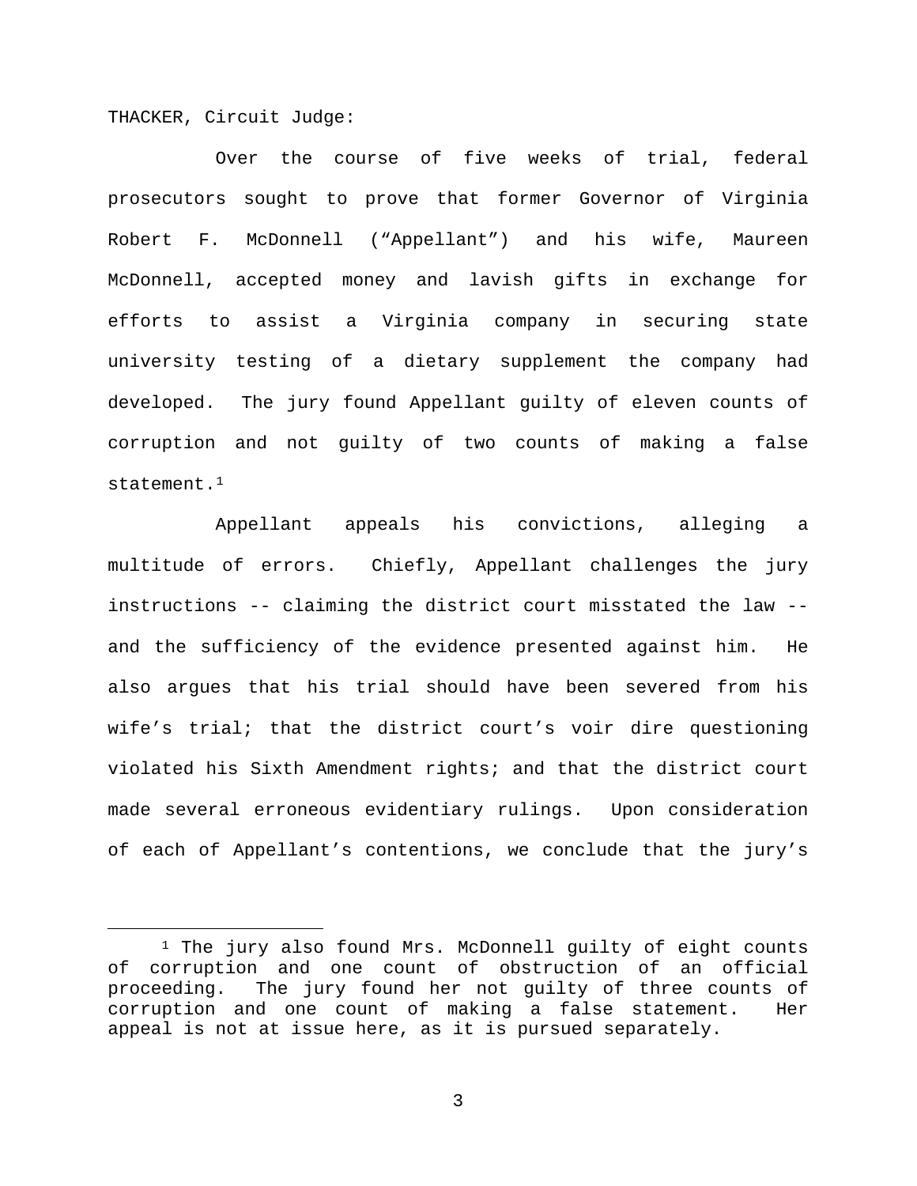THACKER, Circuit Judge:

Over the course of five weeks of trial, federal prosecutors sought to prove that former Governor of Virginia Robert F. McDonnell ("Appellant") and his wife, Maureen McDonnell, accepted money and lavish gifts in exchange for efforts to assist a Virginia company in securing state university testing of a dietary supplement the company had developed. The jury found Appellant guilty of eleven counts of corruption and not guilty of two counts of making a false statement.[1]

Appellant appeals his convictions, alleging a multitude of errors. Chiefly, Appellant challenges the jury instructions -- claiming the district court misstated the law -- and the sufficiency of the evidence presented against him. He also argues that his trial should have been severed from his wife's trial; that the district court's voir dire questioning violated his Sixth Amendment rights; and that the district court made several erroneous evidentiary rulings. Upon consideration of each of Appellant's contentions, we conclude that the jury's

[1] The jury also found Mrs. McDonnell guilty of eight counts of corruption and one count of obstruction of an official proceeding. The jury found her not guilty of three counts of corruption and one count of making a false statement. Her appeal is not at issue here, as it is pursued separately.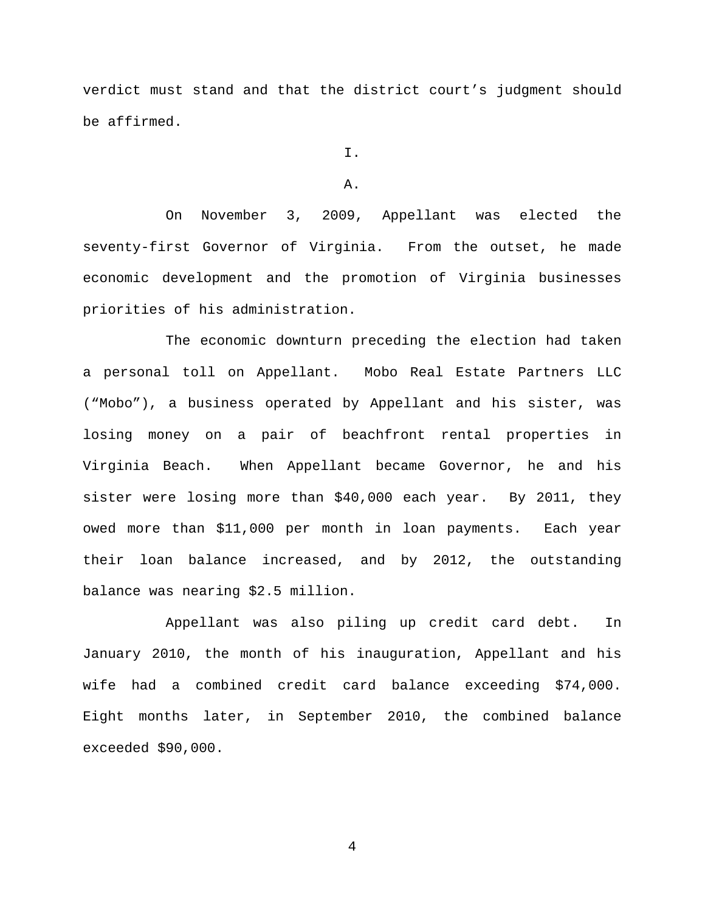verdict must stand and that the district court's judgment should be affirmed.

# I.

## A.

On November 3, 2009, Appellant was elected the seventy-first Governor of Virginia. From the outset, he made economic development and the promotion of Virginia businesses priorities of his administration.

The economic downturn preceding the election had taken a personal toll on Appellant. Mobo Real Estate Partners LLC ("Mobo"), a business operated by Appellant and his sister, was losing money on a pair of beachfront rental properties in Virginia Beach. When Appellant became Governor, he and his sister were losing more than $40,000 each year. By 2011, they owed more than $11,000 per month in loan payments. Each year their loan balance increased, and by 2012, the outstanding balance was nearing $2.5 million.

Appellant was also piling up credit card debt. In January 2010, the month of his inauguration, Appellant and his wife had a combined credit card balance exceeding $74,000. Eight months later, in September 2010, the combined balance exceeded $90,000.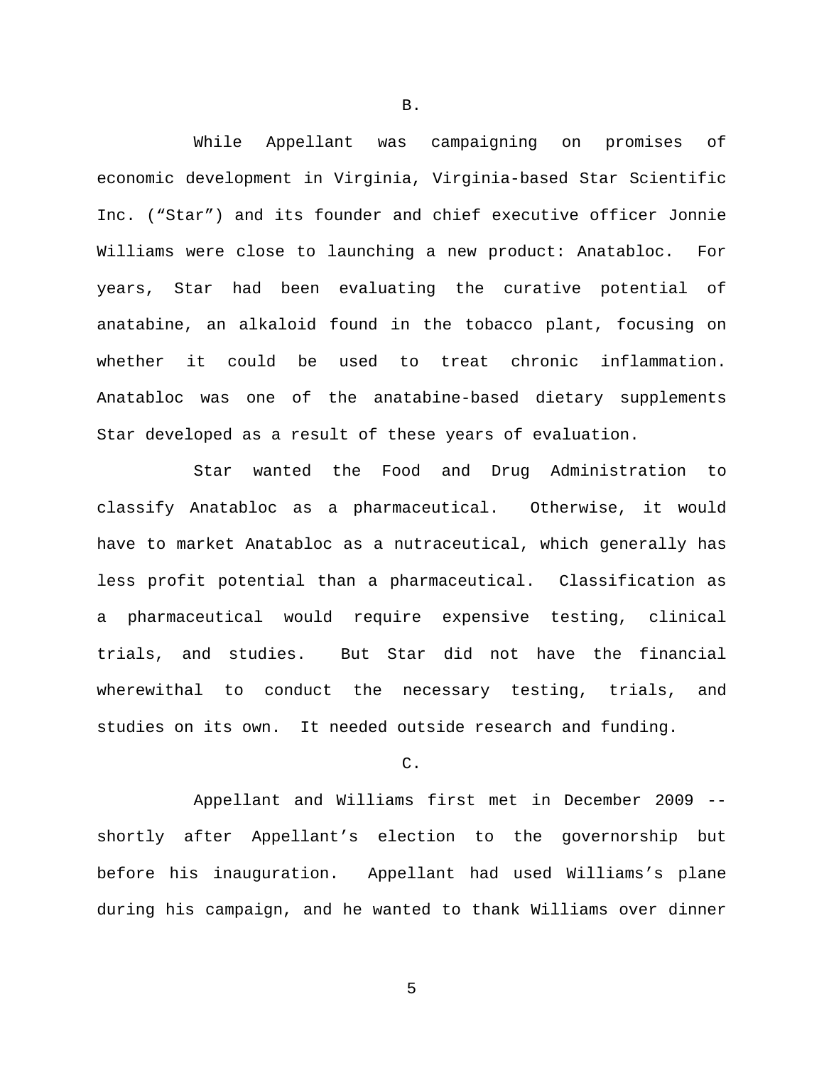B.

While Appellant was campaigning on promises of economic development in Virginia, Virginia-based Star Scientific Inc. ("Star") and its founder and chief executive officer Jonnie Williams were close to launching a new product: Anatabloc. For years, Star had been evaluating the curative potential of anatabine, an alkaloid found in the tobacco plant, focusing on whether it could be used to treat chronic inflammation. Anatabloc was one of the anatabine-based dietary supplements Star developed as a result of these years of evaluation.

Star wanted the Food and Drug Administration to classify Anatabloc as a pharmaceutical. Otherwise, it would have to market Anatabloc as a nutraceutical, which generally has less profit potential than a pharmaceutical. Classification as a pharmaceutical would require expensive testing, clinical trials, and studies. But Star did not have the financial wherewithal to conduct the necessary testing, trials, and studies on its own. It needed outside research and funding.

C.

Appellant and Williams first met in December 2009 -- shortly after Appellant's election to the governorship but before his inauguration. Appellant had used Williams's plane during his campaign, and he wanted to thank Williams over dinner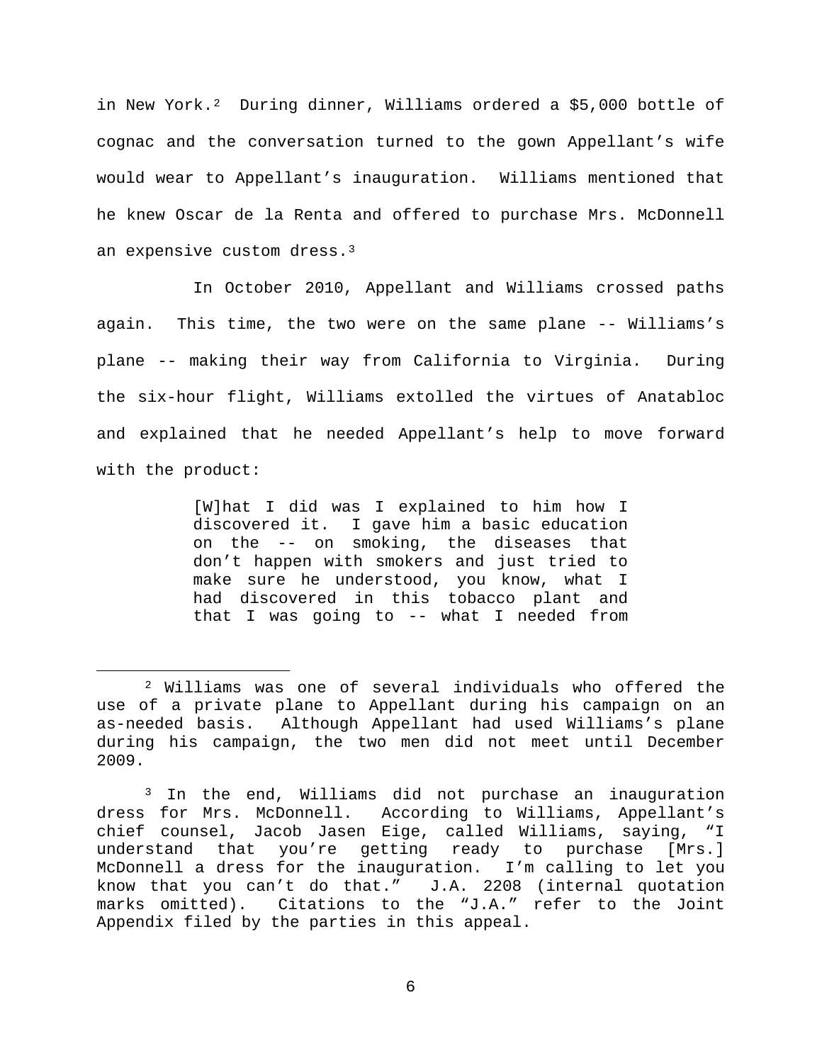in New York.[2] During dinner, Williams ordered a $5,000 bottle of cognac and the conversation turned to the gown Appellant's wife would wear to Appellant's inauguration. Williams mentioned that he knew Oscar de la Renta and offered to purchase Mrs. McDonnell an expensive custom dress.[3]

In October 2010, Appellant and Williams crossed paths again. This time, the two were on the same plane -- Williams's plane -- making their way from California to Virginia. During the six-hour flight, Williams extolled the virtues of Anatabloc and explained that he needed Appellant's help to move forward with the product:

> [W]hat I did was I explained to him how I discovered it. I gave him a basic education on the -- on smoking, the diseases that don't happen with smokers and just tried to make sure he understood, you know, what I had discovered in this tobacco plant and that I was going to -- what I needed from

---

[2] Williams was one of several individuals who offered the use of a private plane to Appellant during his campaign on an as-needed basis. Although Appellant had used Williams's plane during his campaign, the two men did not meet until December 2009.

[3] In the end, Williams did not purchase an inauguration dress for Mrs. McDonnell. According to Williams, Appellant's chief counsel, Jacob Jasen Eige, called Williams, saying, "I understand that you're getting ready to purchase [Mrs.] McDonnell a dress for the inauguration. I'm calling to let you know that you can't do that." J.A. 2208 (internal quotation marks omitted). Citations to the "J.A." refer to the Joint Appendix filed by the parties in this appeal.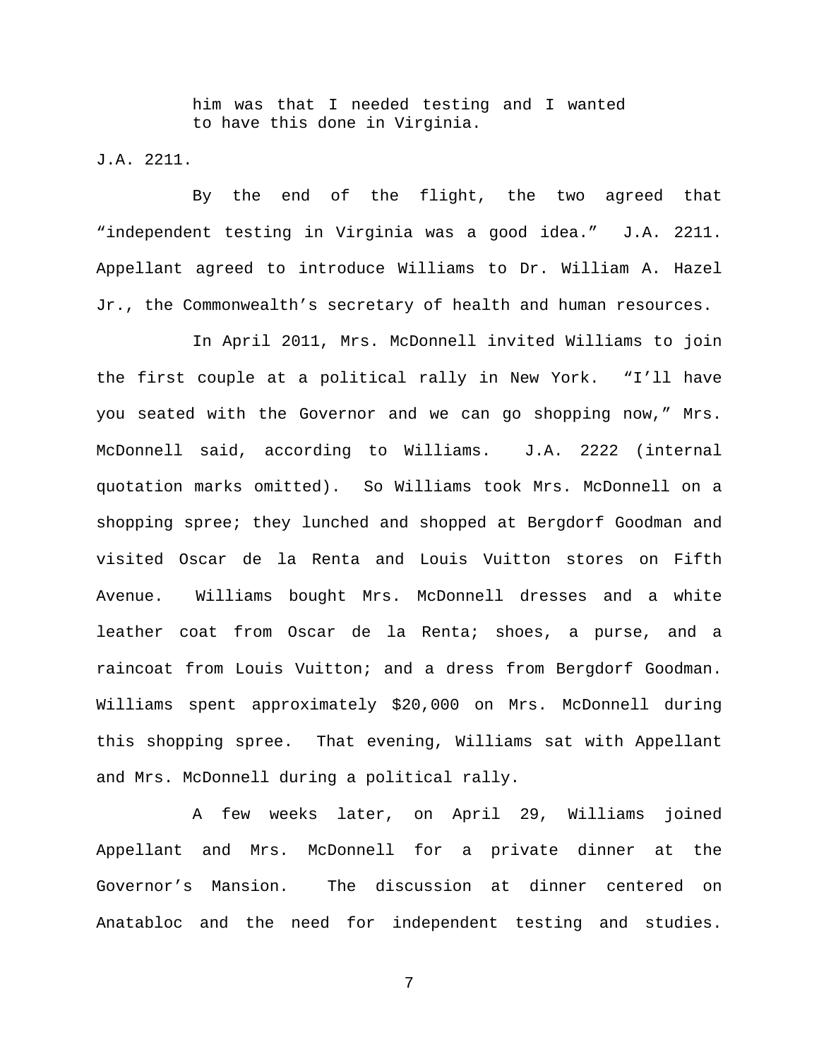> him was that I needed testing and I wanted to have this done in Virginia.

J.A. 2211.

By the end of the flight, the two agreed that "independent testing in Virginia was a good idea." J.A. 2211. Appellant agreed to introduce Williams to Dr. William A. Hazel Jr., the Commonwealth's secretary of health and human resources.

In April 2011, Mrs. McDonnell invited Williams to join the first couple at a political rally in New York. "I'll have you seated with the Governor and we can go shopping now," Mrs. McDonnell said, according to Williams. J.A. 2222 (internal quotation marks omitted). So Williams took Mrs. McDonnell on a shopping spree; they lunched and shopped at Bergdorf Goodman and visited Oscar de la Renta and Louis Vuitton stores on Fifth Avenue. Williams bought Mrs. McDonnell dresses and a white leather coat from Oscar de la Renta; shoes, a purse, and a raincoat from Louis Vuitton; and a dress from Bergdorf Goodman. Williams spent approximately $20,000 on Mrs. McDonnell during this shopping spree. That evening, Williams sat with Appellant and Mrs. McDonnell during a political rally.

A few weeks later, on April 29, Williams joined Appellant and Mrs. McDonnell for a private dinner at the Governor's Mansion. The discussion at dinner centered on Anatabloc and the need for independent testing and studies.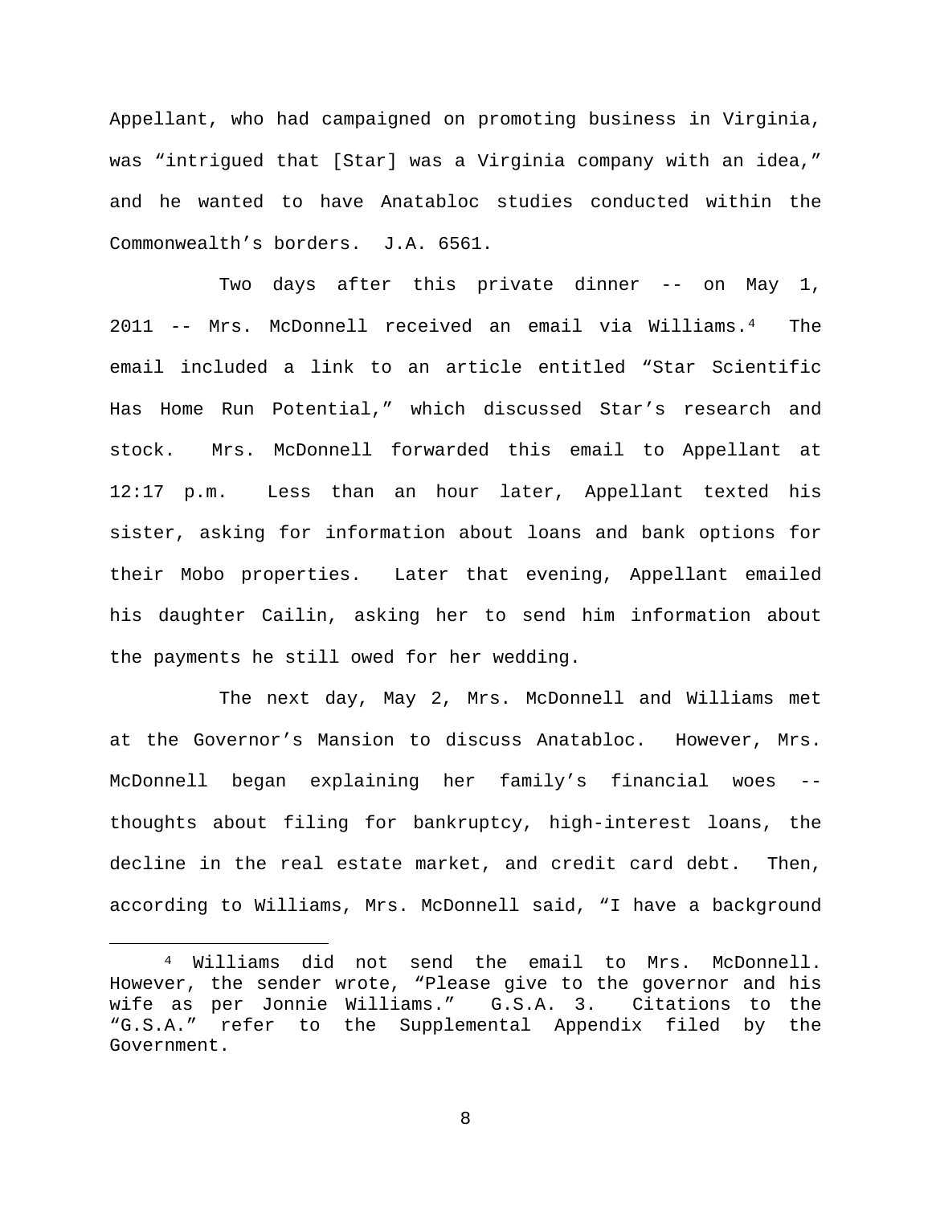Appellant, who had campaigned on promoting business in Virginia, was "intrigued that [Star] was a Virginia company with an idea," and he wanted to have Anatabloc studies conducted within the Commonwealth's borders. J.A. 6561.

Two days after this private dinner -- on May 1, 2011 -- Mrs. McDonnell received an email via Williams.[4] The email included a link to an article entitled "Star Scientific Has Home Run Potential," which discussed Star's research and stock. Mrs. McDonnell forwarded this email to Appellant at 12:17 p.m. Less than an hour later, Appellant texted his sister, asking for information about loans and bank options for their Mobo properties. Later that evening, Appellant emailed his daughter Cailin, asking her to send him information about the payments he still owed for her wedding.

The next day, May 2, Mrs. McDonnell and Williams met at the Governor's Mansion to discuss Anatabloc. However, Mrs. McDonnell began explaining her family's financial woes -- thoughts about filing for bankruptcy, high-interest loans, the decline in the real estate market, and credit card debt. Then, according to Williams, Mrs. McDonnell said, "I have a background

---

[4] Williams did not send the email to Mrs. McDonnell. However, the sender wrote, "Please give to the governor and his wife as per Jonnie Williams." G.S.A. 3. Citations to the "G.S.A." refer to the Supplemental Appendix filed by the Government.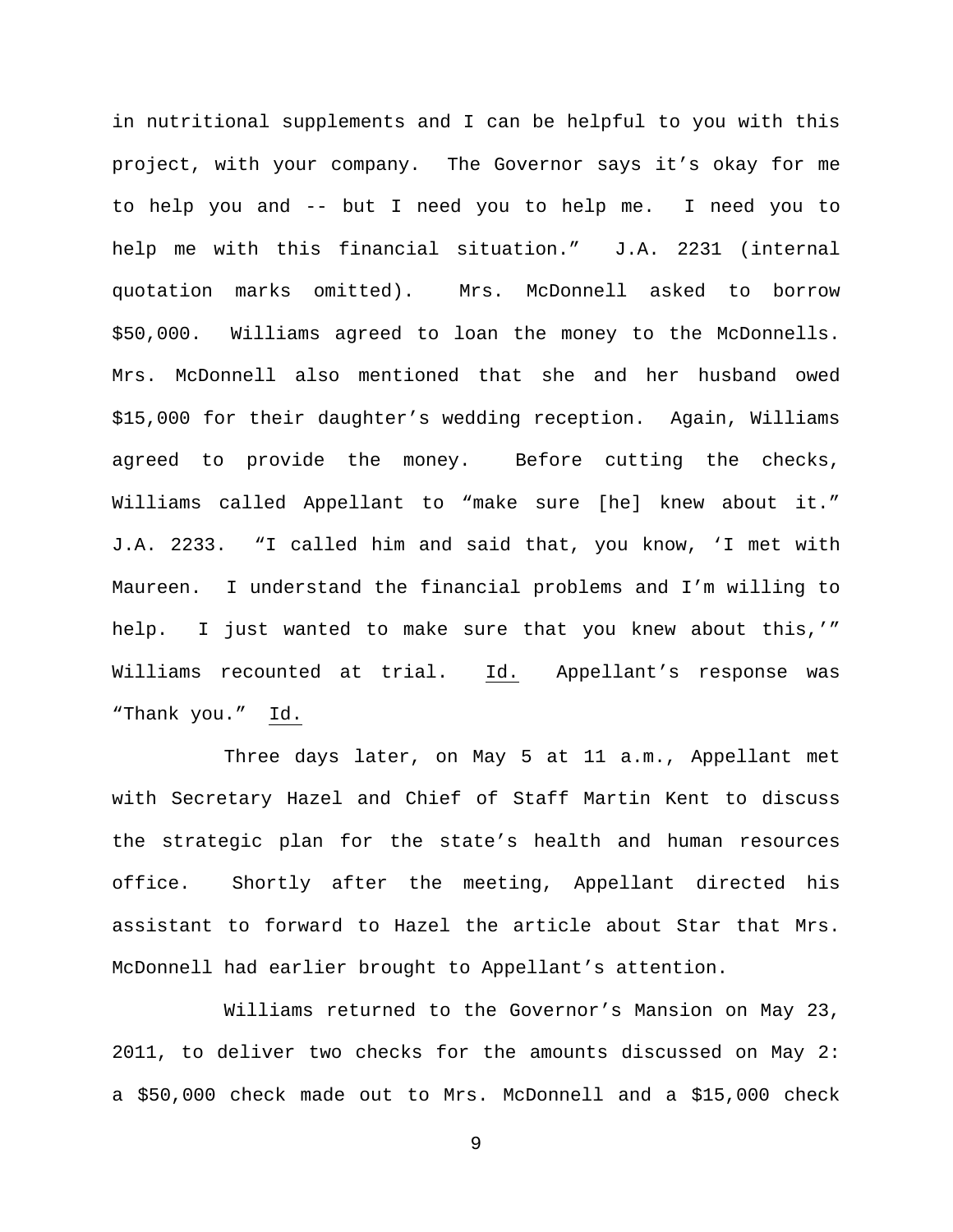in nutritional supplements and I can be helpful to you with this project, with your company. The Governor says it's okay for me to help you and -- but I need you to help me. I need you to help me with this financial situation." J.A. 2231 (internal quotation marks omitted). Mrs. McDonnell asked to borrow $50,000. Williams agreed to loan the money to the McDonnells. Mrs. McDonnell also mentioned that she and her husband owed $15,000 for their daughter's wedding reception. Again, Williams agreed to provide the money. Before cutting the checks, Williams called Appellant to "make sure [he] knew about it." J.A. 2233. "I called him and said that, you know, 'I met with Maureen. I understand the financial problems and I'm willing to help. I just wanted to make sure that you knew about this,'" Williams recounted at trial. Id. Appellant's response was "Thank you." Id.

Three days later, on May 5 at 11 a.m., Appellant met with Secretary Hazel and Chief of Staff Martin Kent to discuss the strategic plan for the state's health and human resources office. Shortly after the meeting, Appellant directed his assistant to forward to Hazel the article about Star that Mrs. McDonnell had earlier brought to Appellant's attention.

Williams returned to the Governor's Mansion on May 23, 2011, to deliver two checks for the amounts discussed on May 2: a $50,000 check made out to Mrs. McDonnell and a $15,000 check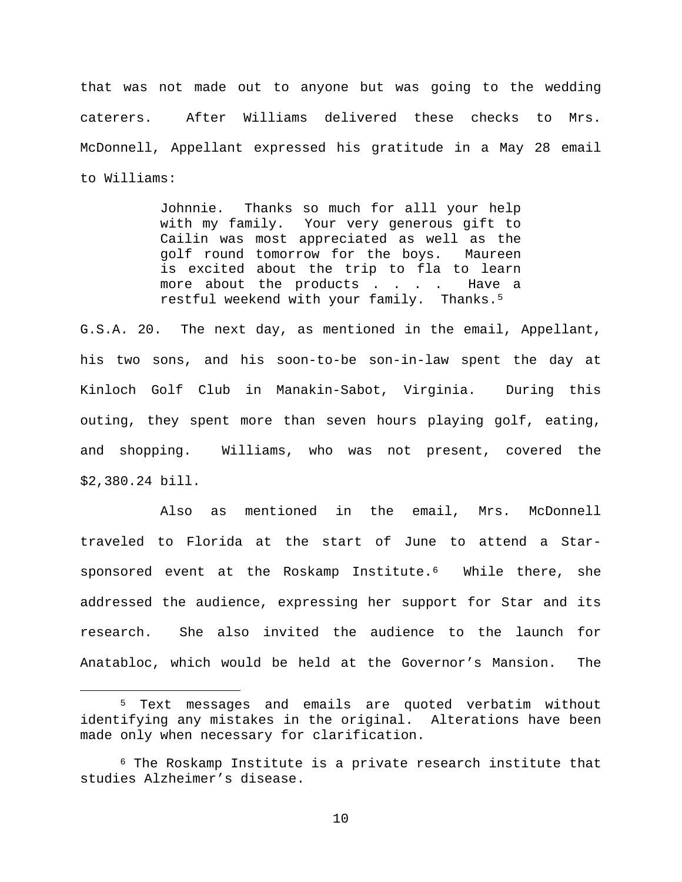that was not made out to anyone but was going to the wedding caterers. After Williams delivered these checks to Mrs. McDonnell, Appellant expressed his gratitude in a May 28 email to Williams:

> Johnnie. Thanks so much for alll your help with my family. Your very generous gift to Cailin was most appreciated as well as the golf round tomorrow for the boys. Maureen is excited about the trip to fla to learn more about the products . . . . Have a restful weekend with your family. Thanks.[5]

G.S.A. 20. The next day, as mentioned in the email, Appellant, his two sons, and his soon-to-be son-in-law spent the day at Kinloch Golf Club in Manakin-Sabot, Virginia. During this outing, they spent more than seven hours playing golf, eating, and shopping. Williams, who was not present, covered the $2,380.24 bill.

Also as mentioned in the email, Mrs. McDonnell traveled to Florida at the start of June to attend a Star-sponsored event at the Roskamp Institute.[6] While there, she addressed the audience, expressing her support for Star and its research. She also invited the audience to the launch for Anatabloc, which would be held at the Governor's Mansion. The

---

[5] Text messages and emails are quoted verbatim without identifying any mistakes in the original. Alterations have been made only when necessary for clarification.

[6] The Roskamp Institute is a private research institute that studies Alzheimer's disease.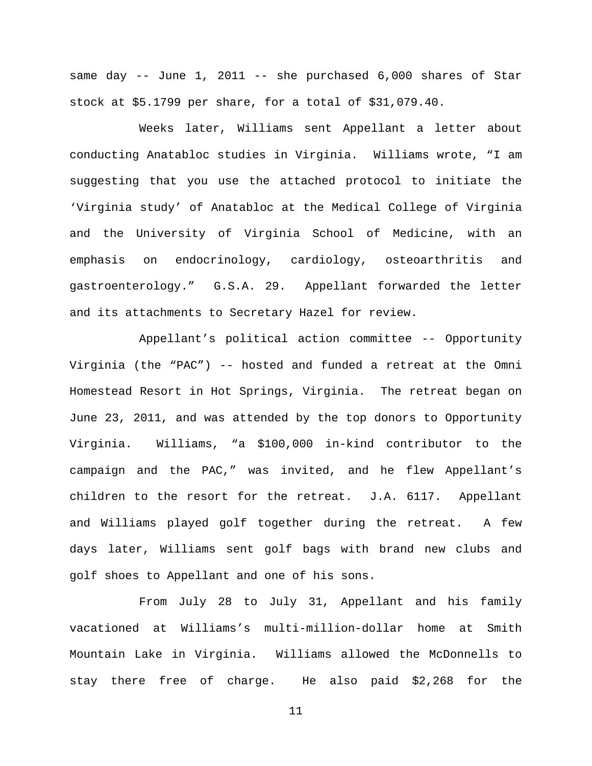same day -- June 1, 2011 -- she purchased 6,000 shares of Star stock at $5.1799 per share, for a total of $31,079.40.

Weeks later, Williams sent Appellant a letter about conducting Anatabloc studies in Virginia. Williams wrote, "I am suggesting that you use the attached protocol to initiate the 'Virginia study' of Anatabloc at the Medical College of Virginia and the University of Virginia School of Medicine, with an emphasis on endocrinology, cardiology, osteoarthritis and gastroenterology." G.S.A. 29. Appellant forwarded the letter and its attachments to Secretary Hazel for review.

Appellant's political action committee -- Opportunity Virginia (the "PAC") -- hosted and funded a retreat at the Omni Homestead Resort in Hot Springs, Virginia. The retreat began on June 23, 2011, and was attended by the top donors to Opportunity Virginia. Williams, "a $100,000 in-kind contributor to the campaign and the PAC," was invited, and he flew Appellant's children to the resort for the retreat. J.A. 6117. Appellant and Williams played golf together during the retreat. A few days later, Williams sent golf bags with brand new clubs and golf shoes to Appellant and one of his sons.

From July 28 to July 31, Appellant and his family vacationed at Williams's multi-million-dollar home at Smith Mountain Lake in Virginia. Williams allowed the McDonnells to stay there free of charge. He also paid $2,268 for the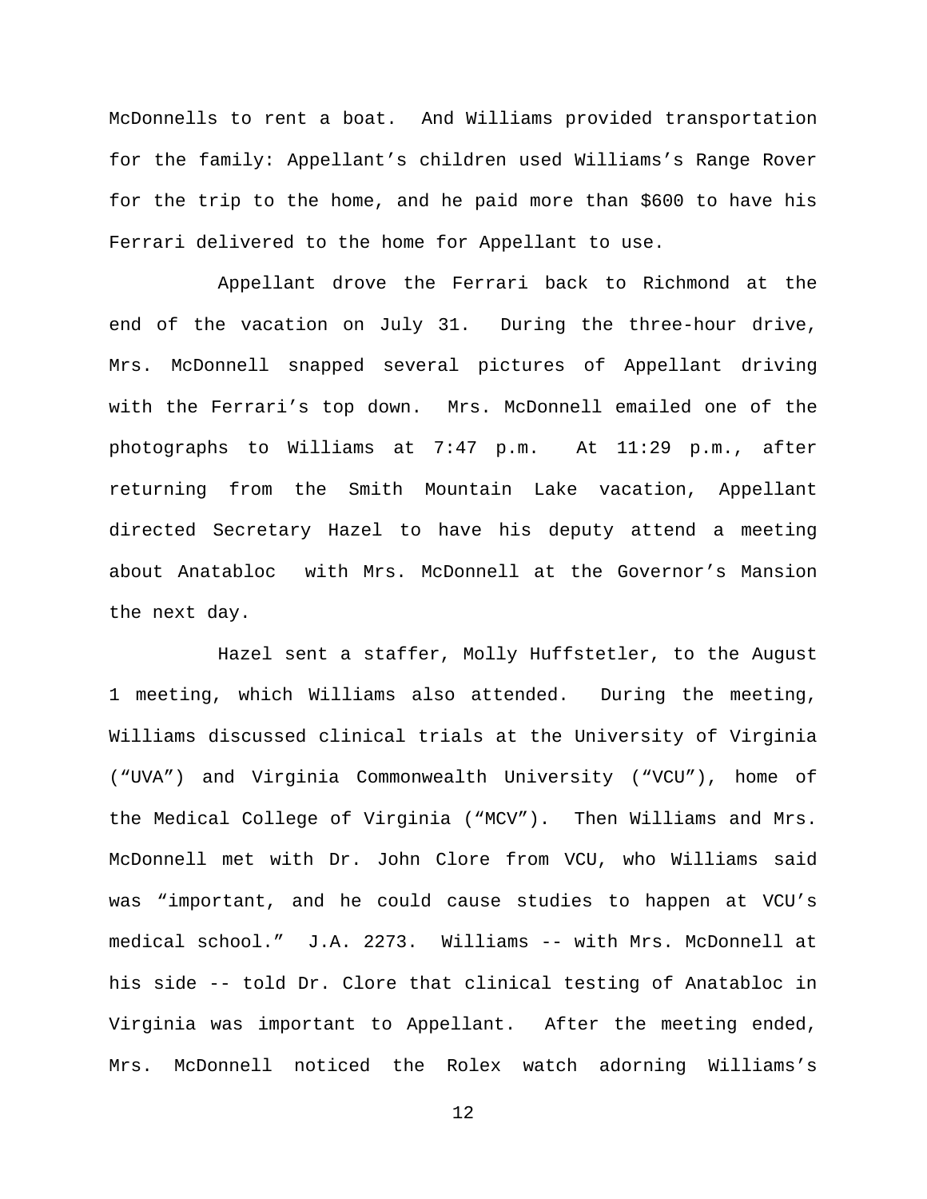McDonnells to rent a boat. And Williams provided transportation for the family: Appellant's children used Williams's Range Rover for the trip to the home, and he paid more than $600 to have his Ferrari delivered to the home for Appellant to use.

Appellant drove the Ferrari back to Richmond at the end of the vacation on July 31. During the three-hour drive, Mrs. McDonnell snapped several pictures of Appellant driving with the Ferrari's top down. Mrs. McDonnell emailed one of the photographs to Williams at 7:47 p.m. At 11:29 p.m., after returning from the Smith Mountain Lake vacation, Appellant directed Secretary Hazel to have his deputy attend a meeting about Anatabloc with Mrs. McDonnell at the Governor's Mansion the next day.

Hazel sent a staffer, Molly Huffstetler, to the August 1 meeting, which Williams also attended. During the meeting, Williams discussed clinical trials at the University of Virginia ("UVA") and Virginia Commonwealth University ("VCU"), home of the Medical College of Virginia ("MCV"). Then Williams and Mrs. McDonnell met with Dr. John Clore from VCU, who Williams said was "important, and he could cause studies to happen at VCU's medical school." J.A. 2273. Williams -- with Mrs. McDonnell at his side -- told Dr. Clore that clinical testing of Anatabloc in Virginia was important to Appellant. After the meeting ended, Mrs. McDonnell noticed the Rolex watch adorning Williams's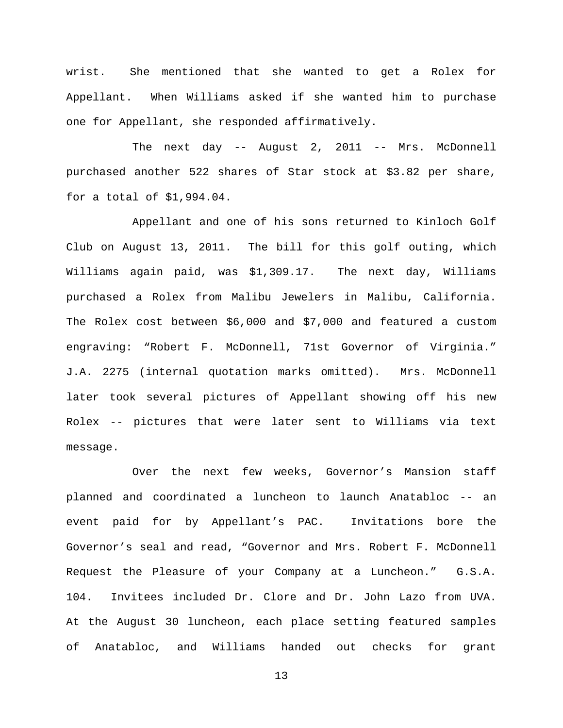wrist. She mentioned that she wanted to get a Rolex for Appellant. When Williams asked if she wanted him to purchase one for Appellant, she responded affirmatively.

The next day -- August 2, 2011 -- Mrs. McDonnell purchased another 522 shares of Star stock at $3.82 per share, for a total of $1,994.04.

Appellant and one of his sons returned to Kinloch Golf Club on August 13, 2011. The bill for this golf outing, which Williams again paid, was $1,309.17. The next day, Williams purchased a Rolex from Malibu Jewelers in Malibu, California. The Rolex cost between $6,000 and $7,000 and featured a custom engraving: "Robert F. McDonnell, 71st Governor of Virginia." J.A. 2275 (internal quotation marks omitted). Mrs. McDonnell later took several pictures of Appellant showing off his new Rolex -- pictures that were later sent to Williams via text message.

Over the next few weeks, Governor's Mansion staff planned and coordinated a luncheon to launch Anatabloc -- an event paid for by Appellant's PAC. Invitations bore the Governor's seal and read, "Governor and Mrs. Robert F. McDonnell Request the Pleasure of your Company at a Luncheon." G.S.A. 104. Invitees included Dr. Clore and Dr. John Lazo from UVA. At the August 30 luncheon, each place setting featured samples of Anatabloc, and Williams handed out checks for grant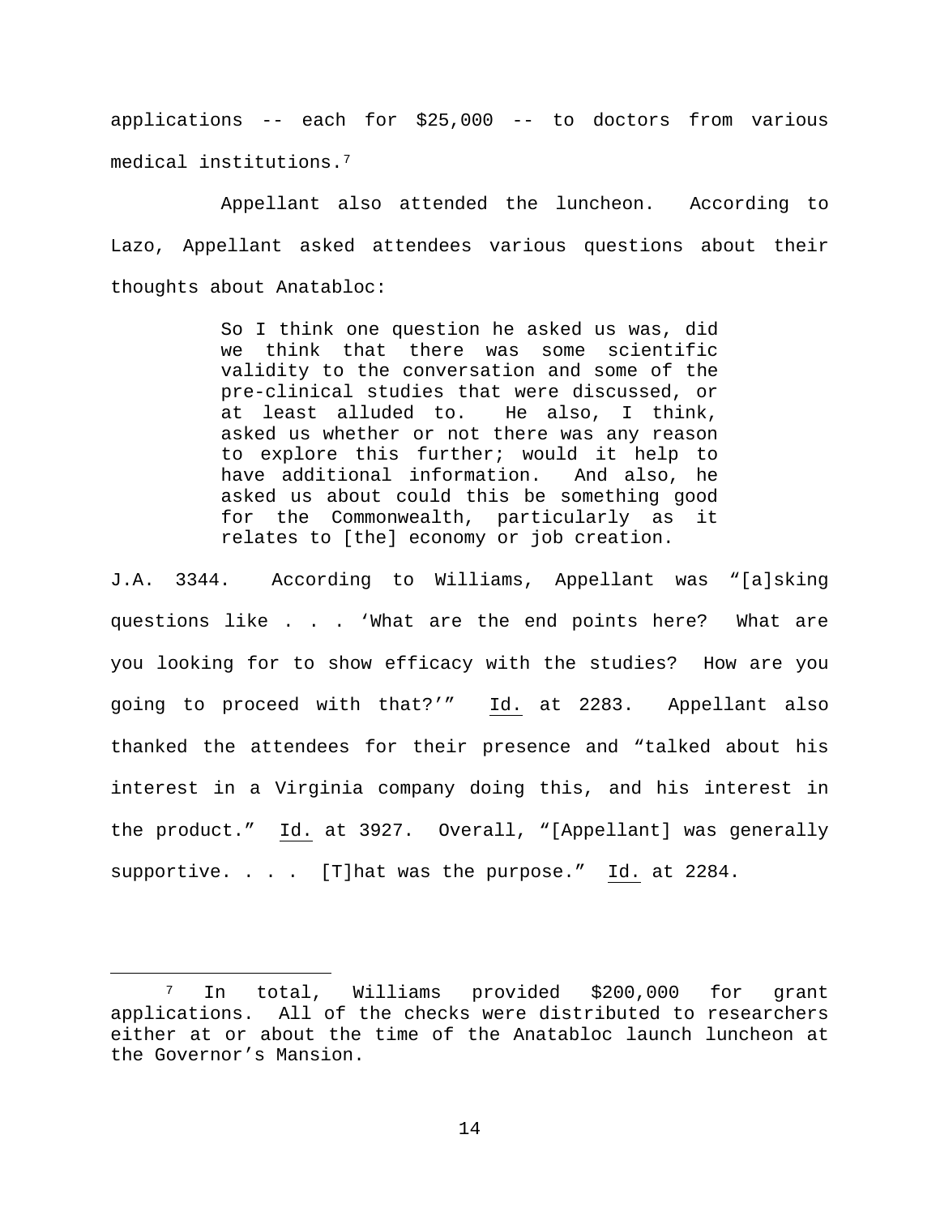applications -- each for $25,000 -- to doctors from various medical institutions.[7]

Appellant also attended the luncheon. According to Lazo, Appellant asked attendees various questions about their thoughts about Anatabloc:

> So I think one question he asked us was, did we think that there was some scientific validity to the conversation and some of the pre-clinical studies that were discussed, or at least alluded to. He also, I think, asked us whether or not there was any reason to explore this further; would it help to have additional information. And also, he asked us about could this be something good for the Commonwealth, particularly as it relates to [the] economy or job creation.

J.A. 3344. According to Williams, Appellant was "[a]sking questions like . . . 'What are the end points here? What are you looking for to show efficacy with the studies? How are you going to proceed with that?'" Id. at 2283. Appellant also thanked the attendees for their presence and "talked about his interest in a Virginia company doing this, and his interest in the product." Id. at 3927. Overall, "[Appellant] was generally supportive. . . . [T]hat was the purpose." Id. at 2284.

---

[7] In total, Williams provided $200,000 for grant applications. All of the checks were distributed to researchers either at or about the time of the Anatabloc launch luncheon at the Governor's Mansion.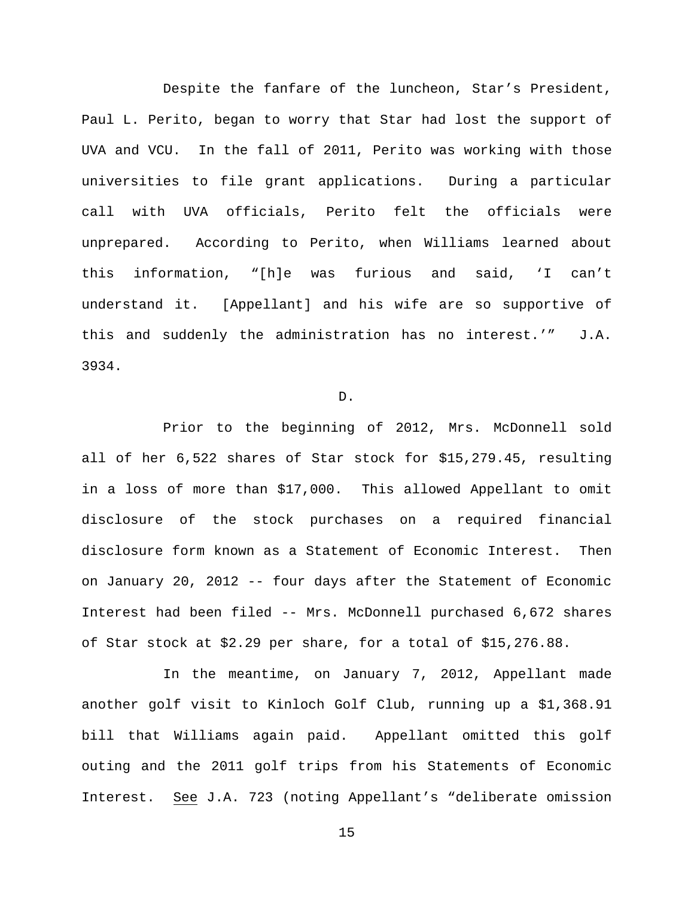Despite the fanfare of the luncheon, Star's President, Paul L. Perito, began to worry that Star had lost the support of UVA and VCU. In the fall of 2011, Perito was working with those universities to file grant applications. During a particular call with UVA officials, Perito felt the officials were unprepared. According to Perito, when Williams learned about this information, "[h]e was furious and said, 'I can't understand it. [Appellant] and his wife are so supportive of this and suddenly the administration has no interest.'" J.A. 3934.

D.

Prior to the beginning of 2012, Mrs. McDonnell sold all of her 6,522 shares of Star stock for $15,279.45, resulting in a loss of more than $17,000. This allowed Appellant to omit disclosure of the stock purchases on a required financial disclosure form known as a Statement of Economic Interest. Then on January 20, 2012 -- four days after the Statement of Economic Interest had been filed -- Mrs. McDonnell purchased 6,672 shares of Star stock at $2.29 per share, for a total of $15,276.88.

In the meantime, on January 7, 2012, Appellant made another golf visit to Kinloch Golf Club, running up a $1,368.91 bill that Williams again paid. Appellant omitted this golf outing and the 2011 golf trips from his Statements of Economic Interest. <u>See</u> J.A. 723 (noting Appellant's "deliberate omission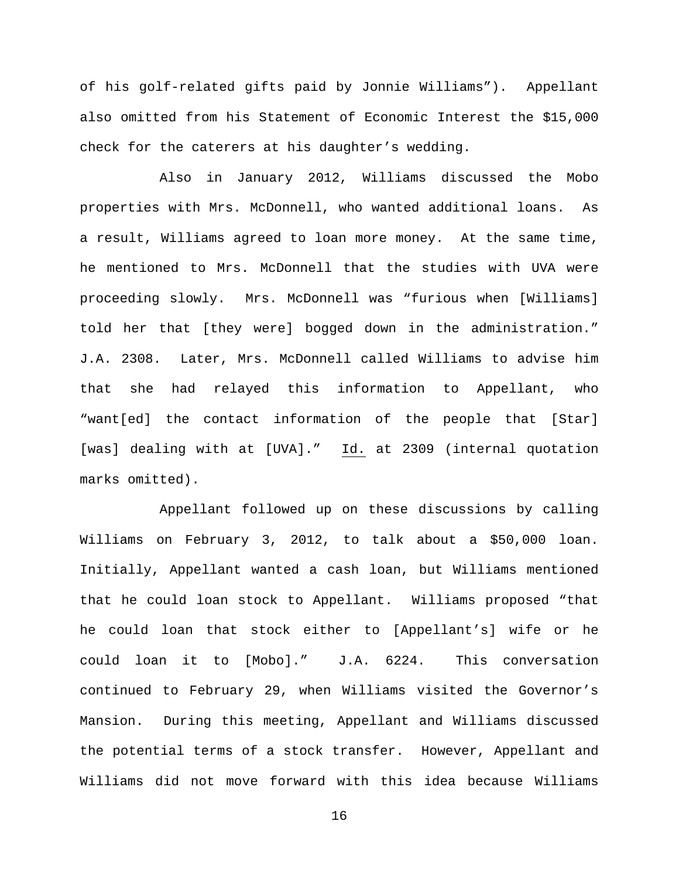of his golf-related gifts paid by Jonnie Williams"). Appellant also omitted from his Statement of Economic Interest the $15,000 check for the caterers at his daughter's wedding.

Also in January 2012, Williams discussed the Mobo properties with Mrs. McDonnell, who wanted additional loans. As a result, Williams agreed to loan more money. At the same time, he mentioned to Mrs. McDonnell that the studies with UVA were proceeding slowly. Mrs. McDonnell was "furious when [Williams] told her that [they were] bogged down in the administration." J.A. 2308. Later, Mrs. McDonnell called Williams to advise him that she had relayed this information to Appellant, who "want[ed] the contact information of the people that [Star] [was] dealing with at [UVA]." Id. at 2309 (internal quotation marks omitted).

Appellant followed up on these discussions by calling Williams on February 3, 2012, to talk about a $50,000 loan. Initially, Appellant wanted a cash loan, but Williams mentioned that he could loan stock to Appellant. Williams proposed "that he could loan that stock either to [Appellant's] wife or he could loan it to [Mobo]." J.A. 6224. This conversation continued to February 29, when Williams visited the Governor's Mansion. During this meeting, Appellant and Williams discussed the potential terms of a stock transfer. However, Appellant and Williams did not move forward with this idea because Williams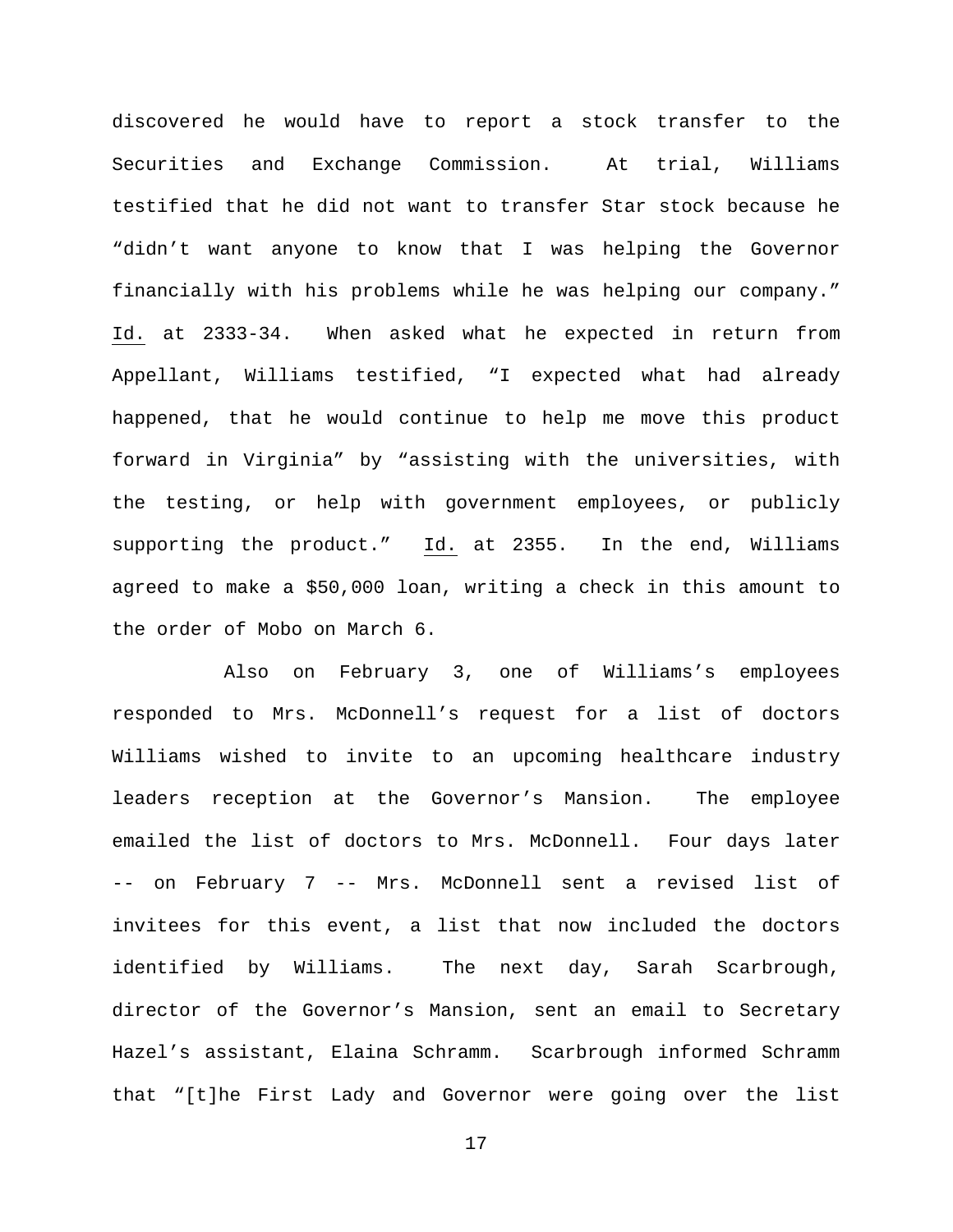discovered he would have to report a stock transfer to the Securities and Exchange Commission. At trial, Williams testified that he did not want to transfer Star stock because he "didn't want anyone to know that I was helping the Governor financially with his problems while he was helping our company." Id. at 2333-34. When asked what he expected in return from Appellant, Williams testified, "I expected what had already happened, that he would continue to help me move this product forward in Virginia" by "assisting with the universities, with the testing, or help with government employees, or publicly supporting the product." Id. at 2355. In the end, Williams agreed to make a $50,000 loan, writing a check in this amount to the order of Mobo on March 6.

Also on February 3, one of Williams's employees responded to Mrs. McDonnell's request for a list of doctors Williams wished to invite to an upcoming healthcare industry leaders reception at the Governor's Mansion. The employee emailed the list of doctors to Mrs. McDonnell. Four days later -- on February 7 -- Mrs. McDonnell sent a revised list of invitees for this event, a list that now included the doctors identified by Williams. The next day, Sarah Scarbrough, director of the Governor's Mansion, sent an email to Secretary Hazel's assistant, Elaina Schramm. Scarbrough informed Schramm that "[t]he First Lady and Governor were going over the list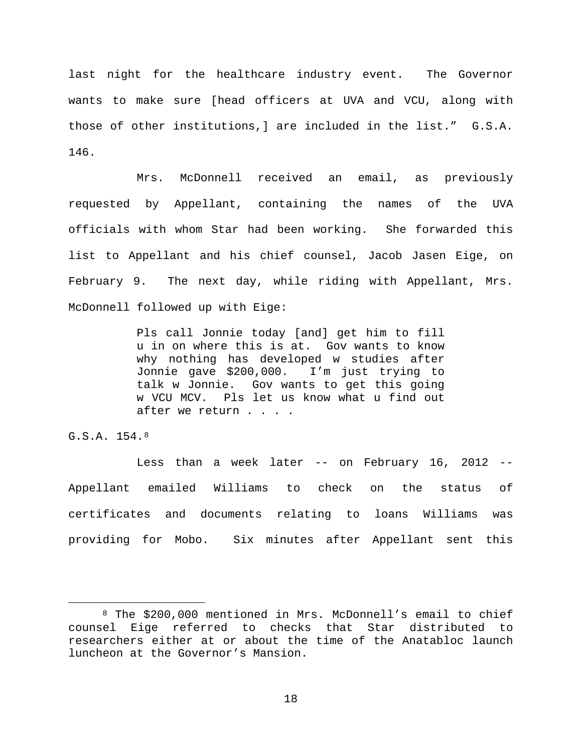last night for the healthcare industry event. The Governor wants to make sure [head officers at UVA and VCU, along with those of other institutions,] are included in the list." G.S.A. 146.

Mrs. McDonnell received an email, as previously requested by Appellant, containing the names of the UVA officials with whom Star had been working. She forwarded this list to Appellant and his chief counsel, Jacob Jasen Eige, on February 9. The next day, while riding with Appellant, Mrs. McDonnell followed up with Eige:

> Pls call Jonnie today [and] get him to fill u in on where this is at. Gov wants to know why nothing has developed w studies after Jonnie gave $200,000. I'm just trying to talk w Jonnie. Gov wants to get this going w VCU MCV. Pls let us know what u find out after we return . . . .

G.S.A. 154.[8]

Less than a week later -- on February 16, 2012 -- Appellant emailed Williams to check on the status of certificates and documents relating to loans Williams was providing for Mobo. Six minutes after Appellant sent this

[8] The $200,000 mentioned in Mrs. McDonnell's email to chief counsel Eige referred to checks that Star distributed to researchers either at or about the time of the Anatabloc launch luncheon at the Governor's Mansion.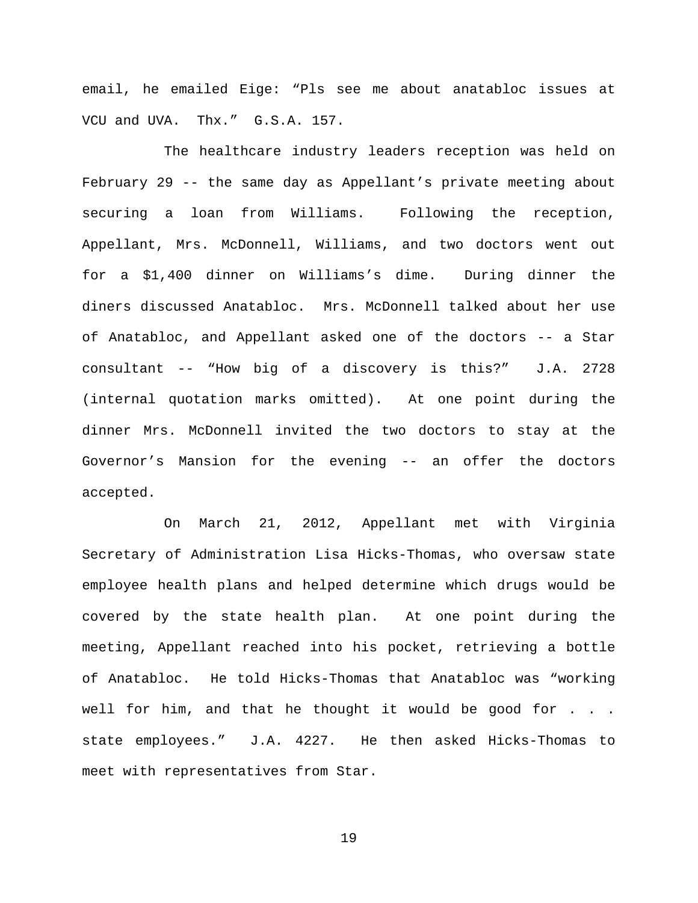email, he emailed Eige: “Pls see me about anatabloc issues at VCU and UVA. Thx.” G.S.A. 157.

The healthcare industry leaders reception was held on February 29 -- the same day as Appellant’s private meeting about securing a loan from Williams. Following the reception, Appellant, Mrs. McDonnell, Williams, and two doctors went out for a $1,400 dinner on Williams’s dime. During dinner the diners discussed Anatabloc. Mrs. McDonnell talked about her use of Anatabloc, and Appellant asked one of the doctors -- a Star consultant -- “How big of a discovery is this?” J.A. 2728 (internal quotation marks omitted). At one point during the dinner Mrs. McDonnell invited the two doctors to stay at the Governor’s Mansion for the evening -- an offer the doctors accepted.

On March 21, 2012, Appellant met with Virginia Secretary of Administration Lisa Hicks-Thomas, who oversaw state employee health plans and helped determine which drugs would be covered by the state health plan. At one point during the meeting, Appellant reached into his pocket, retrieving a bottle of Anatabloc. He told Hicks-Thomas that Anatabloc was “working well for him, and that he thought it would be good for . . . state employees.” J.A. 4227. He then asked Hicks-Thomas to meet with representatives from Star.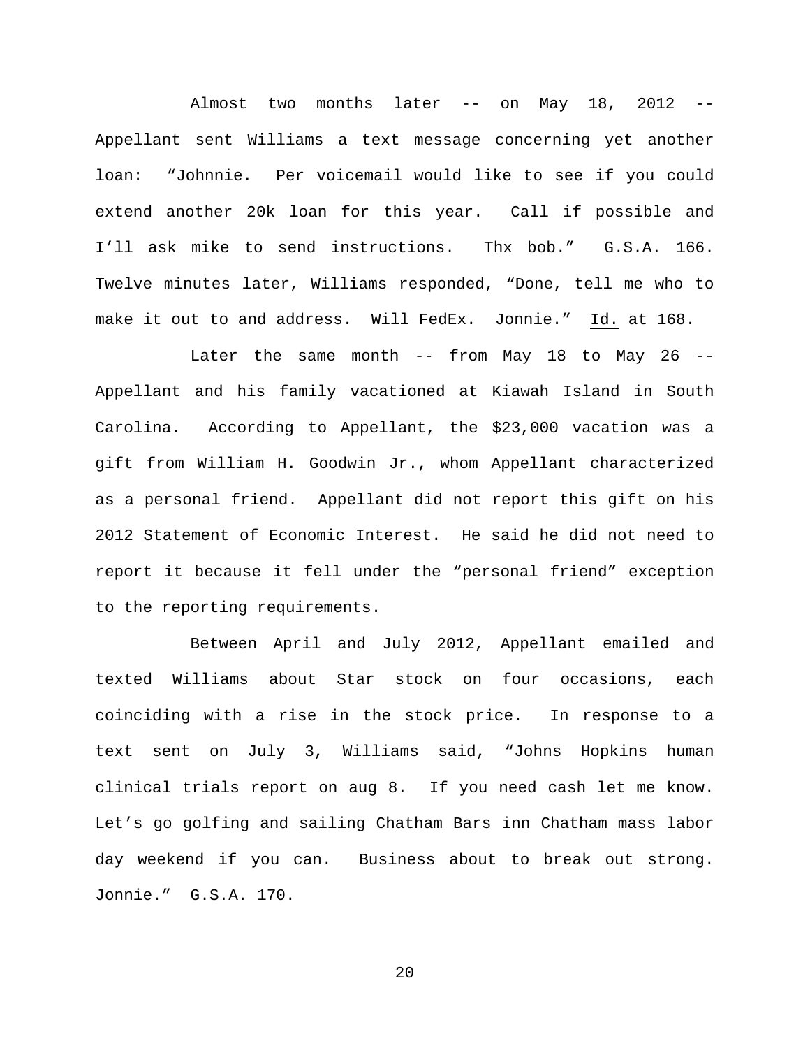Almost two months later -- on May 18, 2012 -- Appellant sent Williams a text message concerning yet another loan: "Johnnie. Per voicemail would like to see if you could extend another 20k loan for this year. Call if possible and I'll ask mike to send instructions. Thx bob." G.S.A. 166. Twelve minutes later, Williams responded, "Done, tell me who to make it out to and address. Will FedEx. Jonnie." Id. at 168.

Later the same month -- from May 18 to May 26 -- Appellant and his family vacationed at Kiawah Island in South Carolina. According to Appellant, the $23,000 vacation was a gift from William H. Goodwin Jr., whom Appellant characterized as a personal friend. Appellant did not report this gift on his 2012 Statement of Economic Interest. He said he did not need to report it because it fell under the "personal friend" exception to the reporting requirements.

Between April and July 2012, Appellant emailed and texted Williams about Star stock on four occasions, each coinciding with a rise in the stock price. In response to a text sent on July 3, Williams said, "Johns Hopkins human clinical trials report on aug 8. If you need cash let me know. Let's go golfing and sailing Chatham Bars inn Chatham mass labor day weekend if you can. Business about to break out strong. Jonnie." G.S.A. 170.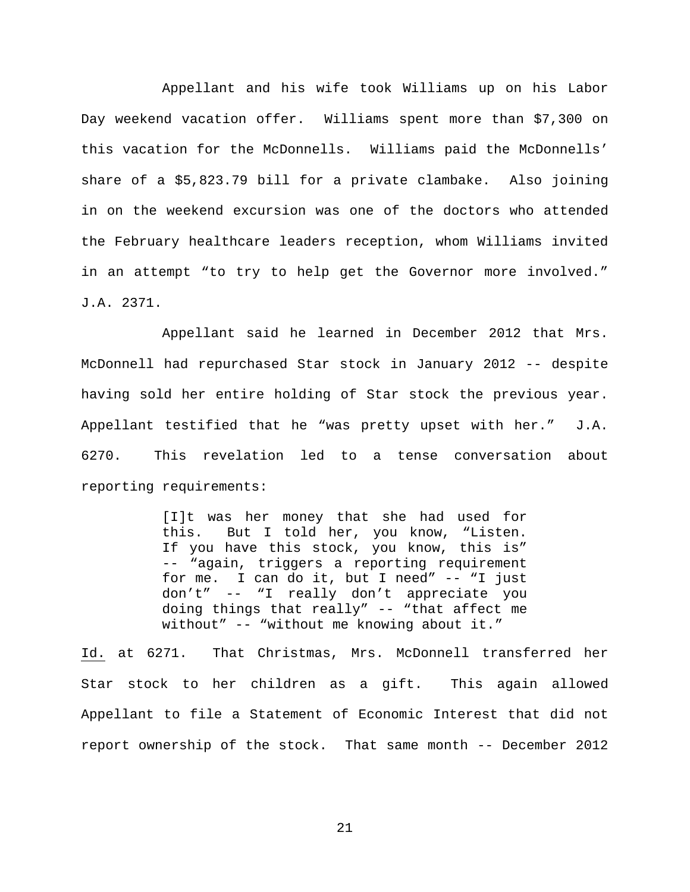Appellant and his wife took Williams up on his Labor Day weekend vacation offer. Williams spent more than $7,300 on this vacation for the McDonnells. Williams paid the McDonnells' share of a $5,823.79 bill for a private clambake. Also joining in on the weekend excursion was one of the doctors who attended the February healthcare leaders reception, whom Williams invited in an attempt "to try to help get the Governor more involved." J.A. 2371.

Appellant said he learned in December 2012 that Mrs. McDonnell had repurchased Star stock in January 2012 -- despite having sold her entire holding of Star stock the previous year. Appellant testified that he "was pretty upset with her." J.A. 6270. This revelation led to a tense conversation about reporting requirements:

> [I]t was her money that she had used for this. But I told her, you know, "Listen. If you have this stock, you know, this is" -- "again, triggers a reporting requirement for me. I can do it, but I need" -- "I just don't" -- "I really don't appreciate you doing things that really" -- "that affect me without" -- "without me knowing about it."

Id. at 6271. That Christmas, Mrs. McDonnell transferred her Star stock to her children as a gift. This again allowed Appellant to file a Statement of Economic Interest that did not report ownership of the stock. That same month -- December 2012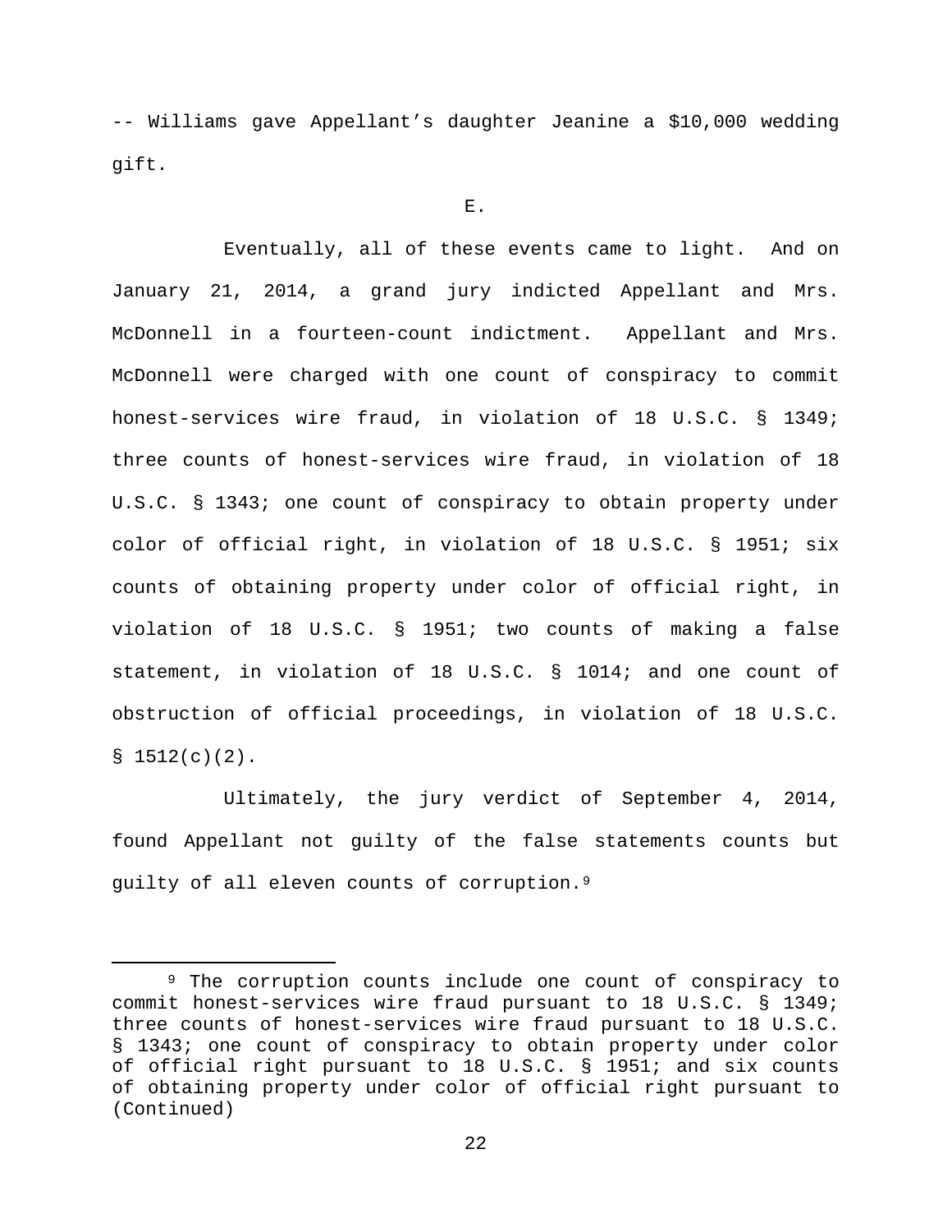-- Williams gave Appellant's daughter Jeanine a $10,000 wedding gift.

E.

Eventually, all of these events came to light. And on January 21, 2014, a grand jury indicted Appellant and Mrs. McDonnell in a fourteen-count indictment. Appellant and Mrs. McDonnell were charged with one count of conspiracy to commit honest-services wire fraud, in violation of 18 U.S.C. § 1349; three counts of honest-services wire fraud, in violation of 18 U.S.C. § 1343; one count of conspiracy to obtain property under color of official right, in violation of 18 U.S.C. § 1951; six counts of obtaining property under color of official right, in violation of 18 U.S.C. § 1951; two counts of making a false statement, in violation of 18 U.S.C. § 1014; and one count of obstruction of official proceedings, in violation of 18 U.S.C. § 1512(c)(2).

Ultimately, the jury verdict of September 4, 2014, found Appellant not guilty of the false statements counts but guilty of all eleven counts of corruption.[9]

---

[9] The corruption counts include one count of conspiracy to commit honest-services wire fraud pursuant to 18 U.S.C. § 1349; three counts of honest-services wire fraud pursuant to 18 U.S.C. § 1343; one count of conspiracy to obtain property under color of official right pursuant to 18 U.S.C. § 1951; and six counts of obtaining property under color of official right pursuant to (Continued)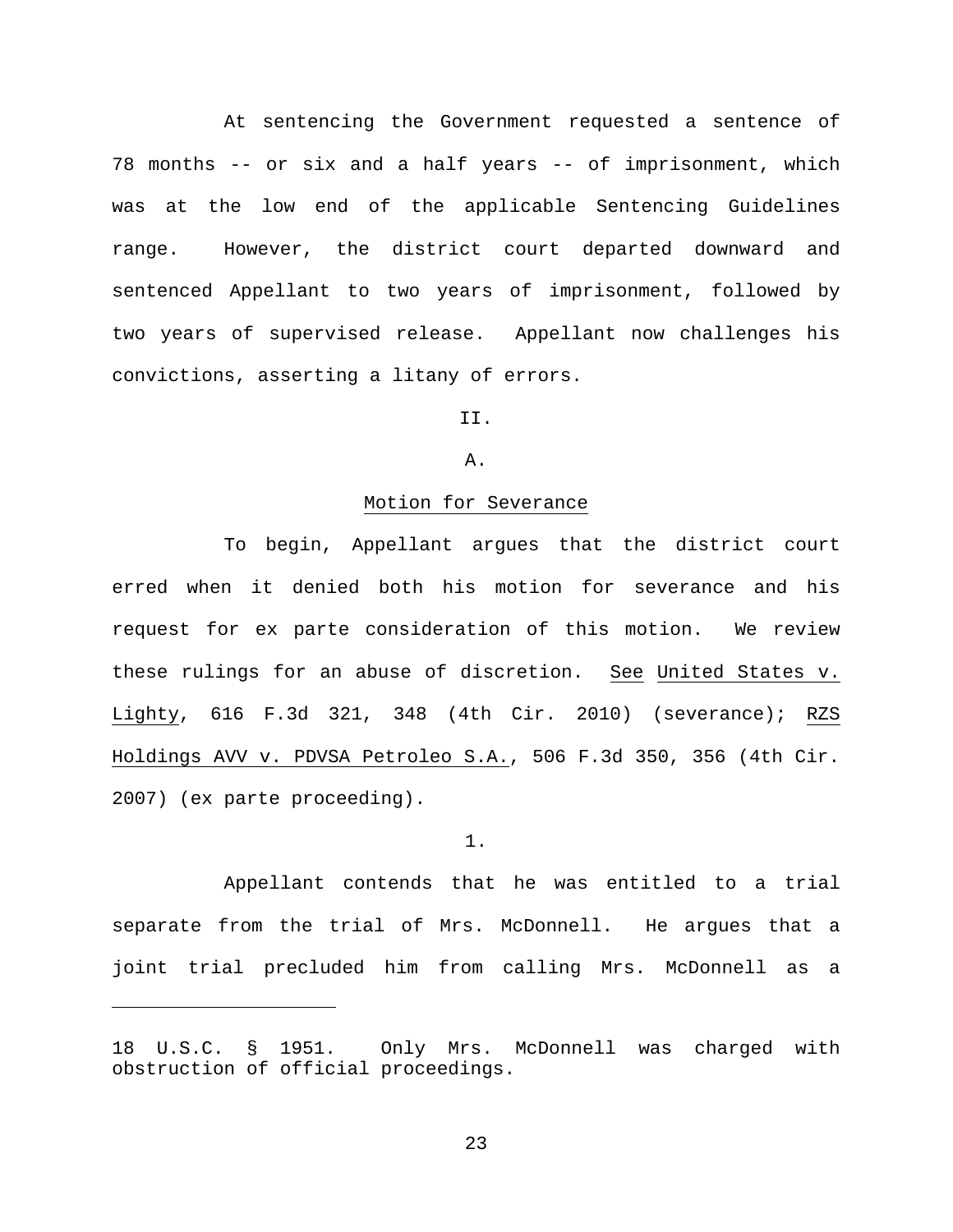At sentencing the Government requested a sentence of 78 months -- or six and a half years -- of imprisonment, which was at the low end of the applicable Sentencing Guidelines range. However, the district court departed downward and sentenced Appellant to two years of imprisonment, followed by two years of supervised release. Appellant now challenges his convictions, asserting a litany of errors.

II.

A.

Motion for Severance

To begin, Appellant argues that the district court erred when it denied both his motion for severance and his request for ex parte consideration of this motion. We review these rulings for an abuse of discretion. See United States v. Lighty, 616 F.3d 321, 348 (4th Cir. 2010) (severance); RZS Holdings AVV v. PDVSA Petroleo S.A., 506 F.3d 350, 356 (4th Cir. 2007) (ex parte proceeding).

1.

Appellant contends that he was entitled to a trial separate from the trial of Mrs. McDonnell. He argues that a joint trial precluded him from calling Mrs. McDonnell as a

---

18 U.S.C. § 1951. Only Mrs. McDonnell was charged with obstruction of official proceedings.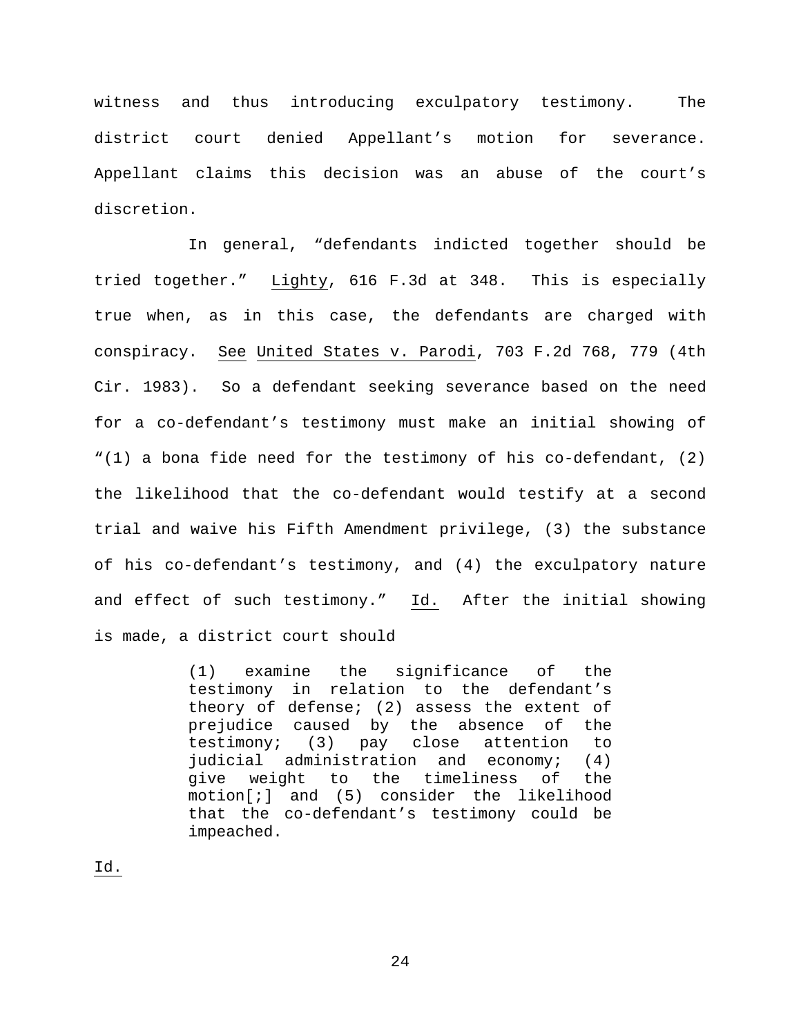witness and thus introducing exculpatory testimony. The district court denied Appellant's motion for severance. Appellant claims this decision was an abuse of the court's discretion.

In general, "defendants indicted together should be tried together." Lighty, 616 F.3d at 348. This is especially true when, as in this case, the defendants are charged with conspiracy. See United States v. Parodi, 703 F.2d 768, 779 (4th Cir. 1983). So a defendant seeking severance based on the need for a co-defendant's testimony must make an initial showing of "(1) a bona fide need for the testimony of his co-defendant, (2) the likelihood that the co-defendant would testify at a second trial and waive his Fifth Amendment privilege, (3) the substance of his co-defendant's testimony, and (4) the exculpatory nature and effect of such testimony." Id. After the initial showing is made, a district court should

> (1) examine the significance of the testimony in relation to the defendant's theory of defense; (2) assess the extent of prejudice caused by the absence of the testimony; (3) pay close attention to judicial administration and economy; (4) give weight to the timeliness of the motion[;] and (5) consider the likelihood that the co-defendant's testimony could be impeached.

Id.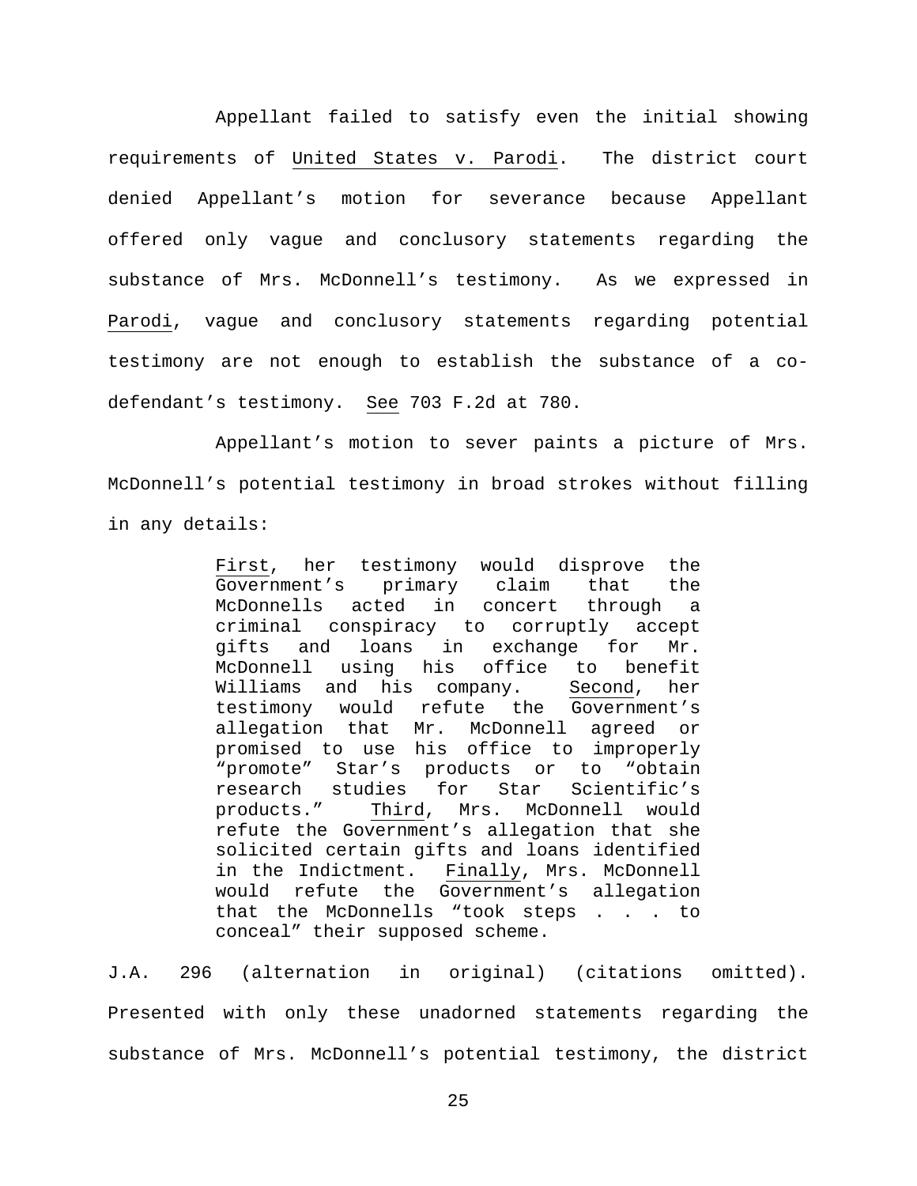Appellant failed to satisfy even the initial showing requirements of United States v. Parodi. The district court denied Appellant's motion for severance because Appellant offered only vague and conclusory statements regarding the substance of Mrs. McDonnell's testimony. As we expressed in Parodi, vague and conclusory statements regarding potential testimony are not enough to establish the substance of a co-defendant's testimony. See 703 F.2d at 780.

Appellant's motion to sever paints a picture of Mrs. McDonnell's potential testimony in broad strokes without filling in any details:

> First, her testimony would disprove the Government's primary claim that the McDonnells acted in concert through a criminal conspiracy to corruptly accept gifts and loans in exchange for Mr. McDonnell using his office to benefit Williams and his company. Second, her testimony would refute the Government's allegation that Mr. McDonnell agreed or promised to use his office to improperly "promote" Star's products or to "obtain research studies for Star Scientific's products." Third, Mrs. McDonnell would refute the Government's allegation that she solicited certain gifts and loans identified in the Indictment. Finally, Mrs. McDonnell would refute the Government's allegation that the McDonnells "took steps . . . to conceal" their supposed scheme.

J.A. 296 (alternation in original) (citations omitted). Presented with only these unadorned statements regarding the substance of Mrs. McDonnell's potential testimony, the district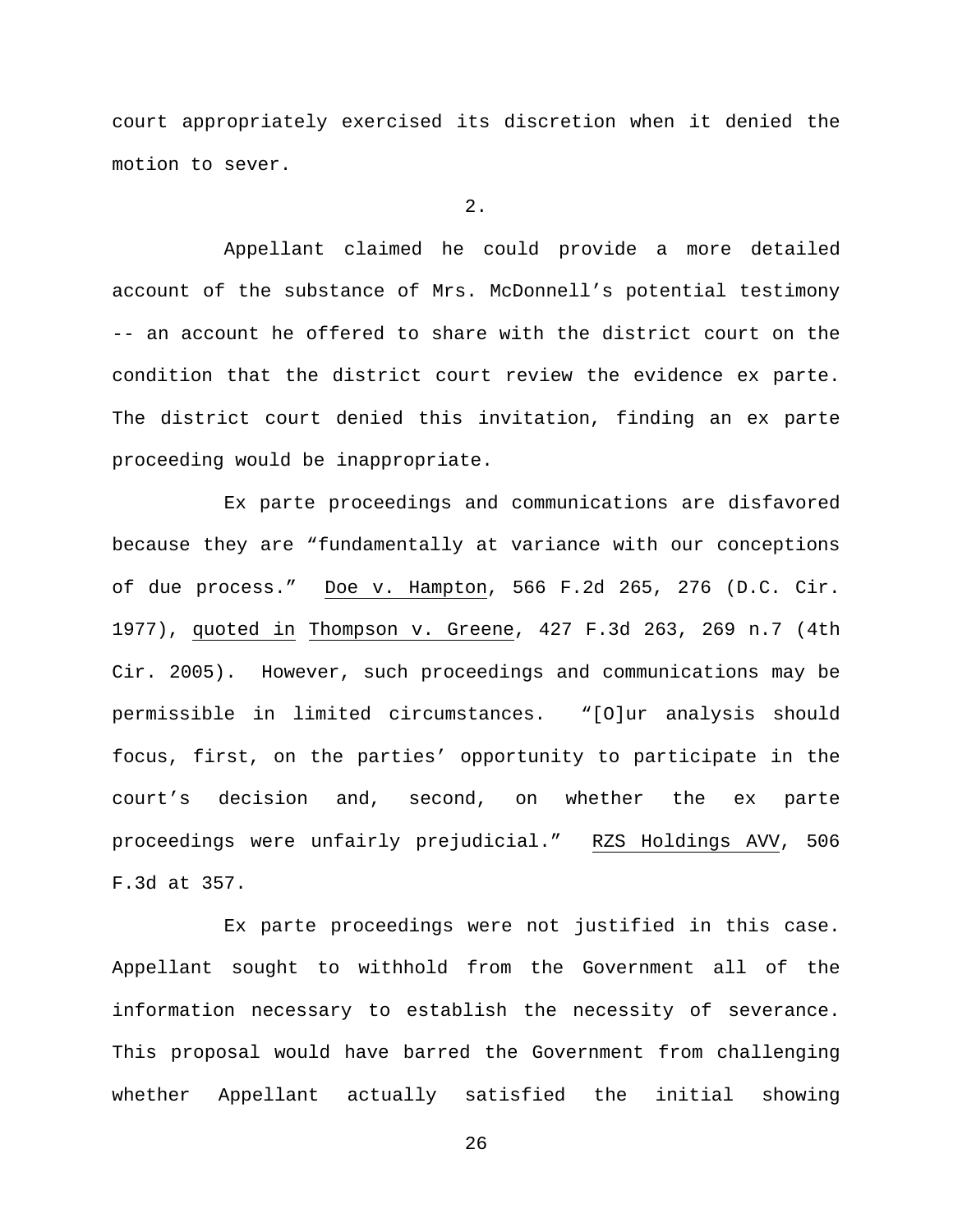court appropriately exercised its discretion when it denied the motion to sever.

2.

Appellant claimed he could provide a more detailed account of the substance of Mrs. McDonnell's potential testimony -- an account he offered to share with the district court on the condition that the district court review the evidence ex parte. The district court denied this invitation, finding an ex parte proceeding would be inappropriate.

Ex parte proceedings and communications are disfavored because they are "fundamentally at variance with our conceptions of due process." Doe v. Hampton, 566 F.2d 265, 276 (D.C. Cir. 1977), quoted in Thompson v. Greene, 427 F.3d 263, 269 n.7 (4th Cir. 2005). However, such proceedings and communications may be permissible in limited circumstances. "[O]ur analysis should focus, first, on the parties' opportunity to participate in the court's decision and, second, on whether the ex parte proceedings were unfairly prejudicial." RZS Holdings AVV, 506 F.3d at 357.

Ex parte proceedings were not justified in this case. Appellant sought to withhold from the Government all of the information necessary to establish the necessity of severance. This proposal would have barred the Government from challenging whether Appellant actually satisfied the initial showing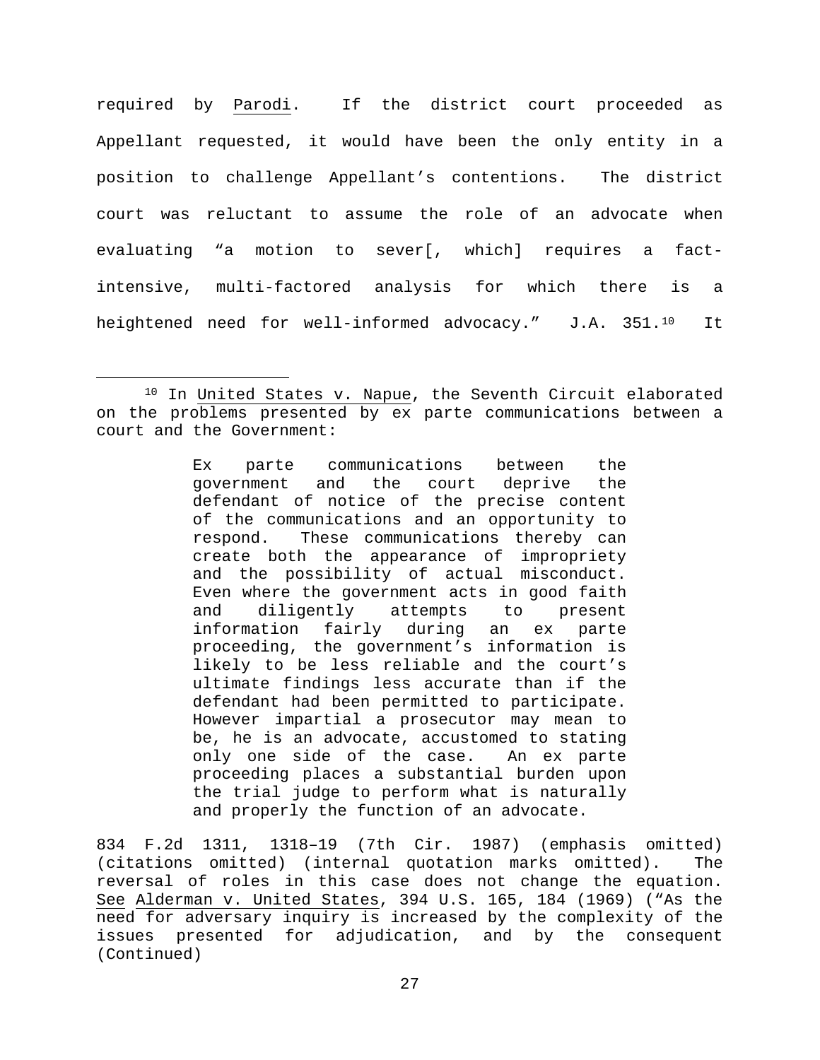required by Parodi. If the district court proceeded as Appellant requested, it would have been the only entity in a position to challenge Appellant's contentions. The district court was reluctant to assume the role of an advocate when evaluating "a motion to sever[, which] requires a fact-intensive, multi-factored analysis for which there is a heightened need for well-informed advocacy." J.A. 351.[10] It

---

[10] In United States v. Napue, the Seventh Circuit elaborated on the problems presented by ex parte communications between a court and the Government:

> Ex parte communications between the government and the court deprive the defendant of notice of the precise content of the communications and an opportunity to respond. These communications thereby can create both the appearance of impropriety and the possibility of actual misconduct. Even where the government acts in good faith and diligently attempts to present information fairly during an ex parte proceeding, the government's information is likely to be less reliable and the court's ultimate findings less accurate than if the defendant had been permitted to participate. However impartial a prosecutor may mean to be, he is an advocate, accustomed to stating only one side of the case. An ex parte proceeding places a substantial burden upon the trial judge to perform what is naturally and properly the function of an advocate.

834 F.2d 1311, 1318–19 (7th Cir. 1987) (emphasis omitted) (citations omitted) (internal quotation marks omitted). The reversal of roles in this case does not change the equation. See Alderman v. United States, 394 U.S. 165, 184 (1969) ("As the need for adversary inquiry is increased by the complexity of the issues presented for adjudication, and by the consequent
(Continued)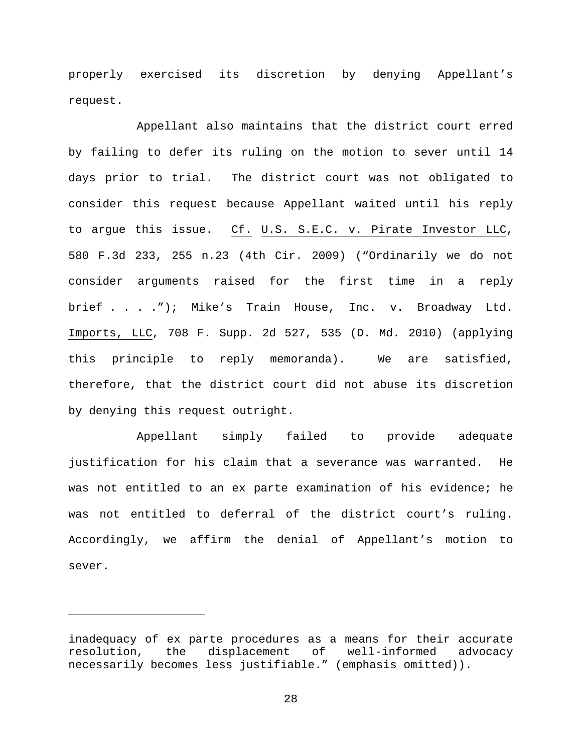properly exercised its discretion by denying Appellant's request.

Appellant also maintains that the district court erred by failing to defer its ruling on the motion to sever until 14 days prior to trial. The district court was not obligated to consider this request because Appellant waited until his reply to argue this issue. Cf. U.S. S.E.C. v. Pirate Investor LLC, 580 F.3d 233, 255 n.23 (4th Cir. 2009) ("Ordinarily we do not consider arguments raised for the first time in a reply brief . . . ."); Mike's Train House, Inc. v. Broadway Ltd. Imports, LLC, 708 F. Supp. 2d 527, 535 (D. Md. 2010) (applying this principle to reply memoranda). We are satisfied, therefore, that the district court did not abuse its discretion by denying this request outright.

Appellant simply failed to provide adequate justification for his claim that a severance was warranted. He was not entitled to an ex parte examination of his evidence; he was not entitled to deferral of the district court's ruling. Accordingly, we affirm the denial of Appellant's motion to sever.

---

inadequacy of ex parte procedures as a means for their accurate resolution, the displacement of well-informed advocacy necessarily becomes less justifiable." (emphasis omitted)).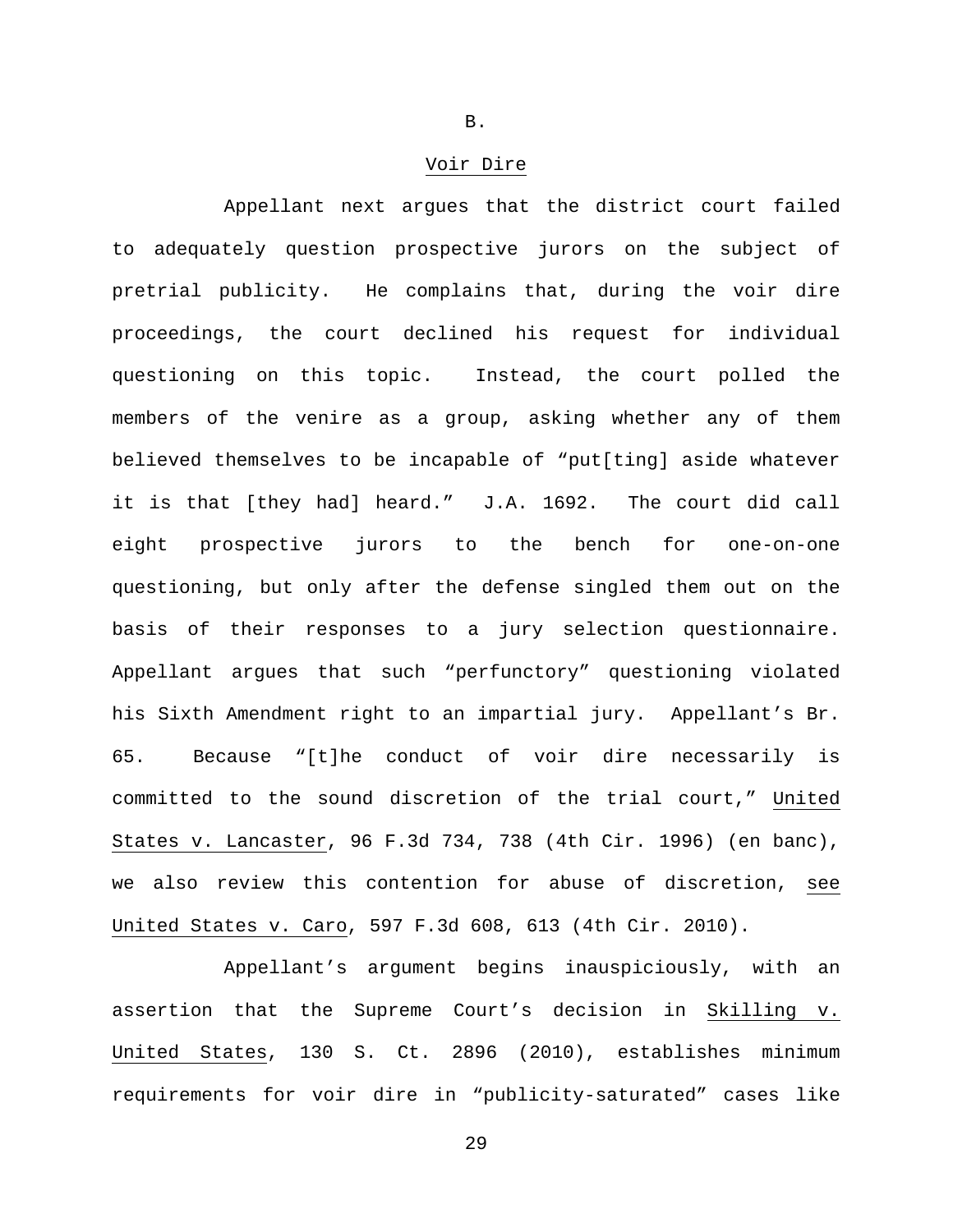B.

Voir Dire

Appellant next argues that the district court failed to adequately question prospective jurors on the subject of pretrial publicity. He complains that, during the voir dire proceedings, the court declined his request for individual questioning on this topic. Instead, the court polled the members of the venire as a group, asking whether any of them believed themselves to be incapable of "put[ting] aside whatever it is that [they had] heard." J.A. 1692. The court did call eight prospective jurors to the bench for one-on-one questioning, but only after the defense singled them out on the basis of their responses to a jury selection questionnaire. Appellant argues that such "perfunctory" questioning violated his Sixth Amendment right to an impartial jury. Appellant's Br. 65. Because "[t]he conduct of voir dire necessarily is committed to the sound discretion of the trial court," United States v. Lancaster, 96 F.3d 734, 738 (4th Cir. 1996) (en banc), we also review this contention for abuse of discretion, see United States v. Caro, 597 F.3d 608, 613 (4th Cir. 2010).

Appellant's argument begins inauspiciously, with an assertion that the Supreme Court's decision in Skilling v. United States, 130 S. Ct. 2896 (2010), establishes minimum requirements for voir dire in "publicity-saturated" cases like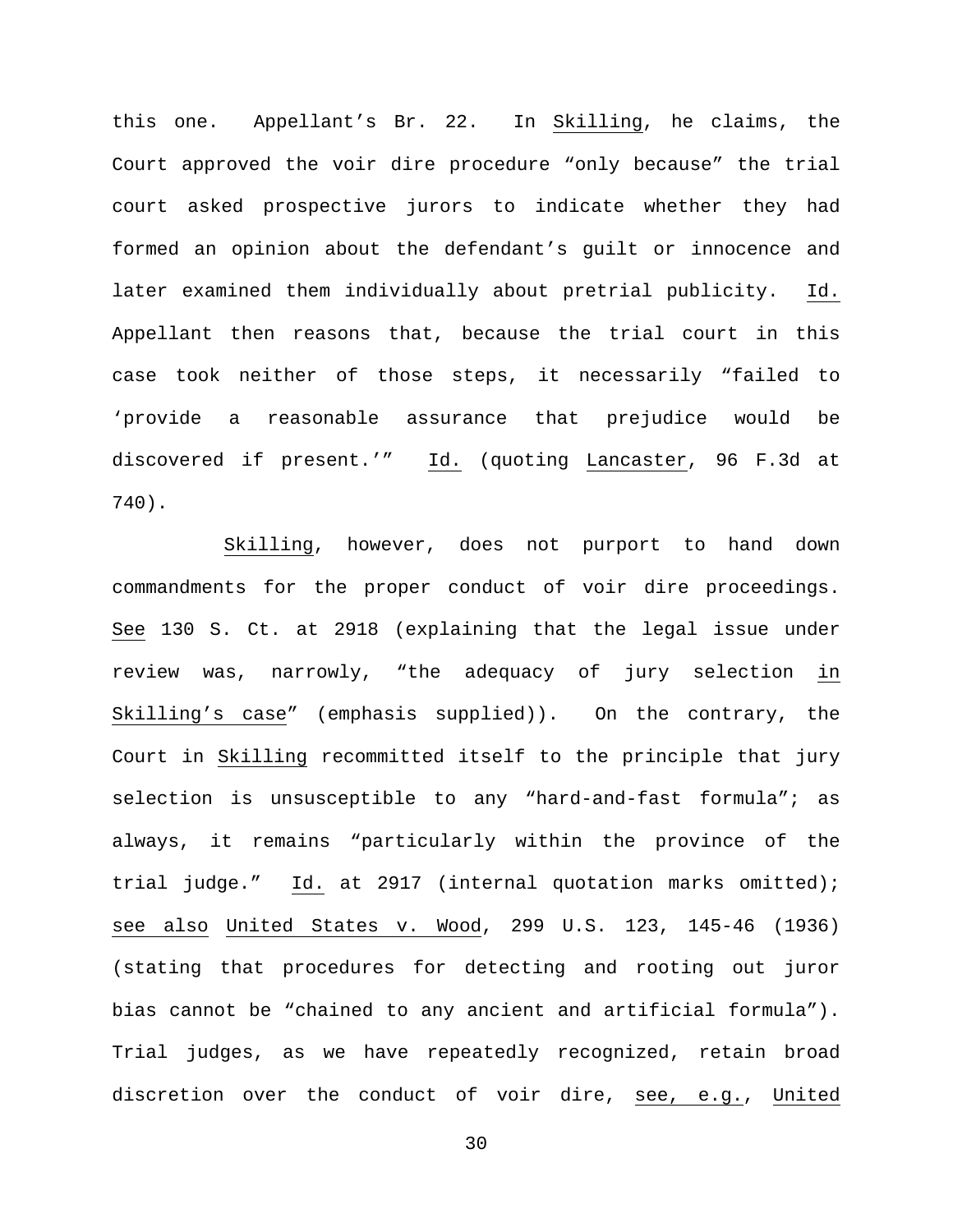this one. Appellant's Br. 22. In Skilling, he claims, the Court approved the voir dire procedure "only because" the trial court asked prospective jurors to indicate whether they had formed an opinion about the defendant's guilt or innocence and later examined them individually about pretrial publicity. Id. Appellant then reasons that, because the trial court in this case took neither of those steps, it necessarily "failed to 'provide a reasonable assurance that prejudice would be discovered if present.'" Id. (quoting Lancaster, 96 F.3d at 740).

Skilling, however, does not purport to hand down commandments for the proper conduct of voir dire proceedings. See 130 S. Ct. at 2918 (explaining that the legal issue under review was, narrowly, "the adequacy of jury selection in Skilling's case" (emphasis supplied)). On the contrary, the Court in Skilling recommitted itself to the principle that jury selection is unsusceptible to any "hard-and-fast formula"; as always, it remains "particularly within the province of the trial judge." Id. at 2917 (internal quotation marks omitted); see also United States v. Wood, 299 U.S. 123, 145-46 (1936) (stating that procedures for detecting and rooting out juror bias cannot be "chained to any ancient and artificial formula"). Trial judges, as we have repeatedly recognized, retain broad discretion over the conduct of voir dire, see, e.g., United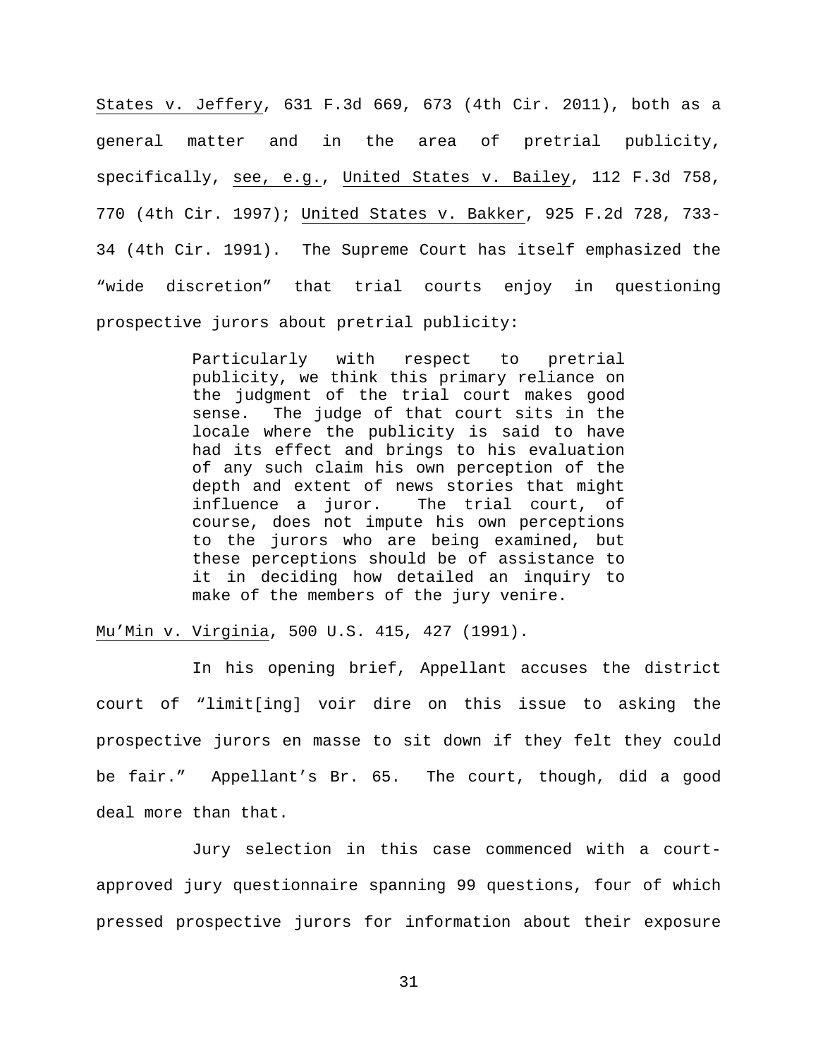States v. Jeffery, 631 F.3d 669, 673 (4th Cir. 2011), both as a general matter and in the area of pretrial publicity, specifically, see, e.g., United States v. Bailey, 112 F.3d 758, 770 (4th Cir. 1997); United States v. Bakker, 925 F.2d 728, 733-34 (4th Cir. 1991). The Supreme Court has itself emphasized the "wide discretion" that trial courts enjoy in questioning prospective jurors about pretrial publicity:

> Particularly with respect to pretrial publicity, we think this primary reliance on the judgment of the trial court makes good sense. The judge of that court sits in the locale where the publicity is said to have had its effect and brings to his evaluation of any such claim his own perception of the depth and extent of news stories that might influence a juror. The trial court, of course, does not impute his own perceptions to the jurors who are being examined, but these perceptions should be of assistance to it in deciding how detailed an inquiry to make of the members of the jury venire.

Mu'Min v. Virginia, 500 U.S. 415, 427 (1991).

In his opening brief, Appellant accuses the district court of "limit[ing] voir dire on this issue to asking the prospective jurors en masse to sit down if they felt they could be fair." Appellant's Br. 65. The court, though, did a good deal more than that.

Jury selection in this case commenced with a court-approved jury questionnaire spanning 99 questions, four of which pressed prospective jurors for information about their exposure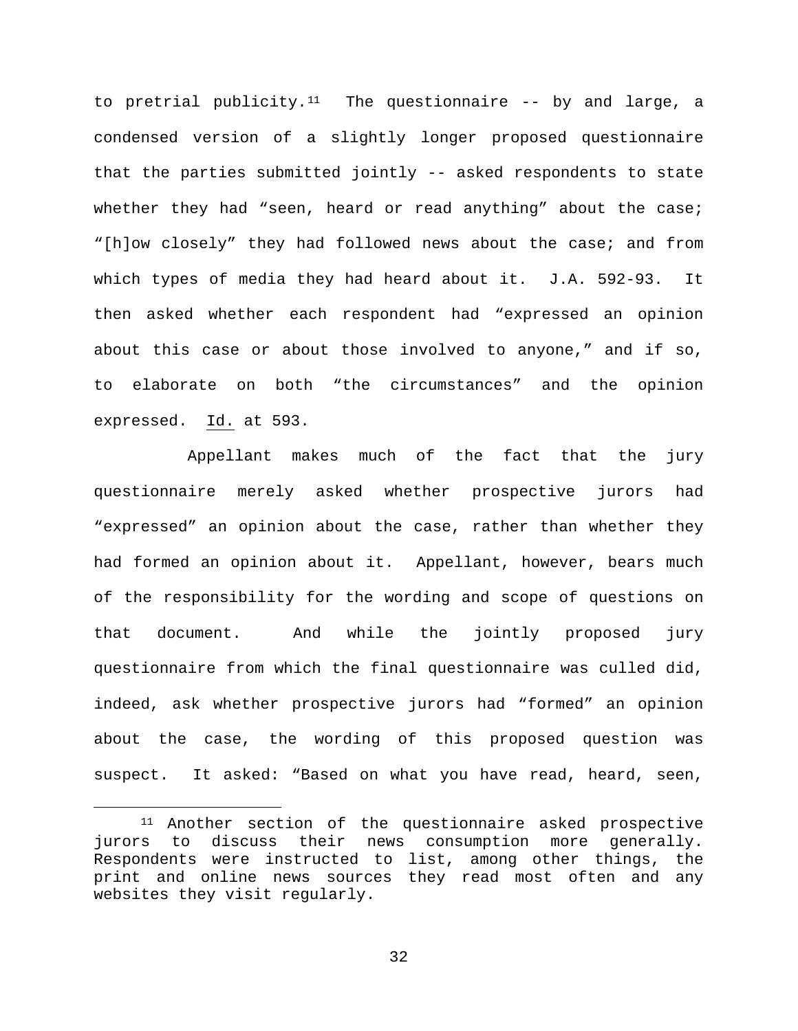to pretrial publicity.[11] The questionnaire -- by and large, a condensed version of a slightly longer proposed questionnaire that the parties submitted jointly -- asked respondents to state whether they had "seen, heard or read anything" about the case; "[h]ow closely" they had followed news about the case; and from which types of media they had heard about it. J.A. 592-93. It then asked whether each respondent had "expressed an opinion about this case or about those involved to anyone," and if so, to elaborate on both "the circumstances" and the opinion expressed. Id. at 593.

Appellant makes much of the fact that the jury questionnaire merely asked whether prospective jurors had "expressed" an opinion about the case, rather than whether they had formed an opinion about it. Appellant, however, bears much of the responsibility for the wording and scope of questions on that document. And while the jointly proposed jury questionnaire from which the final questionnaire was culled did, indeed, ask whether prospective jurors had "formed" an opinion about the case, the wording of this proposed question was suspect. It asked: "Based on what you have read, heard, seen,

---

[11] Another section of the questionnaire asked prospective jurors to discuss their news consumption more generally. Respondents were instructed to list, among other things, the print and online news sources they read most often and any websites they visit regularly.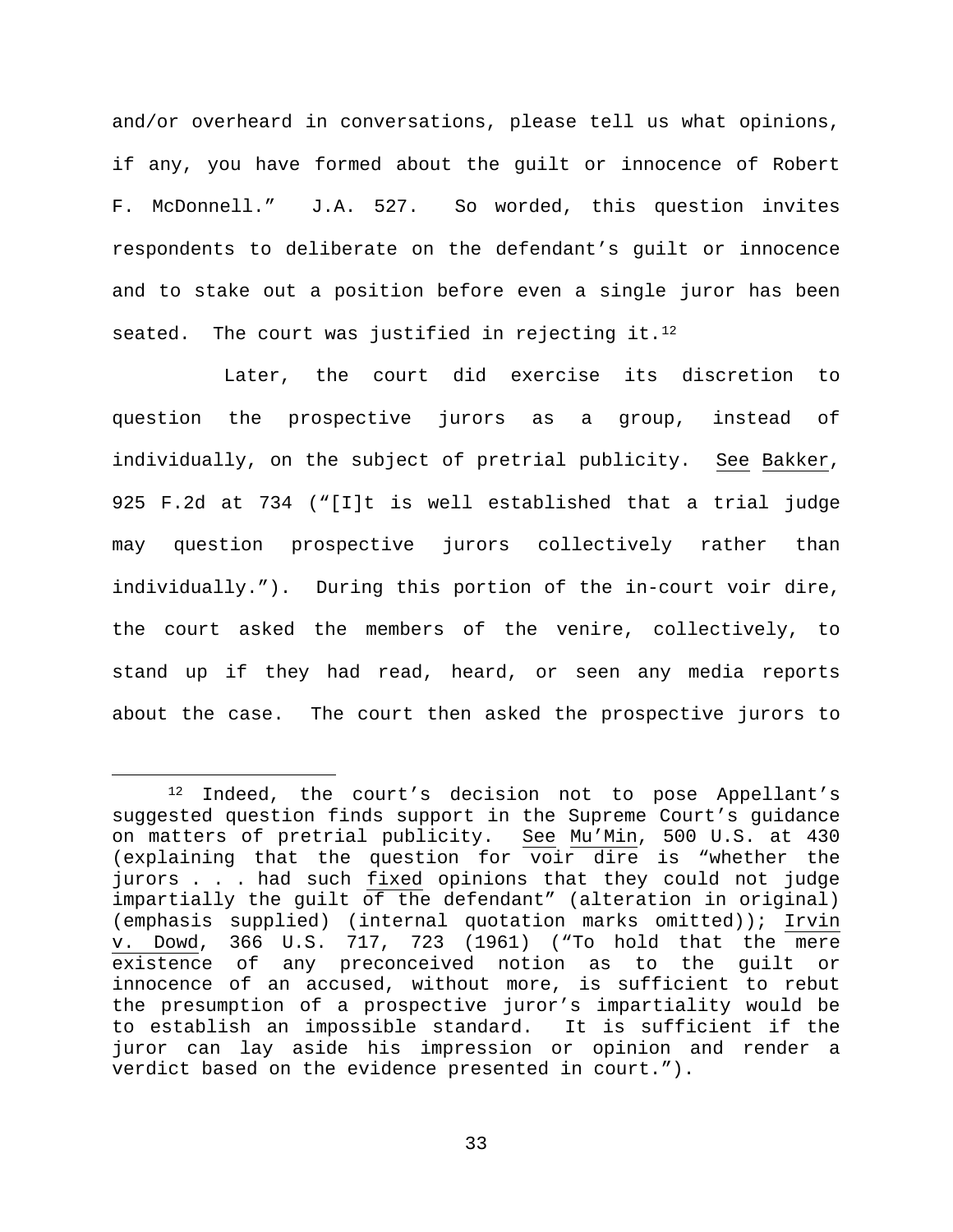and/or overheard in conversations, please tell us what opinions, if any, you have formed about the guilt or innocence of Robert F. McDonnell." J.A. 527. So worded, this question invites respondents to deliberate on the defendant's guilt or innocence and to stake out a position before even a single juror has been seated. The court was justified in rejecting it.[12]

Later, the court did exercise its discretion to question the prospective jurors as a group, instead of individually, on the subject of pretrial publicity. See Bakker, 925 F.2d at 734 ("[I]t is well established that a trial judge may question prospective jurors collectively rather than individually."). During this portion of the in-court voir dire, the court asked the members of the venire, collectively, to stand up if they had read, heard, or seen any media reports about the case. The court then asked the prospective jurors to

---

[12] Indeed, the court's decision not to pose Appellant's suggested question finds support in the Supreme Court's guidance on matters of pretrial publicity. See Mu'Min, 500 U.S. at 430 (explaining that the question for voir dire is "whether the jurors . . . had such fixed opinions that they could not judge impartially the guilt of the defendant" (alteration in original) (emphasis supplied) (internal quotation marks omitted)); Irvin v. Dowd, 366 U.S. 717, 723 (1961) ("To hold that the mere existence of any preconceived notion as to the guilt or innocence of an accused, without more, is sufficient to rebut the presumption of a prospective juror's impartiality would be to establish an impossible standard. It is sufficient if the juror can lay aside his impression or opinion and render a verdict based on the evidence presented in court.").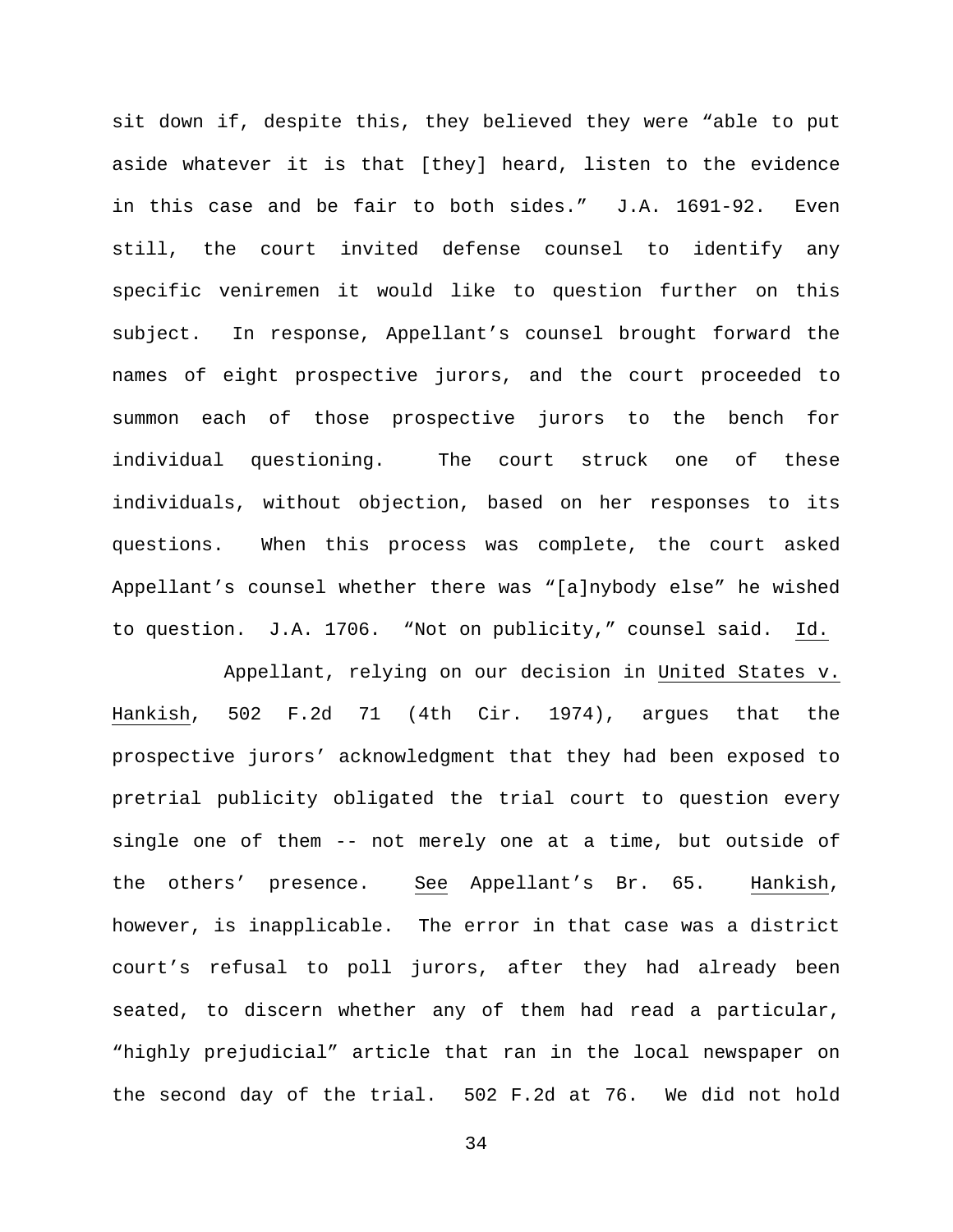sit down if, despite this, they believed they were "able to put aside whatever it is that [they] heard, listen to the evidence in this case and be fair to both sides." J.A. 1691-92. Even still, the court invited defense counsel to identify any specific veniremen it would like to question further on this subject. In response, Appellant's counsel brought forward the names of eight prospective jurors, and the court proceeded to summon each of those prospective jurors to the bench for individual questioning. The court struck one of these individuals, without objection, based on her responses to its questions. When this process was complete, the court asked Appellant's counsel whether there was "[a]nybody else" he wished to question. J.A. 1706. "Not on publicity," counsel said. Id.

Appellant, relying on our decision in United States v. Hankish, 502 F.2d 71 (4th Cir. 1974), argues that the prospective jurors' acknowledgment that they had been exposed to pretrial publicity obligated the trial court to question every single one of them -- not merely one at a time, but outside of the others' presence. See Appellant's Br. 65. Hankish, however, is inapplicable. The error in that case was a district court's refusal to poll jurors, after they had already been seated, to discern whether any of them had read a particular, "highly prejudicial" article that ran in the local newspaper on the second day of the trial. 502 F.2d at 76. We did not hold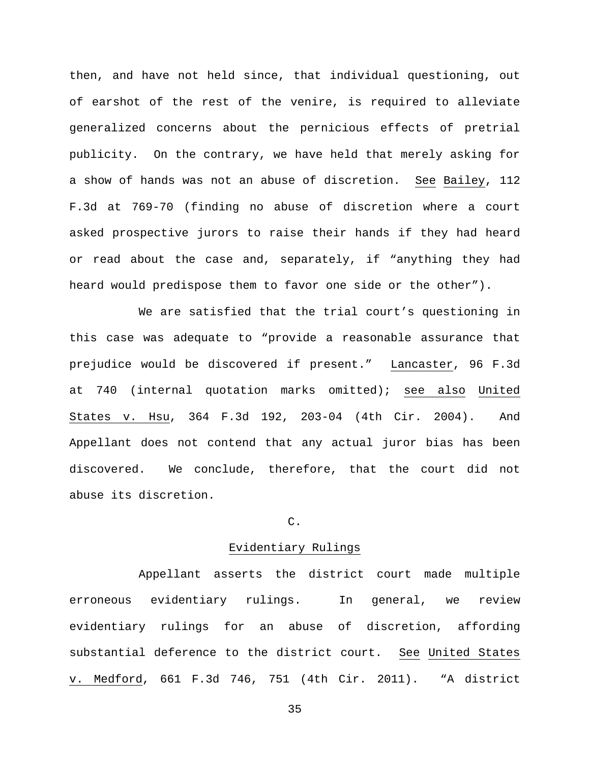then, and have not held since, that individual questioning, out of earshot of the rest of the venire, is required to alleviate generalized concerns about the pernicious effects of pretrial publicity. On the contrary, we have held that merely asking for a show of hands was not an abuse of discretion. See Bailey, 112 F.3d at 769-70 (finding no abuse of discretion where a court asked prospective jurors to raise their hands if they had heard or read about the case and, separately, if "anything they had heard would predispose them to favor one side or the other").

We are satisfied that the trial court's questioning in this case was adequate to "provide a reasonable assurance that prejudice would be discovered if present." Lancaster, 96 F.3d at 740 (internal quotation marks omitted); see also United States v. Hsu, 364 F.3d 192, 203-04 (4th Cir. 2004). And Appellant does not contend that any actual juror bias has been discovered. We conclude, therefore, that the court did not abuse its discretion.

### C.

### Evidentiary Rulings

Appellant asserts the district court made multiple erroneous evidentiary rulings. In general, we review evidentiary rulings for an abuse of discretion, affording substantial deference to the district court. See United States v. Medford, 661 F.3d 746, 751 (4th Cir. 2011). "A district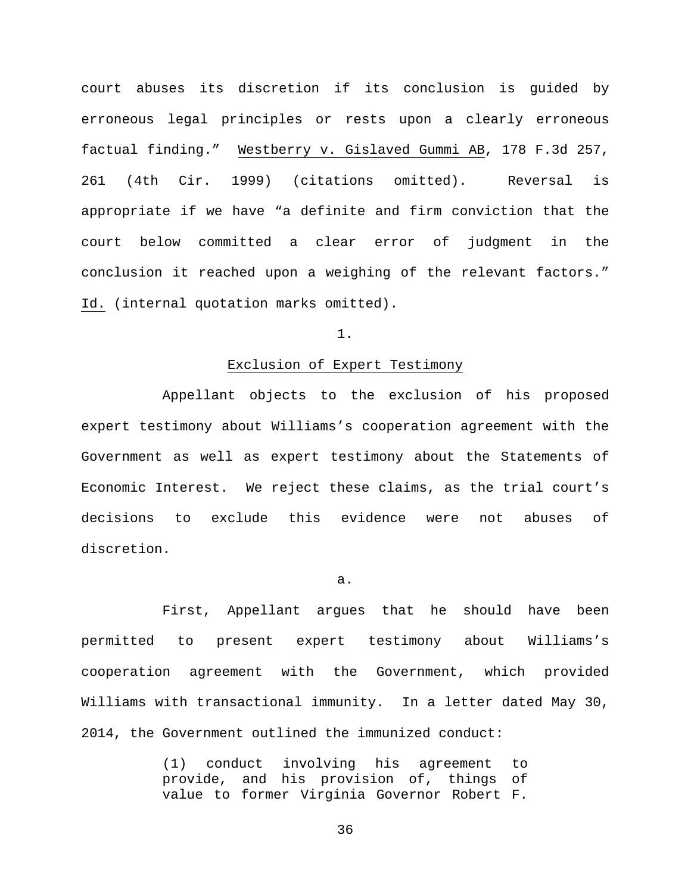court abuses its discretion if its conclusion is guided by erroneous legal principles or rests upon a clearly erroneous factual finding." Westberry v. Gislaved Gummi AB, 178 F.3d 257, 261 (4th Cir. 1999) (citations omitted). Reversal is appropriate if we have "a definite and firm conviction that the court below committed a clear error of judgment in the conclusion it reached upon a weighing of the relevant factors." Id. (internal quotation marks omitted).

1.

Exclusion of Expert Testimony

Appellant objects to the exclusion of his proposed expert testimony about Williams's cooperation agreement with the Government as well as expert testimony about the Statements of Economic Interest. We reject these claims, as the trial court's decisions to exclude this evidence were not abuses of discretion.

a.

First, Appellant argues that he should have been permitted to present expert testimony about Williams's cooperation agreement with the Government, which provided Williams with transactional immunity. In a letter dated May 30, 2014, the Government outlined the immunized conduct:

> (1) conduct involving his agreement to provide, and his provision of, things of value to former Virginia Governor Robert F.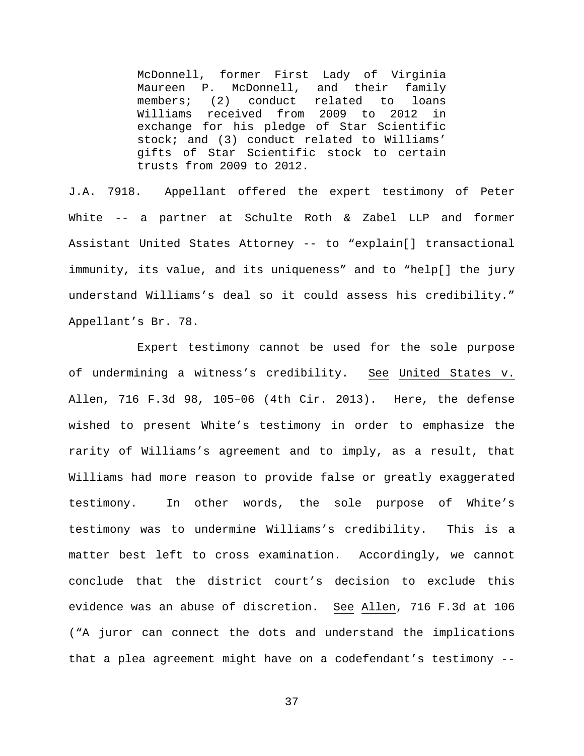> McDonnell, former First Lady of Virginia Maureen P. McDonnell, and their family members; (2) conduct related to loans Williams received from 2009 to 2012 in exchange for his pledge of Star Scientific stock; and (3) conduct related to Williams' gifts of Star Scientific stock to certain trusts from 2009 to 2012.

J.A. 7918. Appellant offered the expert testimony of Peter White -- a partner at Schulte Roth & Zabel LLP and former Assistant United States Attorney -- to "explain[] transactional immunity, its value, and its uniqueness" and to "help[] the jury understand Williams's deal so it could assess his credibility." Appellant's Br. 78.

Expert testimony cannot be used for the sole purpose of undermining a witness's credibility. See United States v. Allen, 716 F.3d 98, 105–06 (4th Cir. 2013). Here, the defense wished to present White's testimony in order to emphasize the rarity of Williams's agreement and to imply, as a result, that Williams had more reason to provide false or greatly exaggerated testimony. In other words, the sole purpose of White's testimony was to undermine Williams's credibility. This is a matter best left to cross examination. Accordingly, we cannot conclude that the district court's decision to exclude this evidence was an abuse of discretion. See Allen, 716 F.3d at 106 ("A juror can connect the dots and understand the implications that a plea agreement might have on a codefendant's testimony --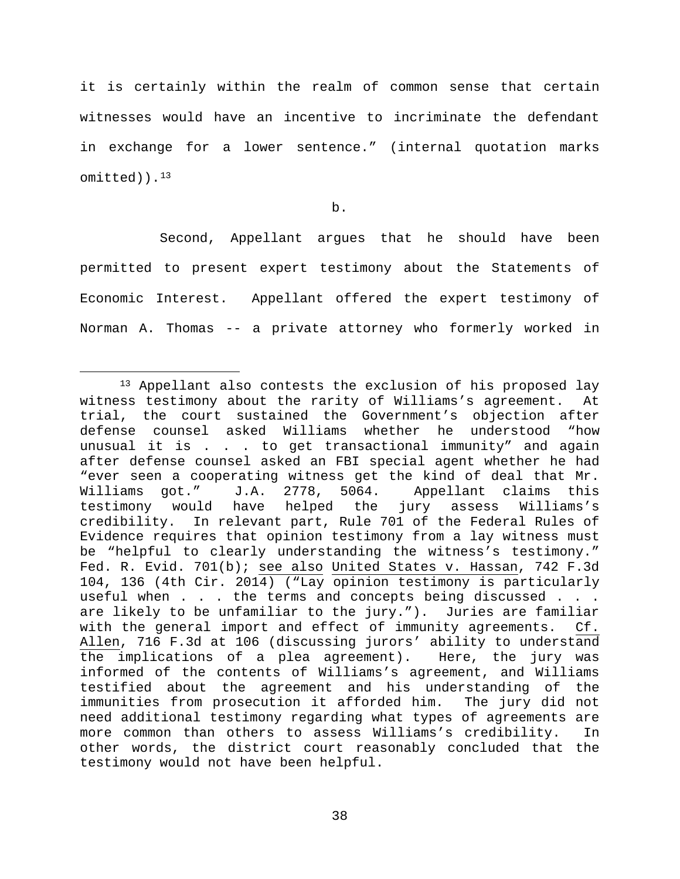it is certainly within the realm of common sense that certain witnesses would have an incentive to incriminate the defendant in exchange for a lower sentence." (internal quotation marks omitted)).[13]

b.

Second, Appellant argues that he should have been permitted to present expert testimony about the Statements of Economic Interest. Appellant offered the expert testimony of Norman A. Thomas -- a private attorney who formerly worked in

---

[13] Appellant also contests the exclusion of his proposed lay witness testimony about the rarity of Williams's agreement. At trial, the court sustained the Government's objection after defense counsel asked Williams whether he understood "how unusual it is . . . to get transactional immunity" and again after defense counsel asked an FBI special agent whether he had "ever seen a cooperating witness get the kind of deal that Mr. Williams got." J.A. 2778, 5064. Appellant claims this testimony would have helped the jury assess Williams's credibility. In relevant part, Rule 701 of the Federal Rules of Evidence requires that opinion testimony from a lay witness must be "helpful to clearly understanding the witness's testimony." Fed. R. Evid. 701(b); see also United States v. Hassan, 742 F.3d 104, 136 (4th Cir. 2014) ("Lay opinion testimony is particularly useful when . . . the terms and concepts being discussed . . . are likely to be unfamiliar to the jury."). Juries are familiar with the general import and effect of immunity agreements. Cf. Allen, 716 F.3d at 106 (discussing jurors' ability to understand the implications of a plea agreement). Here, the jury was informed of the contents of Williams's agreement, and Williams testified about the agreement and his understanding of the immunities from prosecution it afforded him. The jury did not need additional testimony regarding what types of agreements are more common than others to assess Williams's credibility. In other words, the district court reasonably concluded that the testimony would not have been helpful.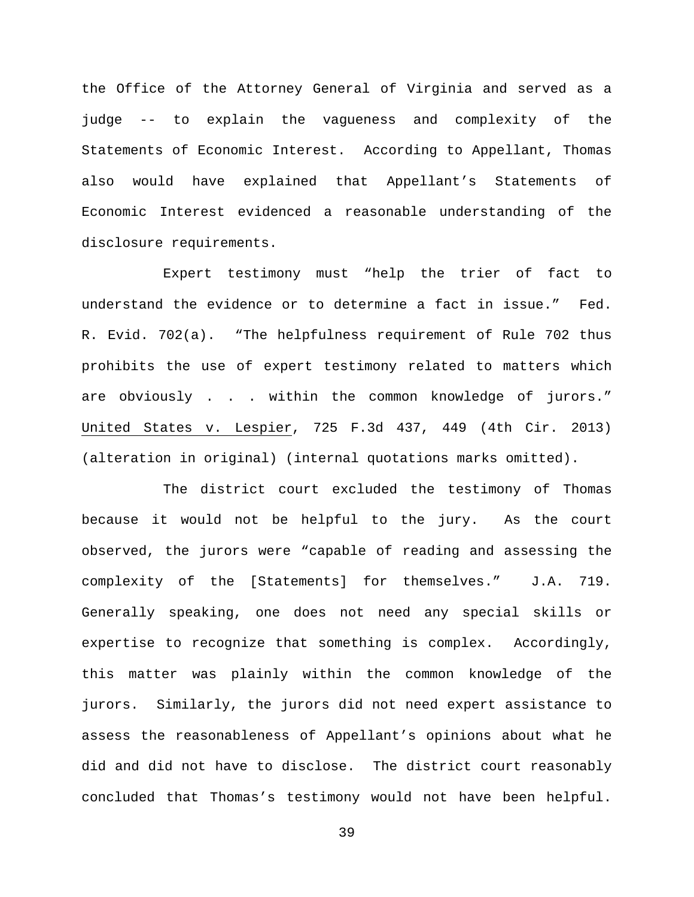the Office of the Attorney General of Virginia and served as a judge -- to explain the vagueness and complexity of the Statements of Economic Interest. According to Appellant, Thomas also would have explained that Appellant's Statements of Economic Interest evidenced a reasonable understanding of the disclosure requirements.

Expert testimony must "help the trier of fact to understand the evidence or to determine a fact in issue." Fed. R. Evid. 702(a). "The helpfulness requirement of Rule 702 thus prohibits the use of expert testimony related to matters which are obviously . . . within the common knowledge of jurors." United States v. Lespier, 725 F.3d 437, 449 (4th Cir. 2013) (alteration in original) (internal quotations marks omitted).

The district court excluded the testimony of Thomas because it would not be helpful to the jury. As the court observed, the jurors were "capable of reading and assessing the complexity of the [Statements] for themselves." J.A. 719. Generally speaking, one does not need any special skills or expertise to recognize that something is complex. Accordingly, this matter was plainly within the common knowledge of the jurors. Similarly, the jurors did not need expert assistance to assess the reasonableness of Appellant's opinions about what he did and did not have to disclose. The district court reasonably concluded that Thomas's testimony would not have been helpful.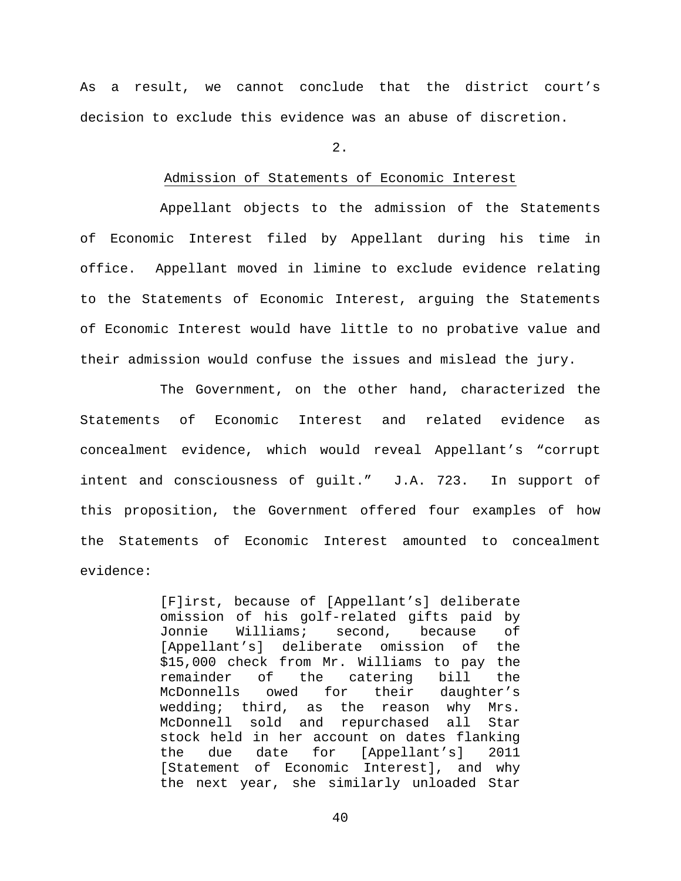As a result, we cannot conclude that the district court's decision to exclude this evidence was an abuse of discretion.

2.

<u>Admission of Statements of Economic Interest</u>

Appellant objects to the admission of the Statements of Economic Interest filed by Appellant during his time in office. Appellant moved in limine to exclude evidence relating to the Statements of Economic Interest, arguing the Statements of Economic Interest would have little to no probative value and their admission would confuse the issues and mislead the jury.

The Government, on the other hand, characterized the Statements of Economic Interest and related evidence as concealment evidence, which would reveal Appellant's "corrupt intent and consciousness of guilt." J.A. 723. In support of this proposition, the Government offered four examples of how the Statements of Economic Interest amounted to concealment evidence:

> [F]irst, because of [Appellant's] deliberate omission of his golf-related gifts paid by Jonnie Williams; second, because of [Appellant's] deliberate omission of the $15,000 check from Mr. Williams to pay the remainder of the catering bill the McDonnells owed for their daughter's wedding; third, as the reason why Mrs. McDonnell sold and repurchased all Star stock held in her account on dates flanking the due date for [Appellant's] 2011 [Statement of Economic Interest], and why the next year, she similarly unloaded Star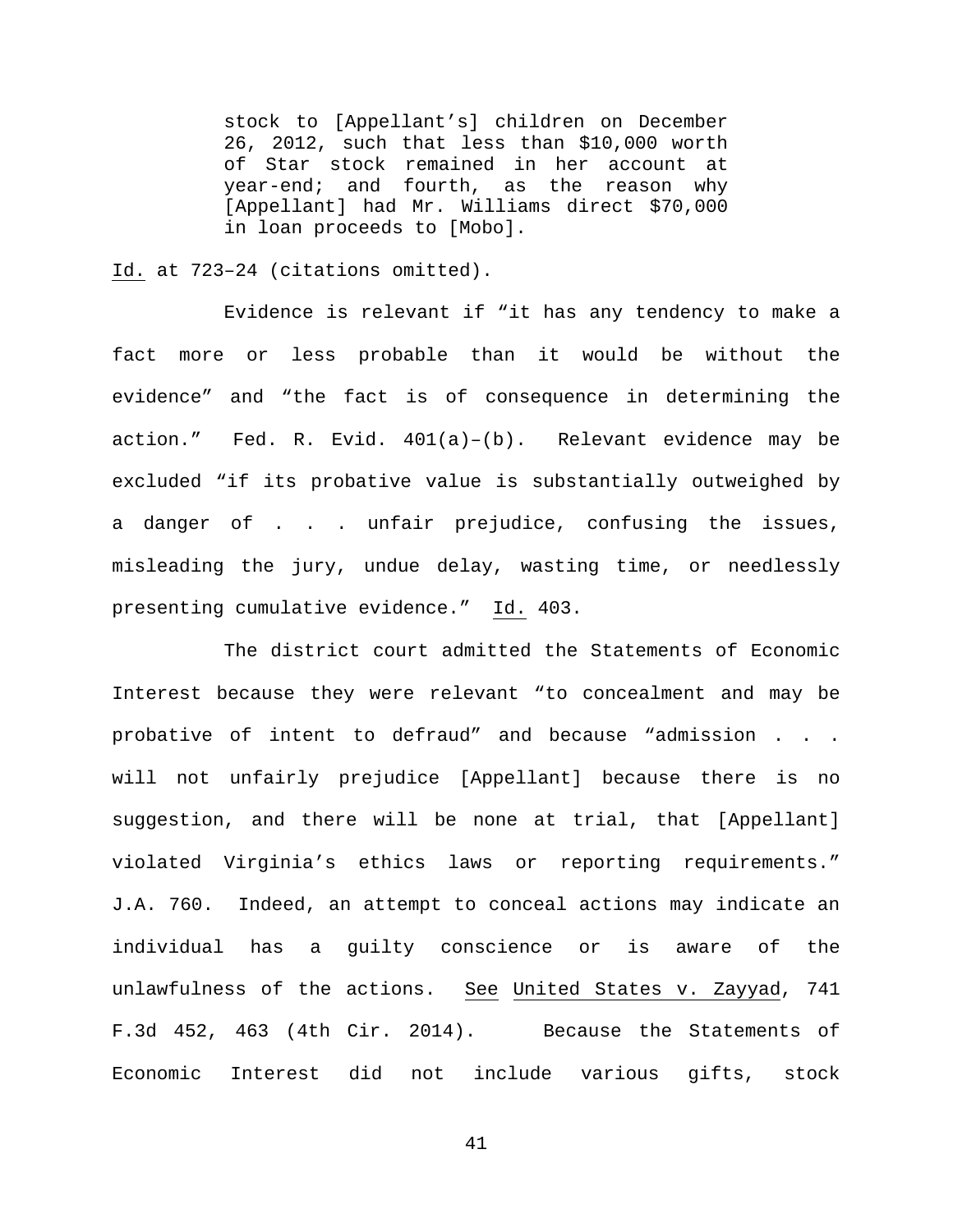> stock to [Appellant's] children on December 26, 2012, such that less than $10,000 worth of Star stock remained in her account at year-end; and fourth, as the reason why [Appellant] had Mr. Williams direct $70,000 in loan proceeds to [Mobo].

Id. at 723–24 (citations omitted).

Evidence is relevant if "it has any tendency to make a fact more or less probable than it would be without the evidence" and "the fact is of consequence in determining the action." Fed. R. Evid. 401(a)–(b). Relevant evidence may be excluded "if its probative value is substantially outweighed by a danger of . . . unfair prejudice, confusing the issues, misleading the jury, undue delay, wasting time, or needlessly presenting cumulative evidence." Id. 403.

The district court admitted the Statements of Economic Interest because they were relevant "to concealment and may be probative of intent to defraud" and because "admission . . . will not unfairly prejudice [Appellant] because there is no suggestion, and there will be none at trial, that [Appellant] violated Virginia's ethics laws or reporting requirements." J.A. 760. Indeed, an attempt to conceal actions may indicate an individual has a guilty conscience or is aware of the unlawfulness of the actions. See United States v. Zayyad, 741 F.3d 452, 463 (4th Cir. 2014). Because the Statements of Economic Interest did not include various gifts, stock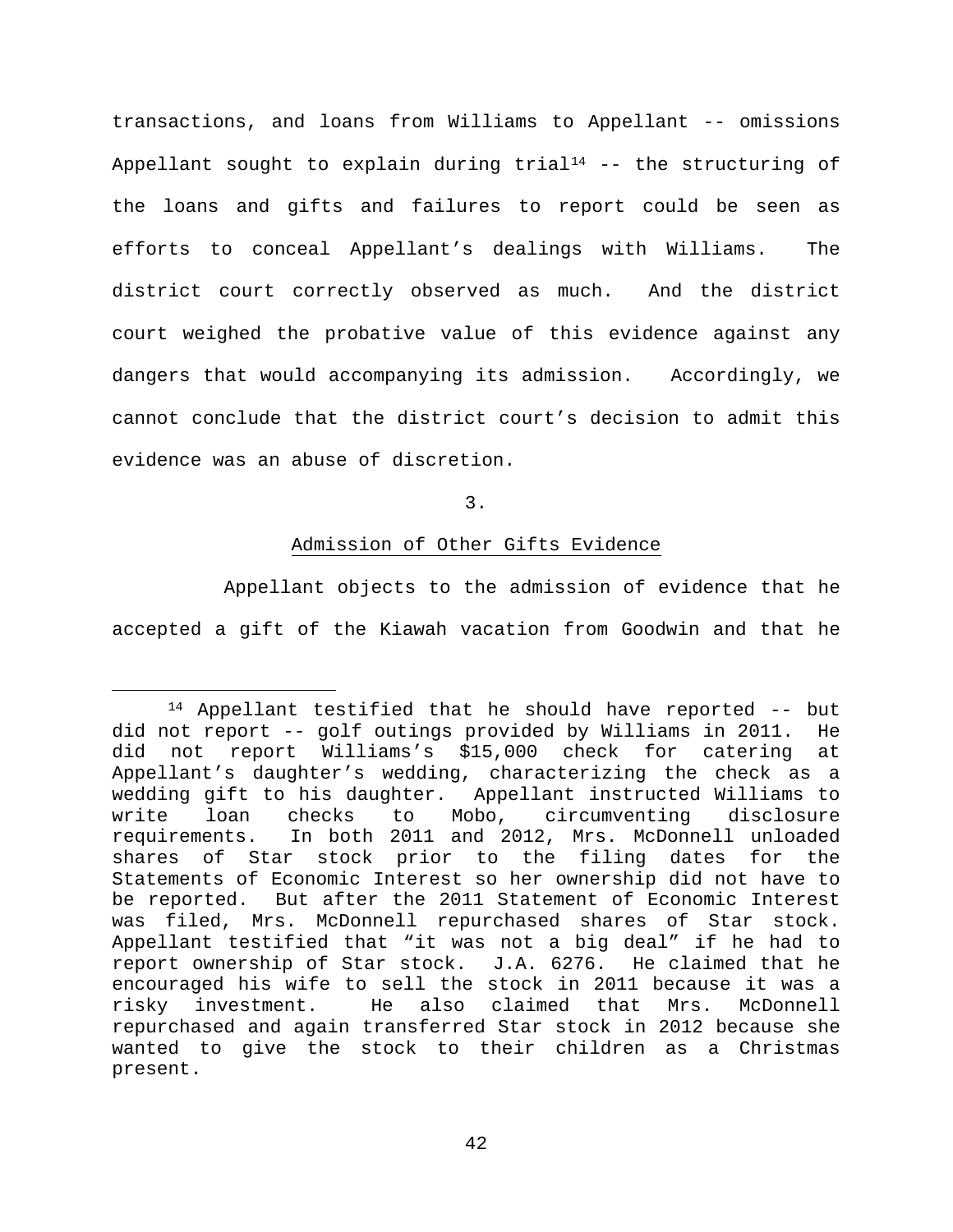transactions, and loans from Williams to Appellant -- omissions Appellant sought to explain during trial[14] -- the structuring of the loans and gifts and failures to report could be seen as efforts to conceal Appellant's dealings with Williams. The district court correctly observed as much. And the district court weighed the probative value of this evidence against any dangers that would accompanying its admission. Accordingly, we cannot conclude that the district court's decision to admit this evidence was an abuse of discretion.

3.

Admission of Other Gifts Evidence

Appellant objects to the admission of evidence that he accepted a gift of the Kiawah vacation from Goodwin and that he

[14] Appellant testified that he should have reported -- but did not report -- golf outings provided by Williams in 2011. He did not report Williams's $15,000 check for catering at Appellant's daughter's wedding, characterizing the check as a wedding gift to his daughter. Appellant instructed Williams to write loan checks to Mobo, circumventing disclosure requirements. In both 2011 and 2012, Mrs. McDonnell unloaded shares of Star stock prior to the filing dates for the Statements of Economic Interest so her ownership did not have to be reported. But after the 2011 Statement of Economic Interest was filed, Mrs. McDonnell repurchased shares of Star stock. Appellant testified that "it was not a big deal" if he had to report ownership of Star stock. J.A. 6276. He claimed that he encouraged his wife to sell the stock in 2011 because it was a risky investment. He also claimed that Mrs. McDonnell repurchased and again transferred Star stock in 2012 because she wanted to give the stock to their children as a Christmas present.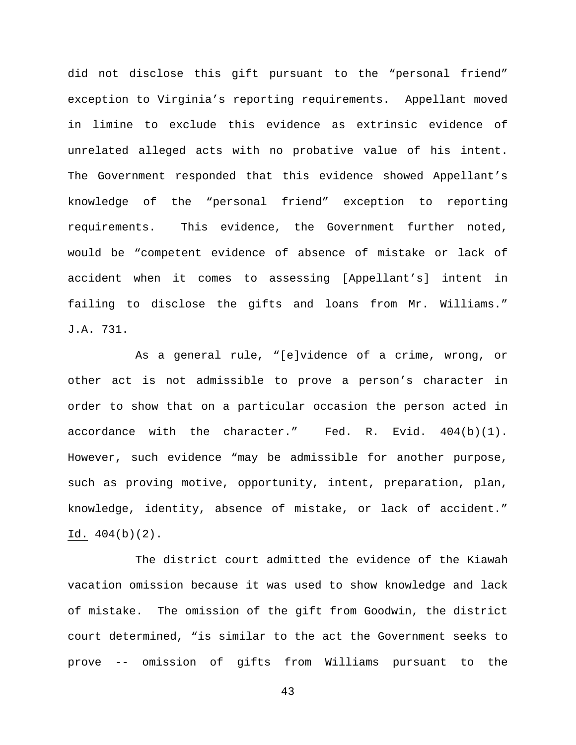did not disclose this gift pursuant to the "personal friend" exception to Virginia's reporting requirements. Appellant moved in limine to exclude this evidence as extrinsic evidence of unrelated alleged acts with no probative value of his intent. The Government responded that this evidence showed Appellant's knowledge of the "personal friend" exception to reporting requirements. This evidence, the Government further noted, would be "competent evidence of absence of mistake or lack of accident when it comes to assessing [Appellant's] intent in failing to disclose the gifts and loans from Mr. Williams." J.A. 731.

As a general rule, "[e]vidence of a crime, wrong, or other act is not admissible to prove a person's character in order to show that on a particular occasion the person acted in accordance with the character." Fed. R. Evid. 404(b)(1). However, such evidence "may be admissible for another purpose, such as proving motive, opportunity, intent, preparation, plan, knowledge, identity, absence of mistake, or lack of accident." Id. 404(b)(2).

The district court admitted the evidence of the Kiawah vacation omission because it was used to show knowledge and lack of mistake. The omission of the gift from Goodwin, the district court determined, "is similar to the act the Government seeks to prove -- omission of gifts from Williams pursuant to the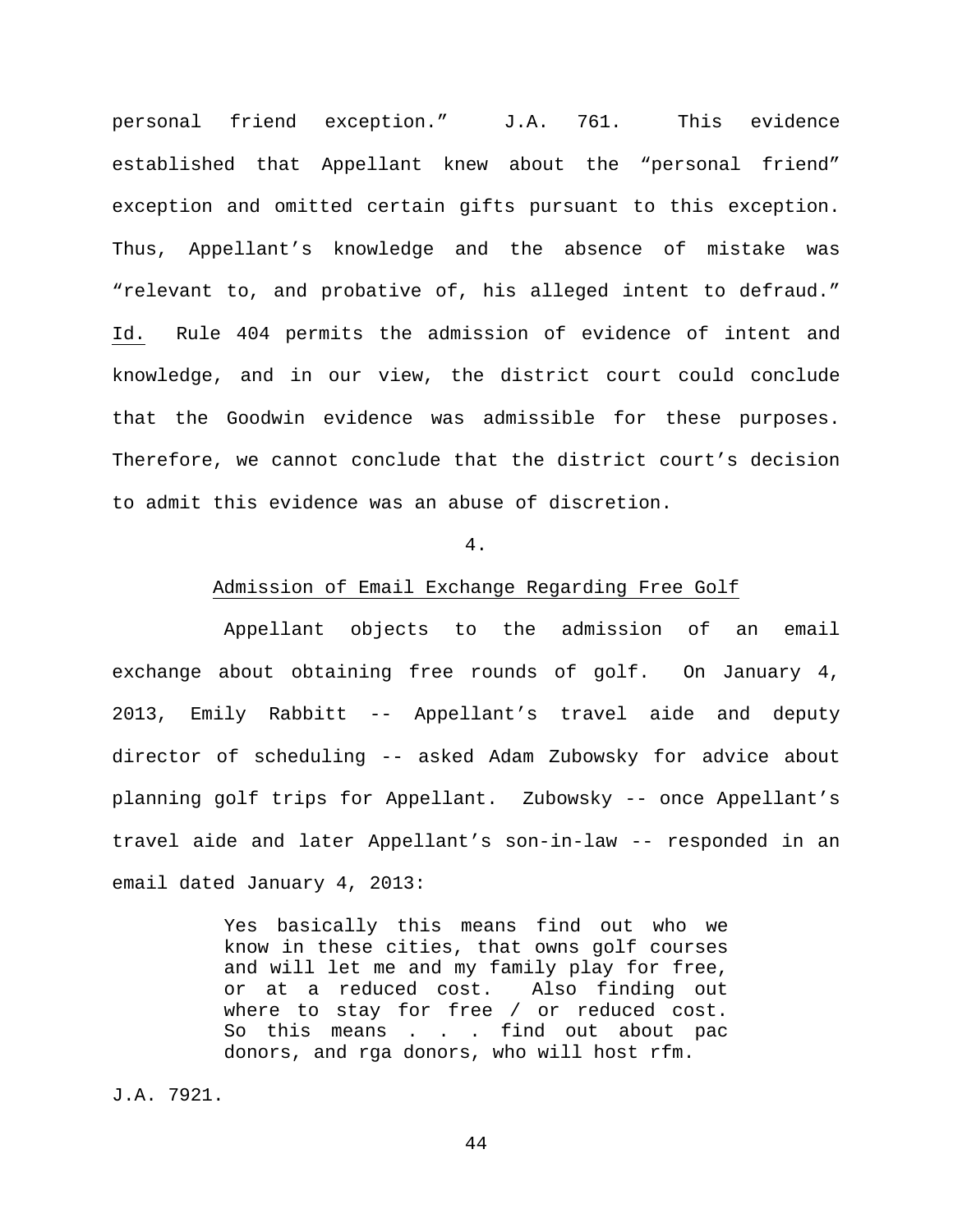personal friend exception." J.A. 761. This evidence established that Appellant knew about the "personal friend" exception and omitted certain gifts pursuant to this exception. Thus, Appellant's knowledge and the absence of mistake was "relevant to, and probative of, his alleged intent to defraud." Id. Rule 404 permits the admission of evidence of intent and knowledge, and in our view, the district court could conclude that the Goodwin evidence was admissible for these purposes. Therefore, we cannot conclude that the district court's decision to admit this evidence was an abuse of discretion.

4.

Admission of Email Exchange Regarding Free Golf

Appellant objects to the admission of an email exchange about obtaining free rounds of golf. On January 4, 2013, Emily Rabbitt -- Appellant's travel aide and deputy director of scheduling -- asked Adam Zubowsky for advice about planning golf trips for Appellant. Zubowsky -- once Appellant's travel aide and later Appellant's son-in-law -- responded in an email dated January 4, 2013:

> Yes basically this means find out who we know in these cities, that owns golf courses and will let me and my family play for free, or at a reduced cost. Also finding out where to stay for free / or reduced cost. So this means . . . find out about pac donors, and rga donors, who will host rfm.

J.A. 7921.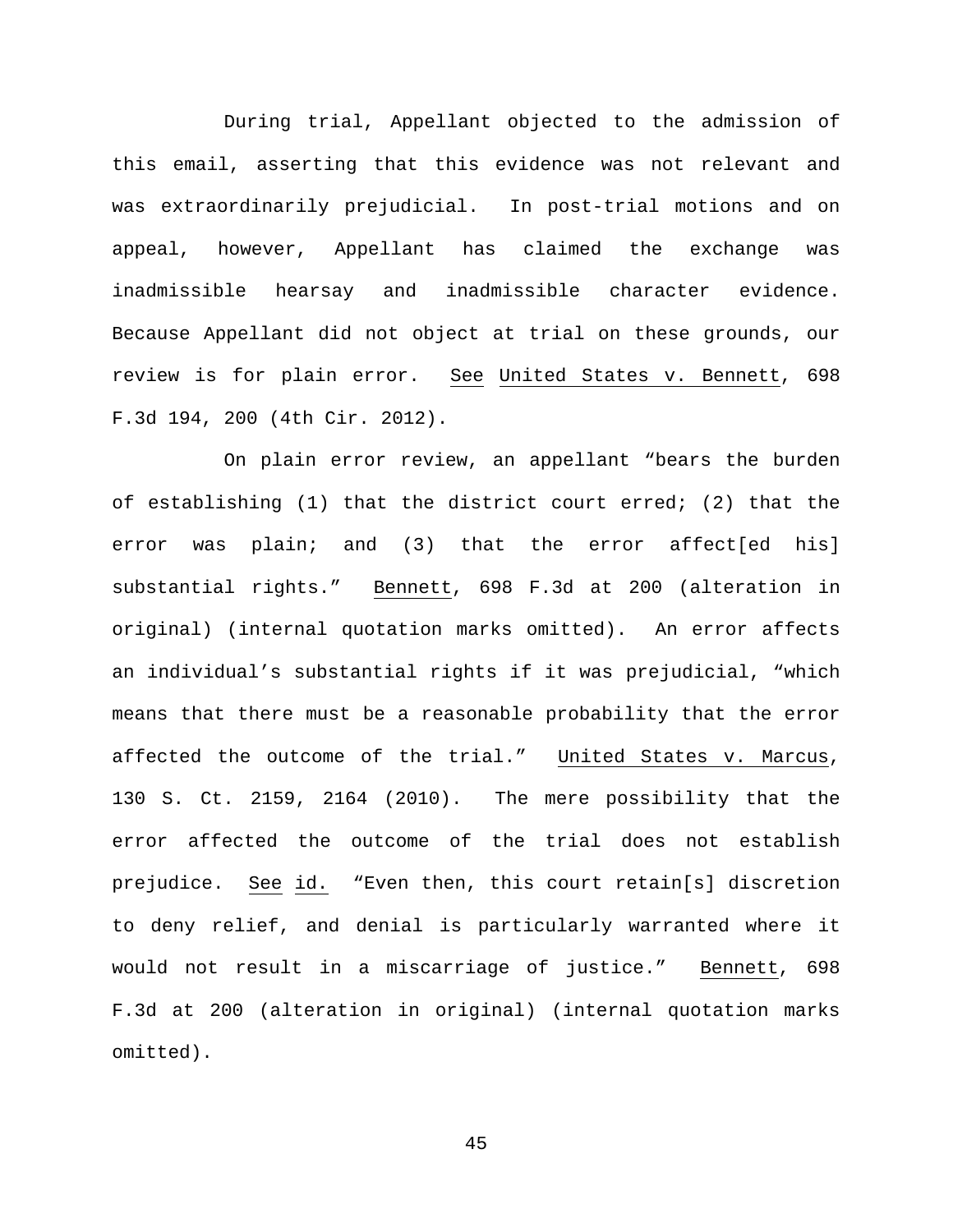During trial, Appellant objected to the admission of this email, asserting that this evidence was not relevant and was extraordinarily prejudicial. In post-trial motions and on appeal, however, Appellant has claimed the exchange was inadmissible hearsay and inadmissible character evidence. Because Appellant did not object at trial on these grounds, our review is for plain error. See United States v. Bennett, 698 F.3d 194, 200 (4th Cir. 2012).

On plain error review, an appellant "bears the burden of establishing (1) that the district court erred; (2) that the error was plain; and (3) that the error affect[ed his] substantial rights." Bennett, 698 F.3d at 200 (alteration in original) (internal quotation marks omitted). An error affects an individual's substantial rights if it was prejudicial, "which means that there must be a reasonable probability that the error affected the outcome of the trial." United States v. Marcus, 130 S. Ct. 2159, 2164 (2010). The mere possibility that the error affected the outcome of the trial does not establish prejudice. See id. "Even then, this court retain[s] discretion to deny relief, and denial is particularly warranted where it would not result in a miscarriage of justice." Bennett, 698 F.3d at 200 (alteration in original) (internal quotation marks omitted).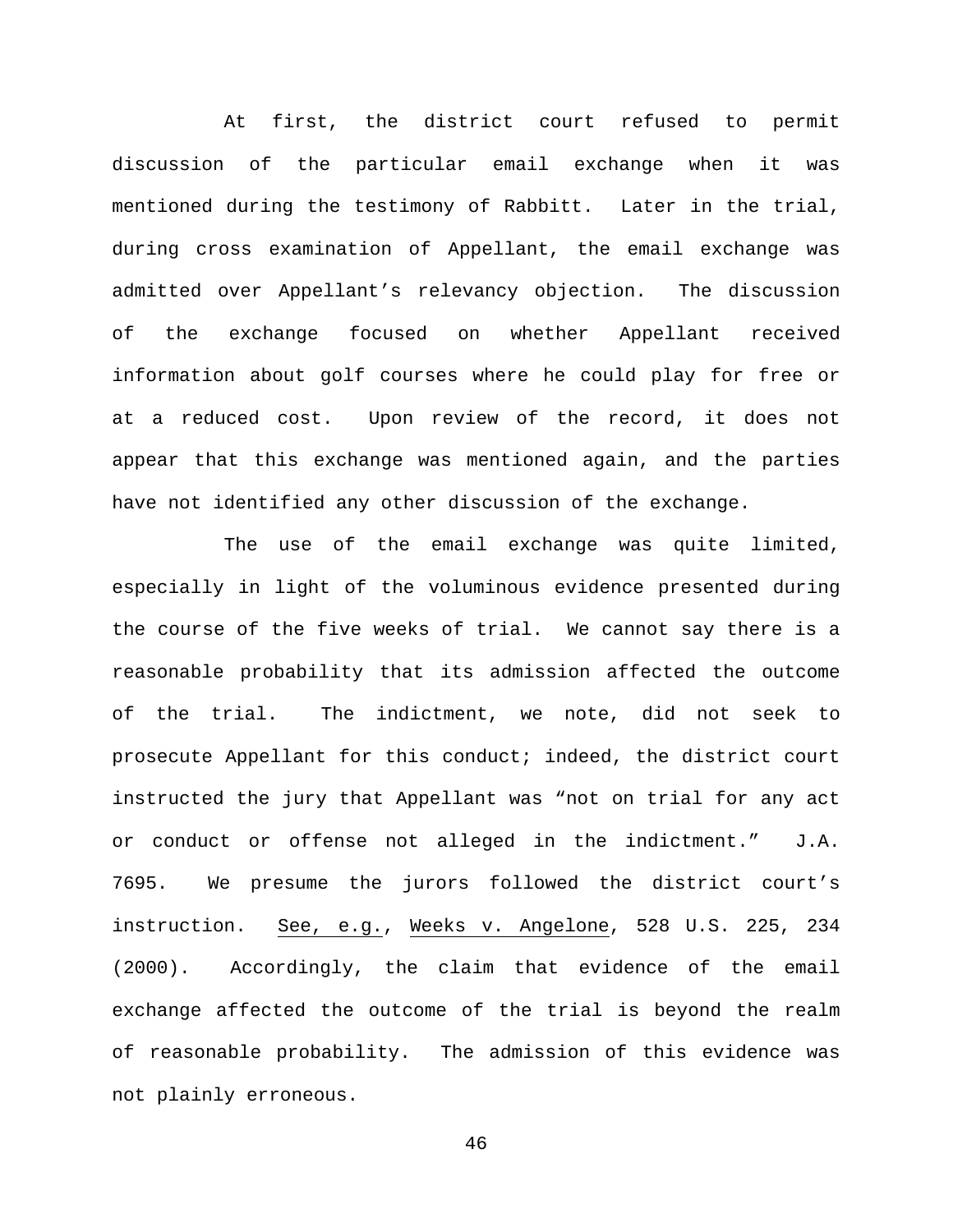At first, the district court refused to permit discussion of the particular email exchange when it was mentioned during the testimony of Rabbitt. Later in the trial, during cross examination of Appellant, the email exchange was admitted over Appellant's relevancy objection. The discussion of the exchange focused on whether Appellant received information about golf courses where he could play for free or at a reduced cost. Upon review of the record, it does not appear that this exchange was mentioned again, and the parties have not identified any other discussion of the exchange.

The use of the email exchange was quite limited, especially in light of the voluminous evidence presented during the course of the five weeks of trial. We cannot say there is a reasonable probability that its admission affected the outcome of the trial. The indictment, we note, did not seek to prosecute Appellant for this conduct; indeed, the district court instructed the jury that Appellant was "not on trial for any act or conduct or offense not alleged in the indictment." J.A. 7695. We presume the jurors followed the district court's instruction. See, e.g., Weeks v. Angelone, 528 U.S. 225, 234 (2000). Accordingly, the claim that evidence of the email exchange affected the outcome of the trial is beyond the realm of reasonable probability. The admission of this evidence was not plainly erroneous.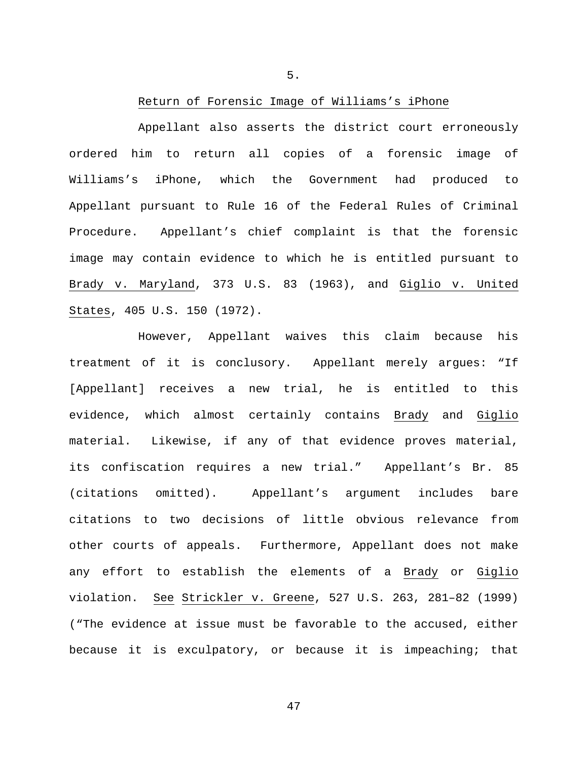5.

Return of Forensic Image of Williams's iPhone

Appellant also asserts the district court erroneously ordered him to return all copies of a forensic image of Williams's iPhone, which the Government had produced to Appellant pursuant to Rule 16 of the Federal Rules of Criminal Procedure. Appellant's chief complaint is that the forensic image may contain evidence to which he is entitled pursuant to Brady v. Maryland, 373 U.S. 83 (1963), and Giglio v. United States, 405 U.S. 150 (1972).

However, Appellant waives this claim because his treatment of it is conclusory. Appellant merely argues: "If [Appellant] receives a new trial, he is entitled to this evidence, which almost certainly contains Brady and Giglio material. Likewise, if any of that evidence proves material, its confiscation requires a new trial." Appellant's Br. 85 (citations omitted). Appellant's argument includes bare citations to two decisions of little obvious relevance from other courts of appeals. Furthermore, Appellant does not make any effort to establish the elements of a Brady or Giglio violation. See Strickler v. Greene, 527 U.S. 263, 281–82 (1999) ("The evidence at issue must be favorable to the accused, either because it is exculpatory, or because it is impeaching; that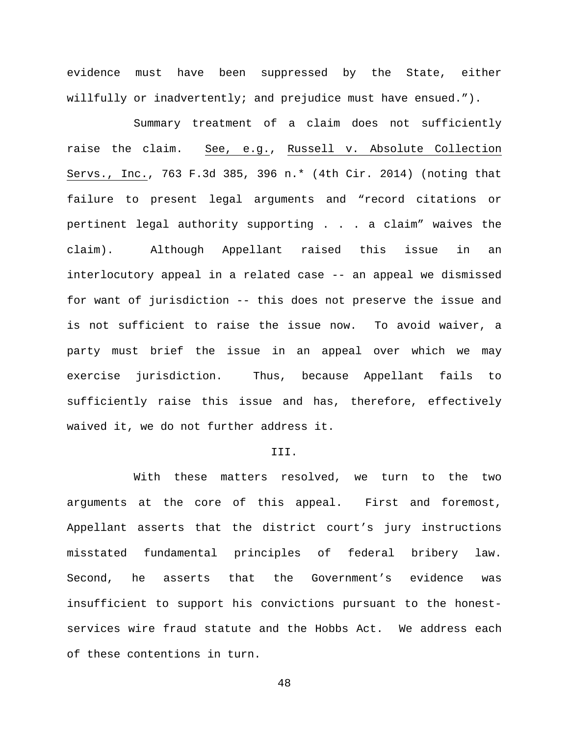evidence must have been suppressed by the State, either willfully or inadvertently; and prejudice must have ensued.").

Summary treatment of a claim does not sufficiently raise the claim. See, e.g., Russell v. Absolute Collection Servs., Inc., 763 F.3d 385, 396 n.* (4th Cir. 2014) (noting that failure to present legal arguments and "record citations or pertinent legal authority supporting . . . a claim" waives the claim). Although Appellant raised this issue in an interlocutory appeal in a related case -- an appeal we dismissed for want of jurisdiction -- this does not preserve the issue and is not sufficient to raise the issue now. To avoid waiver, a party must brief the issue in an appeal over which we may exercise jurisdiction. Thus, because Appellant fails to sufficiently raise this issue and has, therefore, effectively waived it, we do not further address it.

## III.

With these matters resolved, we turn to the two arguments at the core of this appeal. First and foremost, Appellant asserts that the district court's jury instructions misstated fundamental principles of federal bribery law. Second, he asserts that the Government's evidence was insufficient to support his convictions pursuant to the honest-services wire fraud statute and the Hobbs Act. We address each of these contentions in turn.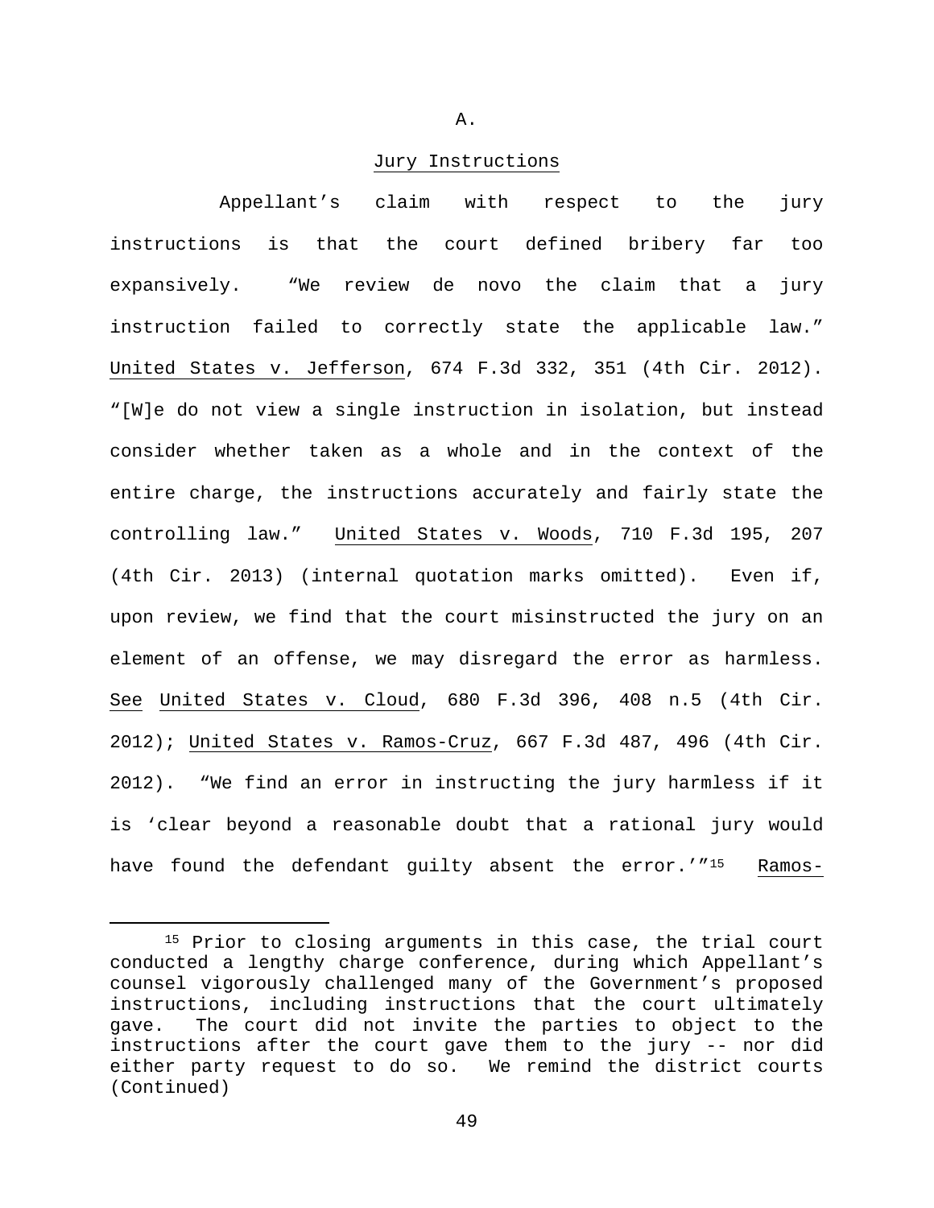## A.

### Jury Instructions

Appellant's claim with respect to the jury instructions is that the court defined bribery far too expansively. "We review de novo the claim that a jury instruction failed to correctly state the applicable law." United States v. Jefferson, 674 F.3d 332, 351 (4th Cir. 2012). "[W]e do not view a single instruction in isolation, but instead consider whether taken as a whole and in the context of the entire charge, the instructions accurately and fairly state the controlling law." United States v. Woods, 710 F.3d 195, 207 (4th Cir. 2013) (internal quotation marks omitted). Even if, upon review, we find that the court misinstructed the jury on an element of an offense, we may disregard the error as harmless. See United States v. Cloud, 680 F.3d 396, 408 n.5 (4th Cir. 2012); United States v. Ramos-Cruz, 667 F.3d 487, 496 (4th Cir. 2012). "We find an error in instructing the jury harmless if it is 'clear beyond a reasonable doubt that a rational jury would have found the defendant guilty absent the error.'"[15] Ramos-

---

[15] Prior to closing arguments in this case, the trial court conducted a lengthy charge conference, during which Appellant's counsel vigorously challenged many of the Government's proposed instructions, including instructions that the court ultimately gave. The court did not invite the parties to object to the instructions after the court gave them to the jury -- nor did either party request to do so. We remind the district courts (Continued)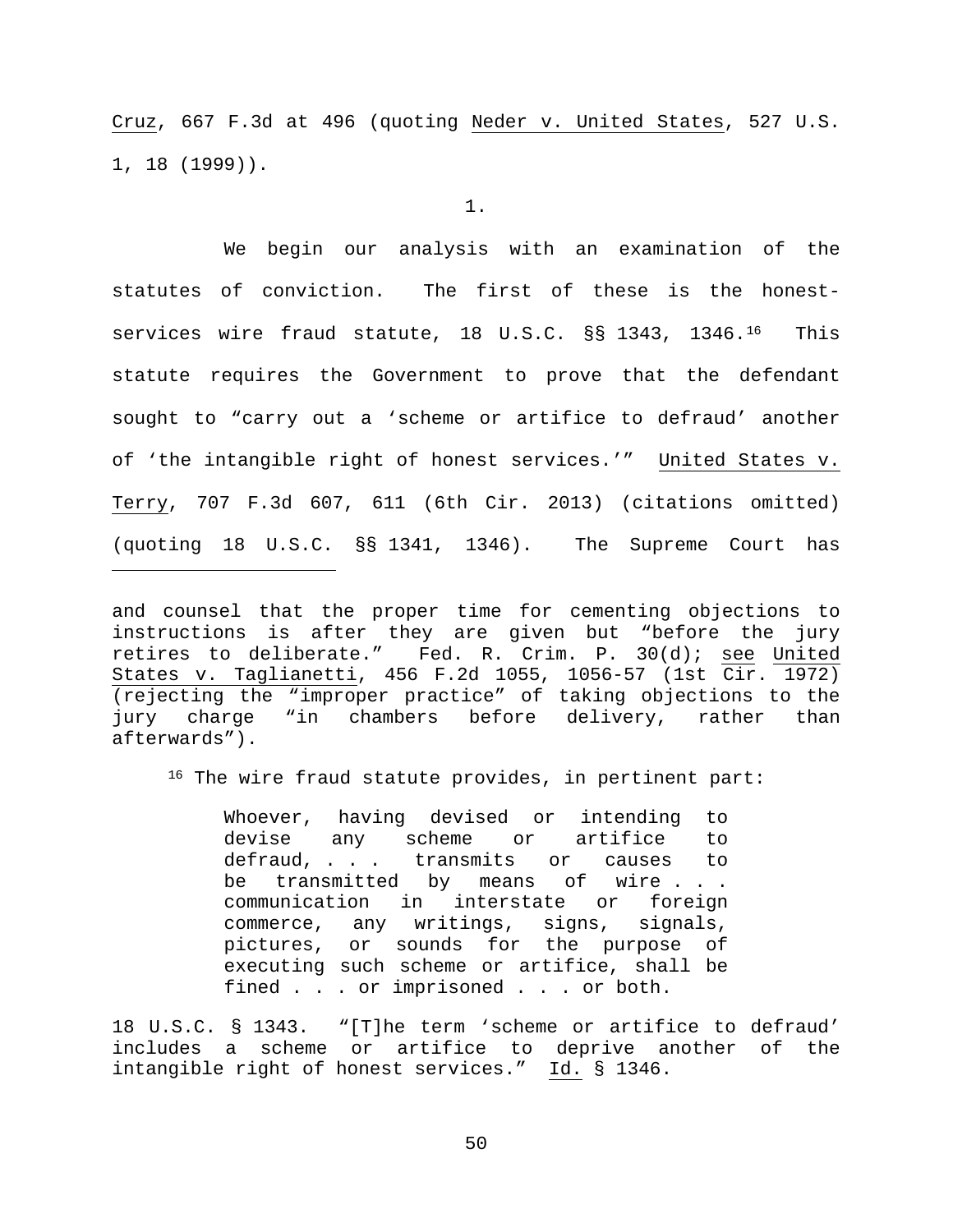Cruz, 667 F.3d at 496 (quoting Neder v. United States, 527 U.S. 1, 18 (1999)).

1.

We begin our analysis with an examination of the statutes of conviction. The first of these is the honest-services wire fraud statute, 18 U.S.C. §§ 1343, 1346.[16] This statute requires the Government to prove that the defendant sought to "carry out a 'scheme or artifice to defraud' another of 'the intangible right of honest services.'" United States v. Terry, 707 F.3d 607, 611 (6th Cir. 2013) (citations omitted) (quoting 18 U.S.C. §§ 1341, 1346). The Supreme Court has

---

and counsel that the proper time for cementing objections to instructions is after they are given but "before the jury retires to deliberate." Fed. R. Crim. P. 30(d); see United States v. Taglianetti, 456 F.2d 1055, 1056-57 (1st Cir. 1972) (rejecting the "improper practice" of taking objections to the jury charge "in chambers before delivery, rather than afterwards").

[16] The wire fraud statute provides, in pertinent part:

> Whoever, having devised or intending to devise any scheme or artifice to defraud, . . . transmits or causes to be transmitted by means of wire . . . communication in interstate or foreign commerce, any writings, signs, signals, pictures, or sounds for the purpose of executing such scheme or artifice, shall be fined . . . or imprisoned . . . or both.

18 U.S.C. § 1343. "[T]he term 'scheme or artifice to defraud' includes a scheme or artifice to deprive another of the intangible right of honest services." Id. § 1346.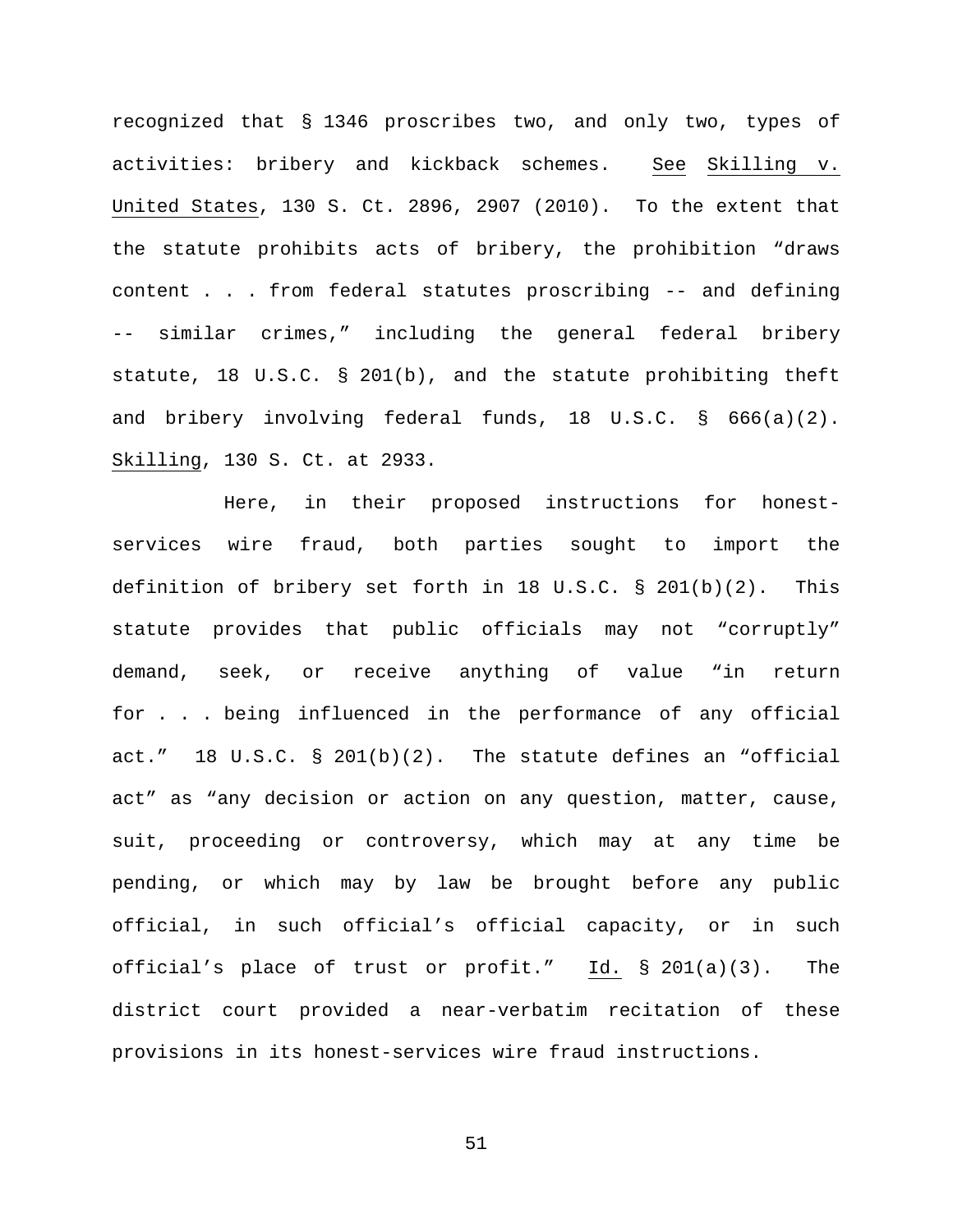recognized that § 1346 proscribes two, and only two, types of activities: bribery and kickback schemes. See Skilling v. United States, 130 S. Ct. 2896, 2907 (2010). To the extent that the statute prohibits acts of bribery, the prohibition "draws content . . . from federal statutes proscribing -- and defining -- similar crimes," including the general federal bribery statute, 18 U.S.C. § 201(b), and the statute prohibiting theft and bribery involving federal funds, 18 U.S.C. § 666(a)(2). Skilling, 130 S. Ct. at 2933.

Here, in their proposed instructions for honest-services wire fraud, both parties sought to import the definition of bribery set forth in 18 U.S.C. § 201(b)(2). This statute provides that public officials may not "corruptly" demand, seek, or receive anything of value "in return for . . . being influenced in the performance of any official act." 18 U.S.C. § 201(b)(2). The statute defines an "official act" as "any decision or action on any question, matter, cause, suit, proceeding or controversy, which may at any time be pending, or which may by law be brought before any public official, in such official's official capacity, or in such official's place of trust or profit." Id. § 201(a)(3). The district court provided a near-verbatim recitation of these provisions in its honest-services wire fraud instructions.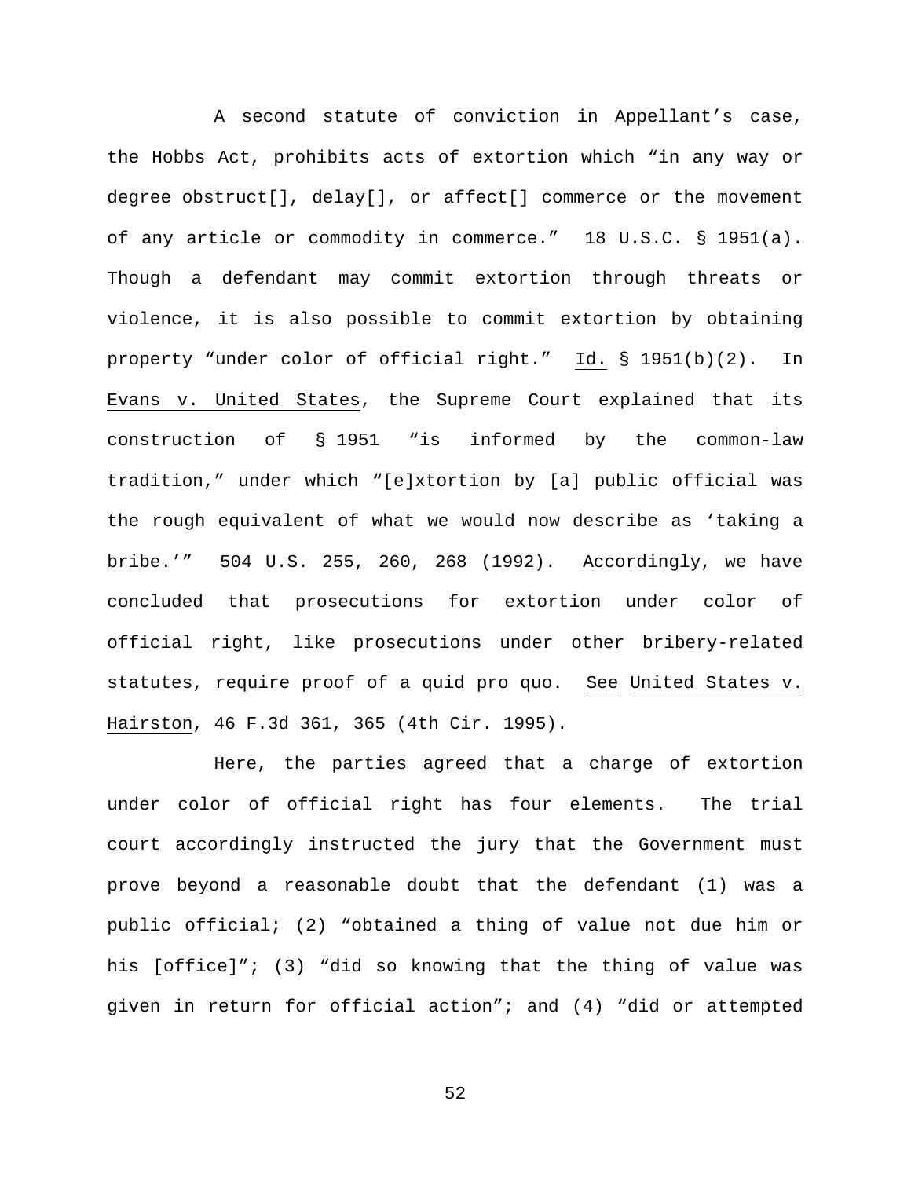A second statute of conviction in Appellant's case, the Hobbs Act, prohibits acts of extortion which "in any way or degree obstruct[], delay[], or affect[] commerce or the movement of any article or commodity in commerce." 18 U.S.C. § 1951(a). Though a defendant may commit extortion through threats or violence, it is also possible to commit extortion by obtaining property "under color of official right." Id. § 1951(b)(2). In Evans v. United States, the Supreme Court explained that its construction of § 1951 "is informed by the common-law tradition," under which "[e]xtortion by [a] public official was the rough equivalent of what we would now describe as 'taking a bribe.'" 504 U.S. 255, 260, 268 (1992). Accordingly, we have concluded that prosecutions for extortion under color of official right, like prosecutions under other bribery-related statutes, require proof of a quid pro quo. See United States v. Hairston, 46 F.3d 361, 365 (4th Cir. 1995).

Here, the parties agreed that a charge of extortion under color of official right has four elements. The trial court accordingly instructed the jury that the Government must prove beyond a reasonable doubt that the defendant (1) was a public official; (2) "obtained a thing of value not due him or his [office]"; (3) "did so knowing that the thing of value was given in return for official action"; and (4) "did or attempted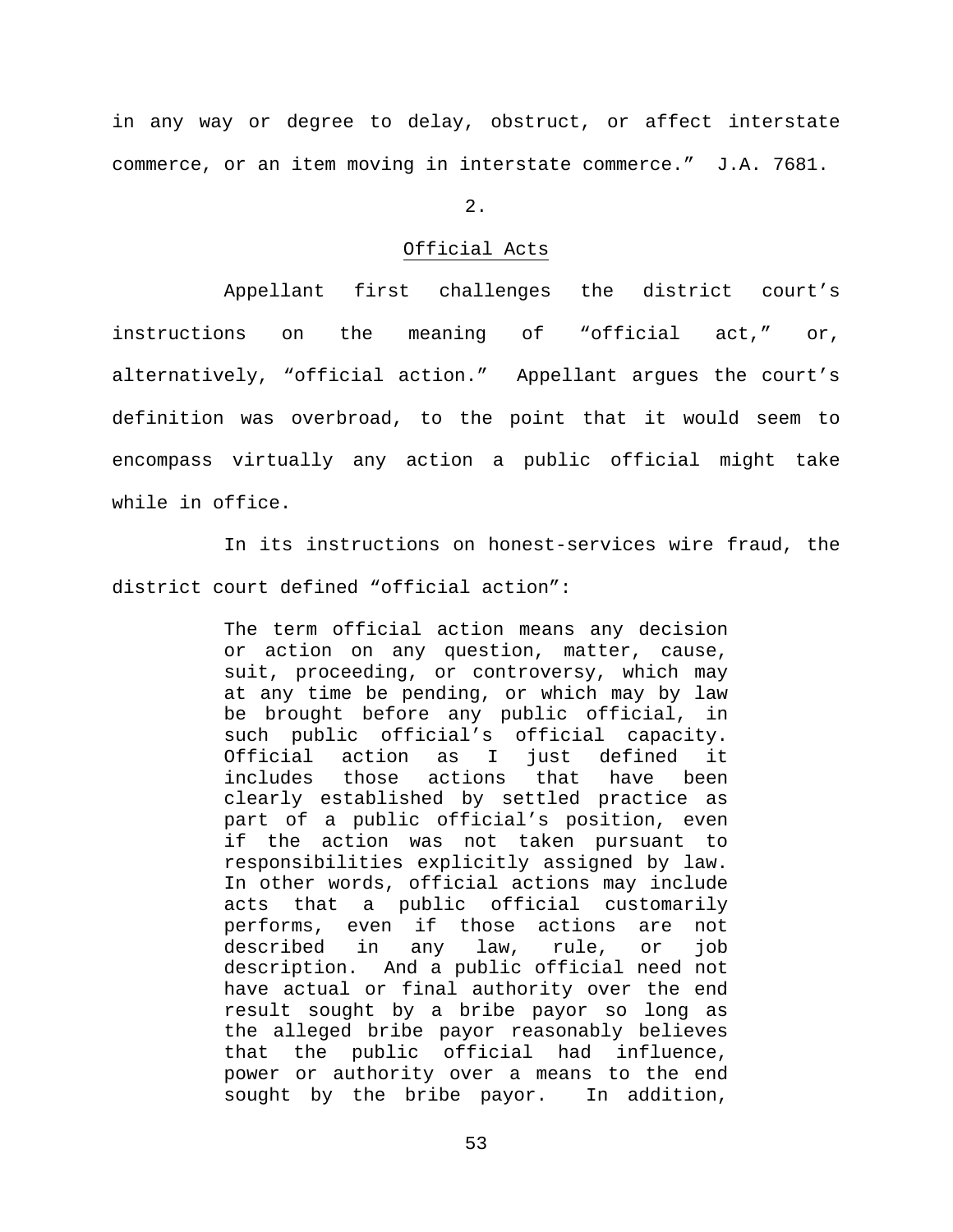in any way or degree to delay, obstruct, or affect interstate commerce, or an item moving in interstate commerce." J.A. 7681.

2.

Official Acts

Appellant first challenges the district court's instructions on the meaning of "official act," or, alternatively, "official action." Appellant argues the court's definition was overbroad, to the point that it would seem to encompass virtually any action a public official might take while in office.

In its instructions on honest-services wire fraud, the district court defined "official action":

> The term official action means any decision or action on any question, matter, cause, suit, proceeding, or controversy, which may at any time be pending, or which may by law be brought before any public official, in such public official's official capacity. Official action as I just defined it includes those actions that have been clearly established by settled practice as part of a public official's position, even if the action was not taken pursuant to responsibilities explicitly assigned by law. In other words, official actions may include acts that a public official customarily performs, even if those actions are not described in any law, rule, or job description. And a public official need not have actual or final authority over the end result sought by a bribe payor so long as the alleged bribe payor reasonably believes that the public official had influence, power or authority over a means to the end sought by the bribe payor. In addition,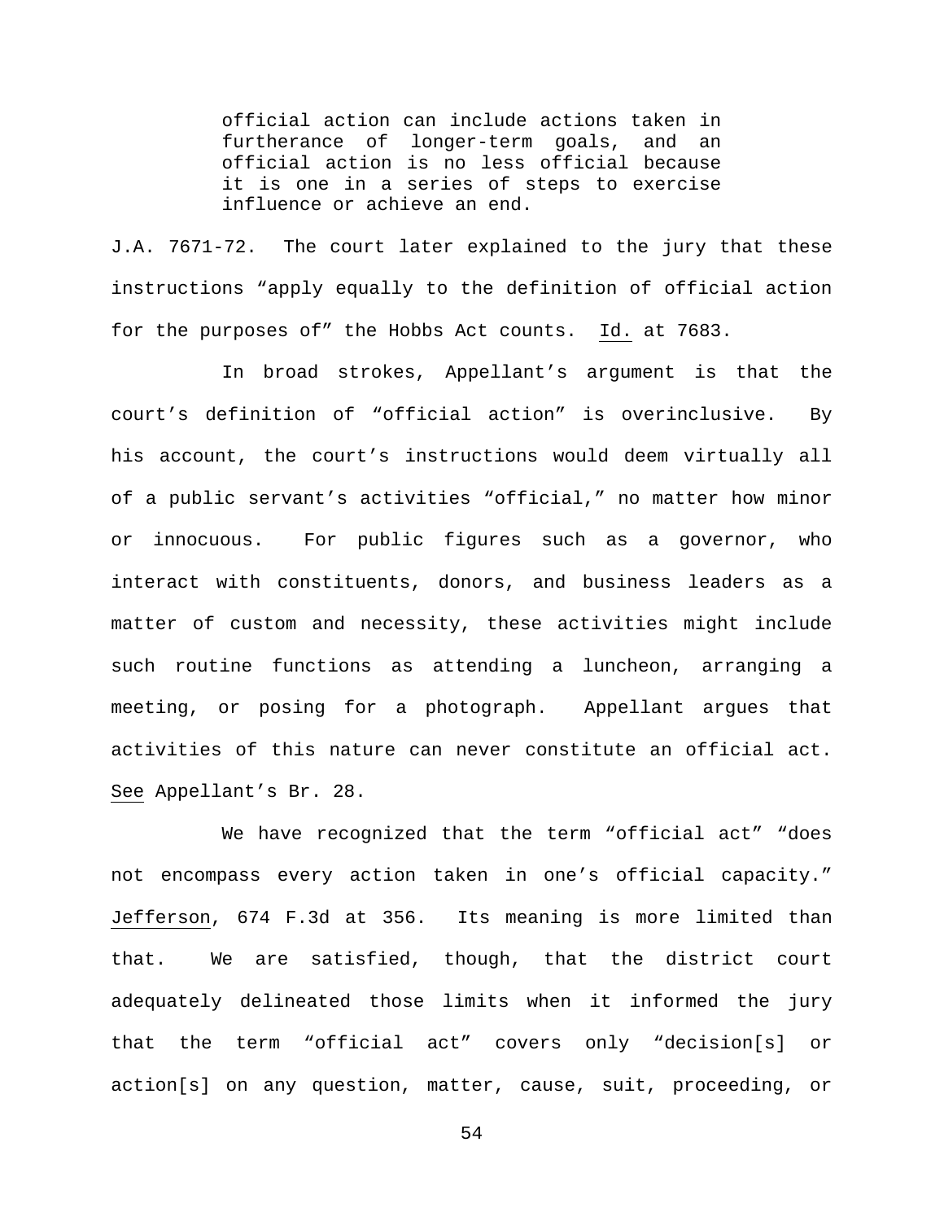> official action can include actions taken in furtherance of longer-term goals, and an official action is no less official because it is one in a series of steps to exercise influence or achieve an end.

J.A. 7671-72. The court later explained to the jury that these instructions "apply equally to the definition of official action for the purposes of" the Hobbs Act counts. Id. at 7683.

In broad strokes, Appellant's argument is that the court's definition of "official action" is overinclusive. By his account, the court's instructions would deem virtually all of a public servant's activities "official," no matter how minor or innocuous. For public figures such as a governor, who interact with constituents, donors, and business leaders as a matter of custom and necessity, these activities might include such routine functions as attending a luncheon, arranging a meeting, or posing for a photograph. Appellant argues that activities of this nature can never constitute an official act. See Appellant's Br. 28.

We have recognized that the term "official act" "does not encompass every action taken in one's official capacity." Jefferson, 674 F.3d at 356. Its meaning is more limited than that. We are satisfied, though, that the district court adequately delineated those limits when it informed the jury that the term "official act" covers only "decision[s] or action[s] on any question, matter, cause, suit, proceeding, or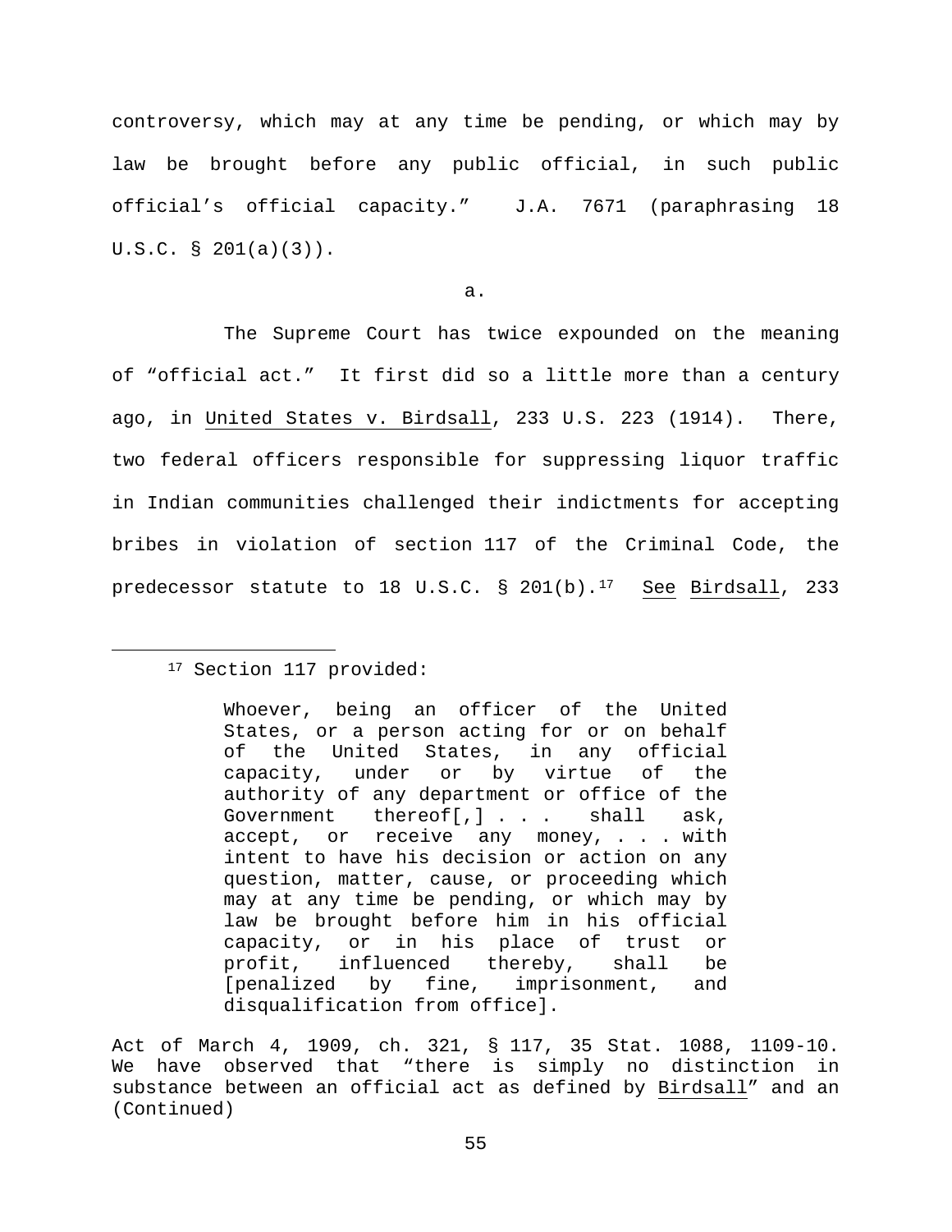controversy, which may at any time be pending, or which may by law be brought before any public official, in such public official's official capacity." J.A. 7671 (paraphrasing 18 U.S.C. § 201(a)(3)).

a.

The Supreme Court has twice expounded on the meaning of "official act." It first did so a little more than a century ago, in United States v. Birdsall, 233 U.S. 223 (1914). There, two federal officers responsible for suppressing liquor traffic in Indian communities challenged their indictments for accepting bribes in violation of section 117 of the Criminal Code, the predecessor statute to 18 U.S.C. § 201(b).[17] See Birdsall, 233

---

[17] Section 117 provided:

> Whoever, being an officer of the United States, or a person acting for or on behalf of the United States, in any official capacity, under or by virtue of the authority of any department or office of the Government thereof[,] . . . shall ask, accept, or receive any money, . . . with intent to have his decision or action on any question, matter, cause, or proceeding which may at any time be pending, or which may by law be brought before him in his official capacity, or in his place of trust or profit, influenced thereby, shall be [penalized by fine, imprisonment, and disqualification from office].

Act of March 4, 1909, ch. 321, § 117, 35 Stat. 1088, 1109-10. We have observed that "there is simply no distinction in substance between an official act as defined by Birdsall" and an (Continued)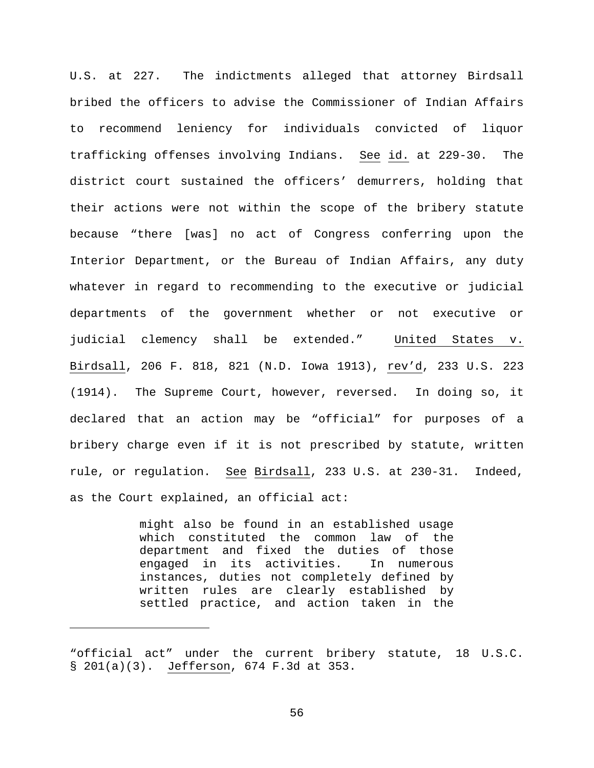U.S. at 227. The indictments alleged that attorney Birdsall bribed the officers to advise the Commissioner of Indian Affairs to recommend leniency for individuals convicted of liquor trafficking offenses involving Indians. See id. at 229-30. The district court sustained the officers' demurrers, holding that their actions were not within the scope of the bribery statute because "there [was] no act of Congress conferring upon the Interior Department, or the Bureau of Indian Affairs, any duty whatever in regard to recommending to the executive or judicial departments of the government whether or not executive or judicial clemency shall be extended." United States v. Birdsall, 206 F. 818, 821 (N.D. Iowa 1913), rev'd, 233 U.S. 223 (1914). The Supreme Court, however, reversed. In doing so, it declared that an action may be "official" for purposes of a bribery charge even if it is not prescribed by statute, written rule, or regulation. See Birdsall, 233 U.S. at 230-31. Indeed, as the Court explained, an official act:

> might also be found in an established usage which constituted the common law of the department and fixed the duties of those engaged in its activities. In numerous instances, duties not completely defined by written rules are clearly established by settled practice, and action taken in the

---

"official act" under the current bribery statute, 18 U.S.C. § 201(a)(3). Jefferson, 674 F.3d at 353.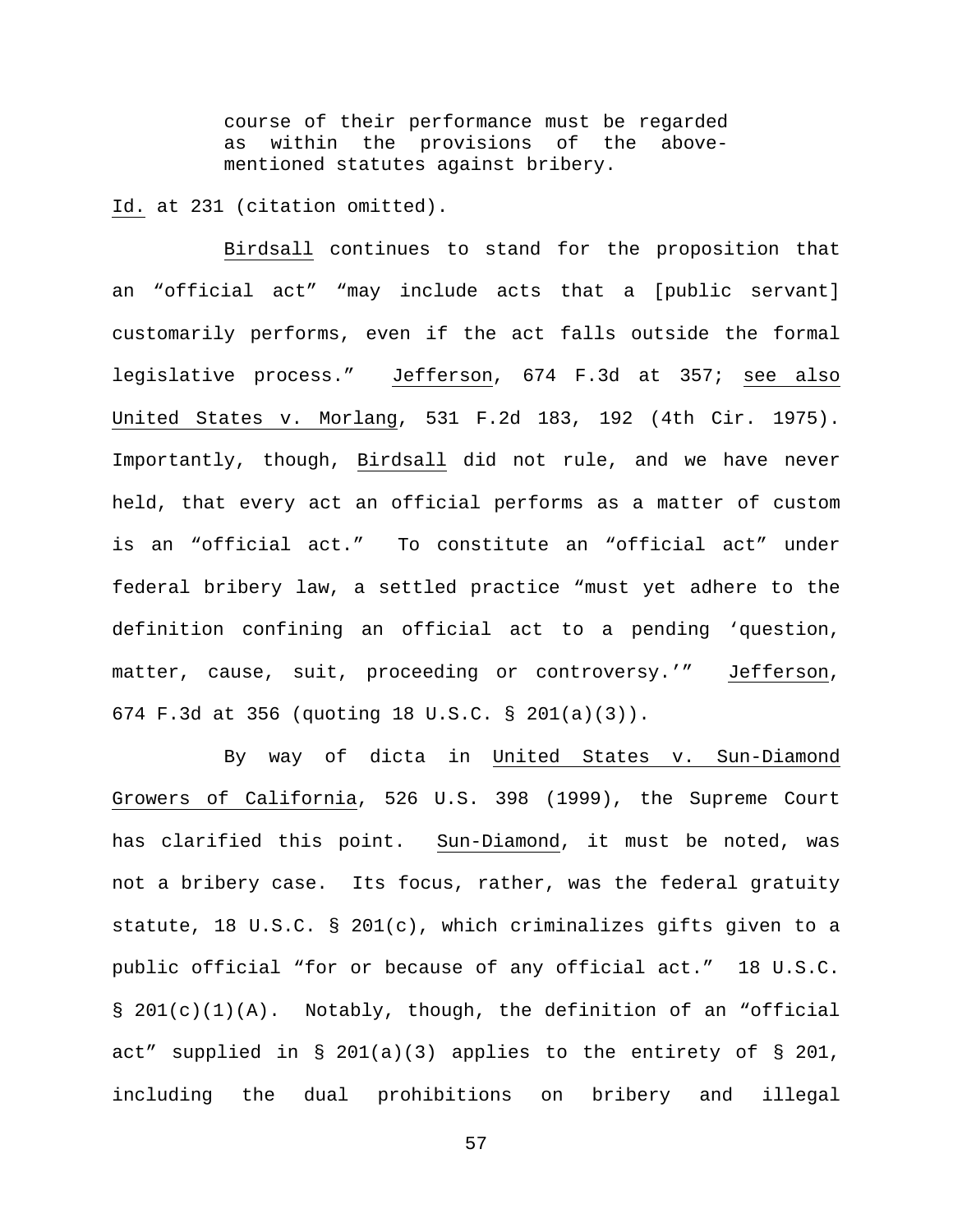> course of their performance must be regarded as within the provisions of the above-mentioned statutes against bribery.

Id. at 231 (citation omitted).

Birdsall continues to stand for the proposition that an "official act" "may include acts that a [public servant] customarily performs, even if the act falls outside the formal legislative process." Jefferson, 674 F.3d at 357; see also United States v. Morlang, 531 F.2d 183, 192 (4th Cir. 1975). Importantly, though, Birdsall did not rule, and we have never held, that every act an official performs as a matter of custom is an "official act." To constitute an "official act" under federal bribery law, a settled practice "must yet adhere to the definition confining an official act to a pending 'question, matter, cause, suit, proceeding or controversy.'" Jefferson, 674 F.3d at 356 (quoting 18 U.S.C. § 201(a)(3)).

By way of dicta in United States v. Sun-Diamond Growers of California, 526 U.S. 398 (1999), the Supreme Court has clarified this point. Sun-Diamond, it must be noted, was not a bribery case. Its focus, rather, was the federal gratuity statute, 18 U.S.C. § 201(c), which criminalizes gifts given to a public official "for or because of any official act." 18 U.S.C. § 201(c)(1)(A). Notably, though, the definition of an "official act" supplied in § 201(a)(3) applies to the entirety of § 201, including the dual prohibitions on bribery and illegal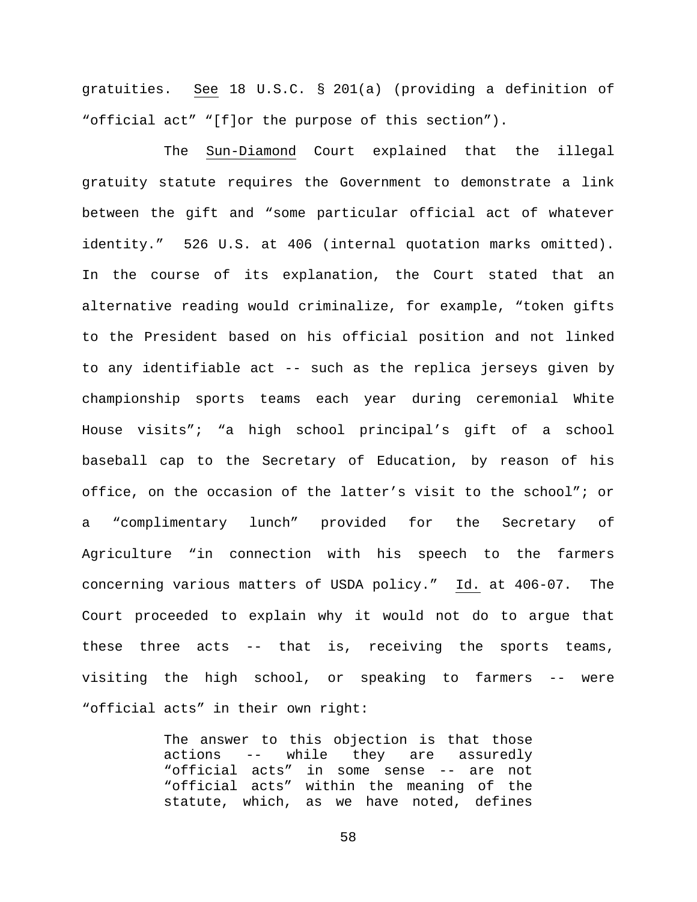gratuities. _See_ 18 U.S.C. § 201(a) (providing a definition of "official act" "[f]or the purpose of this section").

The _Sun-Diamond_ Court explained that the illegal gratuity statute requires the Government to demonstrate a link between the gift and "some particular official act of whatever identity." 526 U.S. at 406 (internal quotation marks omitted). In the course of its explanation, the Court stated that an alternative reading would criminalize, for example, "token gifts to the President based on his official position and not linked to any identifiable act -- such as the replica jerseys given by championship sports teams each year during ceremonial White House visits"; "a high school principal's gift of a school baseball cap to the Secretary of Education, by reason of his office, on the occasion of the latter's visit to the school"; or a "complimentary lunch" provided for the Secretary of Agriculture "in connection with his speech to the farmers concerning various matters of USDA policy." _Id._ at 406-07. The Court proceeded to explain why it would not do to argue that these three acts -- that is, receiving the sports teams, visiting the high school, or speaking to farmers -- were "official acts" in their own right:

> The answer to this objection is that those actions -- while they are assuredly "official acts" in some sense -- are not "official acts" within the meaning of the statute, which, as we have noted, defines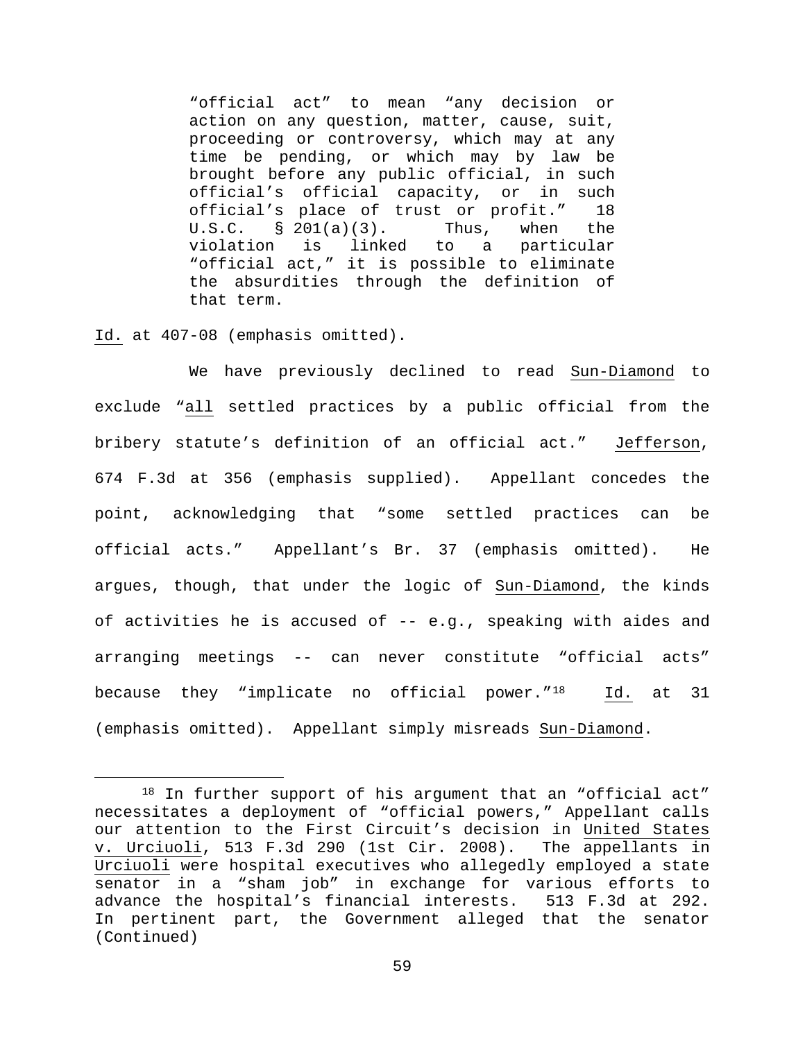> "official act" to mean "any decision or action on any question, matter, cause, suit, proceeding or controversy, which may at any time be pending, or which may by law be brought before any public official, in such official's official capacity, or in such official's place of trust or profit." 18 U.S.C. § 201(a)(3). Thus, when the violation is linked to a particular "official act," it is possible to eliminate the absurdities through the definition of that term.

Id. at 407-08 (emphasis omitted).

We have previously declined to read Sun-Diamond to exclude "all settled practices by a public official from the bribery statute's definition of an official act." Jefferson, 674 F.3d at 356 (emphasis supplied). Appellant concedes the point, acknowledging that "some settled practices can be official acts." Appellant's Br. 37 (emphasis omitted). He argues, though, that under the logic of Sun-Diamond, the kinds of activities he is accused of -- e.g., speaking with aides and arranging meetings -- can never constitute "official acts" because they "implicate no official power."[18] Id. at 31 (emphasis omitted). Appellant simply misreads Sun-Diamond.

---

[18] In further support of his argument that an "official act" necessitates a deployment of "official powers," Appellant calls our attention to the First Circuit's decision in United States v. Urciuoli, 513 F.3d 290 (1st Cir. 2008). The appellants in Urciuoli were hospital executives who allegedly employed a state senator in a "sham job" in exchange for various efforts to advance the hospital's financial interests. 513 F.3d at 292. In pertinent part, the Government alleged that the senator (Continued)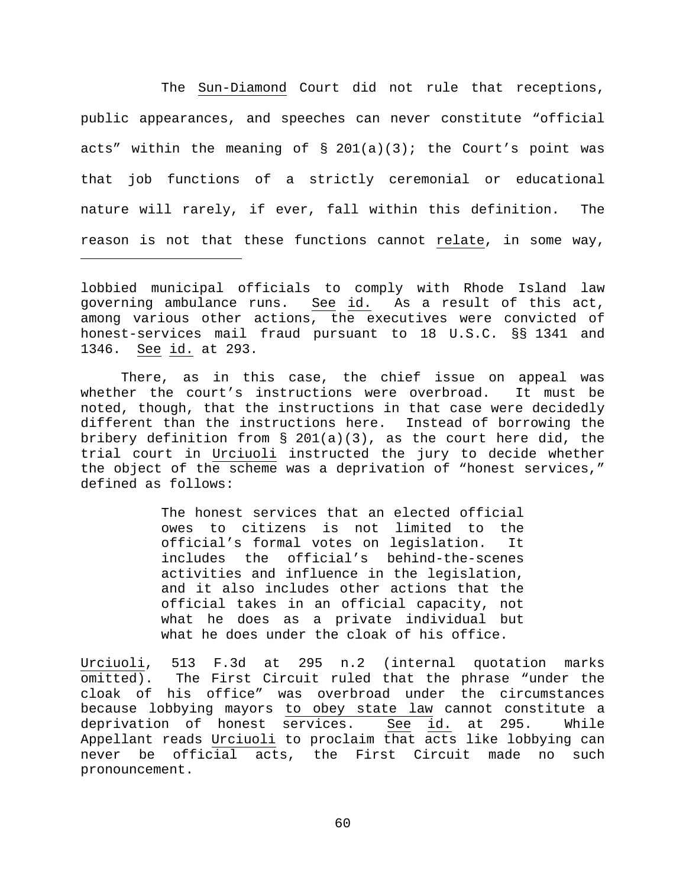The Sun-Diamond Court did not rule that receptions, public appearances, and speeches can never constitute "official acts" within the meaning of § 201(a)(3); the Court's point was that job functions of a strictly ceremonial or educational nature will rarely, if ever, fall within this definition. The reason is not that these functions cannot relate, in some way,

---

lobbied municipal officials to comply with Rhode Island law governing ambulance runs. See id. As a result of this act, among various other actions, the executives were convicted of honest-services mail fraud pursuant to 18 U.S.C. §§ 1341 and 1346. See id. at 293.

There, as in this case, the chief issue on appeal was whether the court's instructions were overbroad. It must be noted, though, that the instructions in that case were decidedly different than the instructions here. Instead of borrowing the bribery definition from § 201(a)(3), as the court here did, the trial court in Urciuoli instructed the jury to decide whether the object of the scheme was a deprivation of "honest services," defined as follows:

> The honest services that an elected official owes to citizens is not limited to the official's formal votes on legislation. It includes the official's behind-the-scenes activities and influence in the legislation, and it also includes other actions that the official takes in an official capacity, not what he does as a private individual but what he does under the cloak of his office.

Urciuoli, 513 F.3d at 295 n.2 (internal quotation marks omitted). The First Circuit ruled that the phrase "under the cloak of his office" was overbroad under the circumstances because lobbying mayors to obey state law cannot constitute a deprivation of honest services. See id. at 295. While Appellant reads Urciuoli to proclaim that acts like lobbying can never be official acts, the First Circuit made no such pronouncement.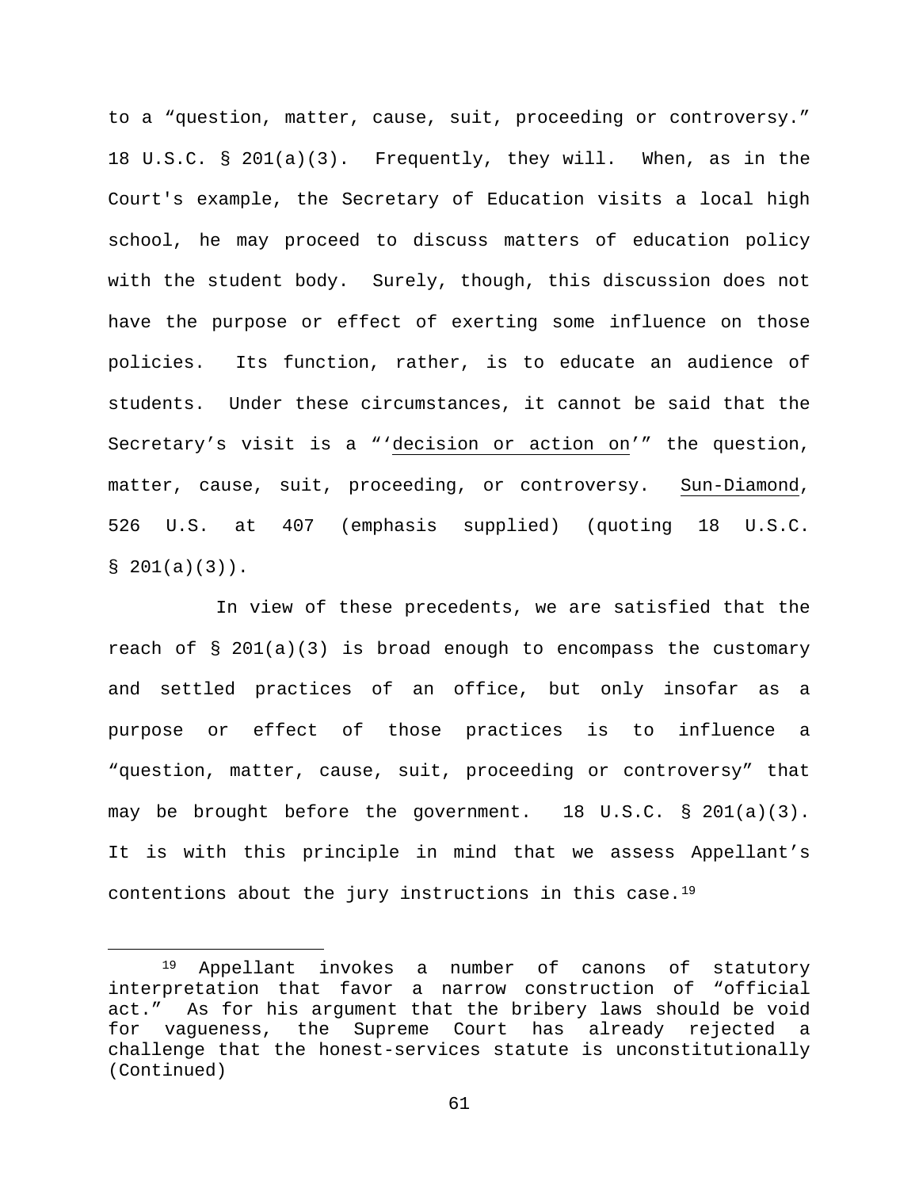to a "question, matter, cause, suit, proceeding or controversy." 18 U.S.C. § 201(a)(3). Frequently, they will. When, as in the Court's example, the Secretary of Education visits a local high school, he may proceed to discuss matters of education policy with the student body. Surely, though, this discussion does not have the purpose or effect of exerting some influence on those policies. Its function, rather, is to educate an audience of students. Under these circumstances, it cannot be said that the Secretary's visit is a "'decision or action on'" the question, matter, cause, suit, proceeding, or controversy. Sun-Diamond, 526 U.S. at 407 (emphasis supplied) (quoting 18 U.S.C. § 201(a)(3)).

In view of these precedents, we are satisfied that the reach of § 201(a)(3) is broad enough to encompass the customary and settled practices of an office, but only insofar as a purpose or effect of those practices is to influence a "question, matter, cause, suit, proceeding or controversy" that may be brought before the government. 18 U.S.C. § 201(a)(3). It is with this principle in mind that we assess Appellant's contentions about the jury instructions in this case.[19]

---

[19] Appellant invokes a number of canons of statutory interpretation that favor a narrow construction of "official act." As for his argument that the bribery laws should be void for vagueness, the Supreme Court has already rejected a challenge that the honest-services statute is unconstitutionally (Continued)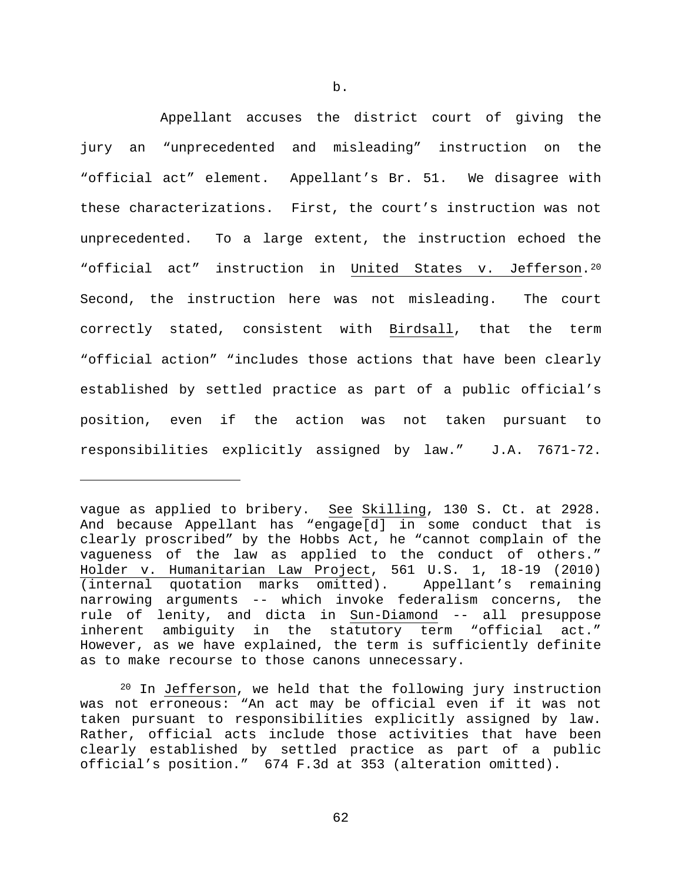b.

Appellant accuses the district court of giving the jury an "unprecedented and misleading" instruction on the "official act" element. Appellant's Br. 51. We disagree with these characterizations. First, the court's instruction was not unprecedented. To a large extent, the instruction echoed the "official act" instruction in United States v. Jefferson.[20] Second, the instruction here was not misleading. The court correctly stated, consistent with Birdsall, that the term "official action" "includes those actions that have been clearly established by settled practice as part of a public official's position, even if the action was not taken pursuant to responsibilities explicitly assigned by law." J.A. 7671-72.

---

vague as applied to bribery. See Skilling, 130 S. Ct. at 2928. And because Appellant has "engage[d] in some conduct that is clearly proscribed" by the Hobbs Act, he "cannot complain of the vagueness of the law as applied to the conduct of others." Holder v. Humanitarian Law Project, 561 U.S. 1, 18-19 (2010) (internal quotation marks omitted). Appellant's remaining narrowing arguments -- which invoke federalism concerns, the rule of lenity, and dicta in Sun-Diamond -- all presuppose inherent ambiguity in the statutory term "official act." However, as we have explained, the term is sufficiently definite as to make recourse to those canons unnecessary.

[20] In Jefferson, we held that the following jury instruction was not erroneous: "An act may be official even if it was not taken pursuant to responsibilities explicitly assigned by law. Rather, official acts include those activities that have been clearly established by settled practice as part of a public official's position." 674 F.3d at 353 (alteration omitted).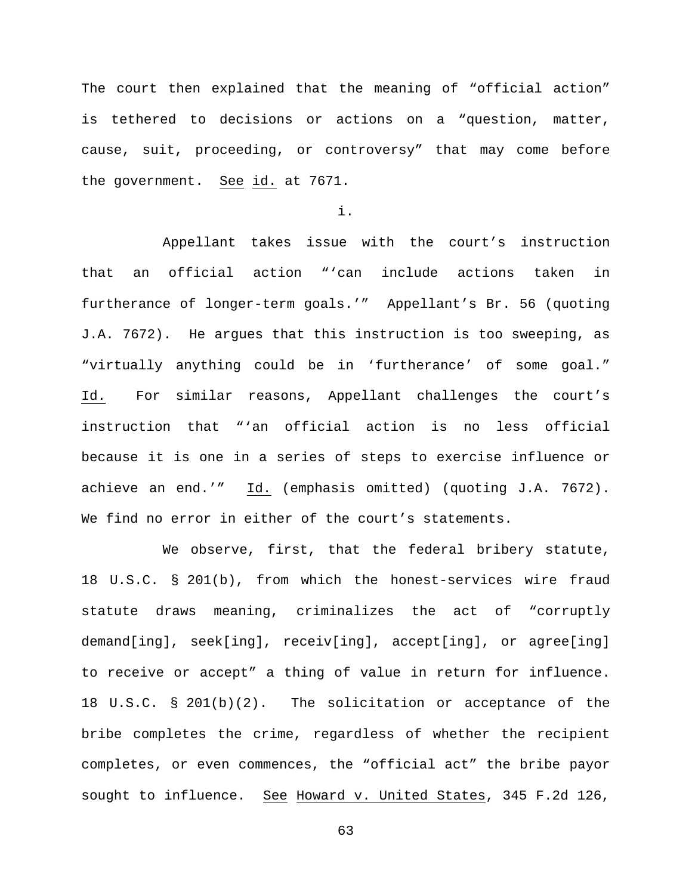The court then explained that the meaning of "official action" is tethered to decisions or actions on a "question, matter, cause, suit, proceeding, or controversy" that may come before the government. See id. at 7671.

i.

Appellant takes issue with the court's instruction that an official action "'can include actions taken in furtherance of longer-term goals.'" Appellant's Br. 56 (quoting J.A. 7672). He argues that this instruction is too sweeping, as "virtually anything could be in 'furtherance' of some goal." Id. For similar reasons, Appellant challenges the court's instruction that "'an official action is no less official because it is one in a series of steps to exercise influence or achieve an end.'" Id. (emphasis omitted) (quoting J.A. 7672). We find no error in either of the court's statements.

We observe, first, that the federal bribery statute, 18 U.S.C. § 201(b), from which the honest-services wire fraud statute draws meaning, criminalizes the act of "corruptly demand[ing], seek[ing], receiv[ing], accept[ing], or agree[ing] to receive or accept" a thing of value in return for influence. 18 U.S.C. § 201(b)(2). The solicitation or acceptance of the bribe completes the crime, regardless of whether the recipient completes, or even commences, the "official act" the bribe payor sought to influence. See Howard v. United States, 345 F.2d 126,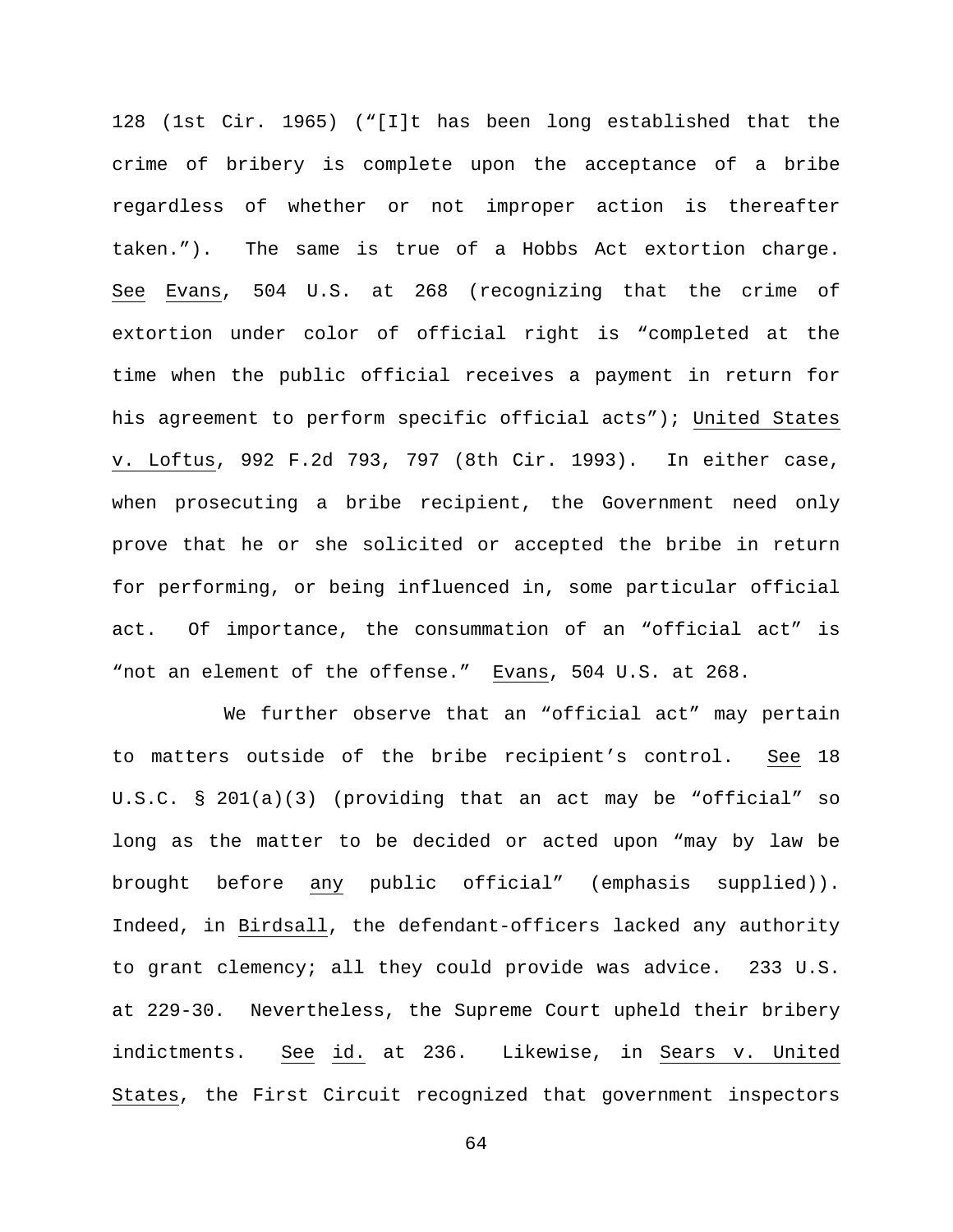128 (1st Cir. 1965) ("[I]t has been long established that the crime of bribery is complete upon the acceptance of a bribe regardless of whether or not improper action is thereafter taken."). The same is true of a Hobbs Act extortion charge. See Evans, 504 U.S. at 268 (recognizing that the crime of extortion under color of official right is "completed at the time when the public official receives a payment in return for his agreement to perform specific official acts"); United States v. Loftus, 992 F.2d 793, 797 (8th Cir. 1993). In either case, when prosecuting a bribe recipient, the Government need only prove that he or she solicited or accepted the bribe in return for performing, or being influenced in, some particular official act. Of importance, the consummation of an "official act" is "not an element of the offense." Evans, 504 U.S. at 268.

We further observe that an "official act" may pertain to matters outside of the bribe recipient's control. See 18 U.S.C. § 201(a)(3) (providing that an act may be "official" so long as the matter to be decided or acted upon "may by law be brought before any public official" (emphasis supplied)). Indeed, in Birdsall, the defendant-officers lacked any authority to grant clemency; all they could provide was advice. 233 U.S. at 229-30. Nevertheless, the Supreme Court upheld their bribery indictments. See id. at 236. Likewise, in Sears v. United States, the First Circuit recognized that government inspectors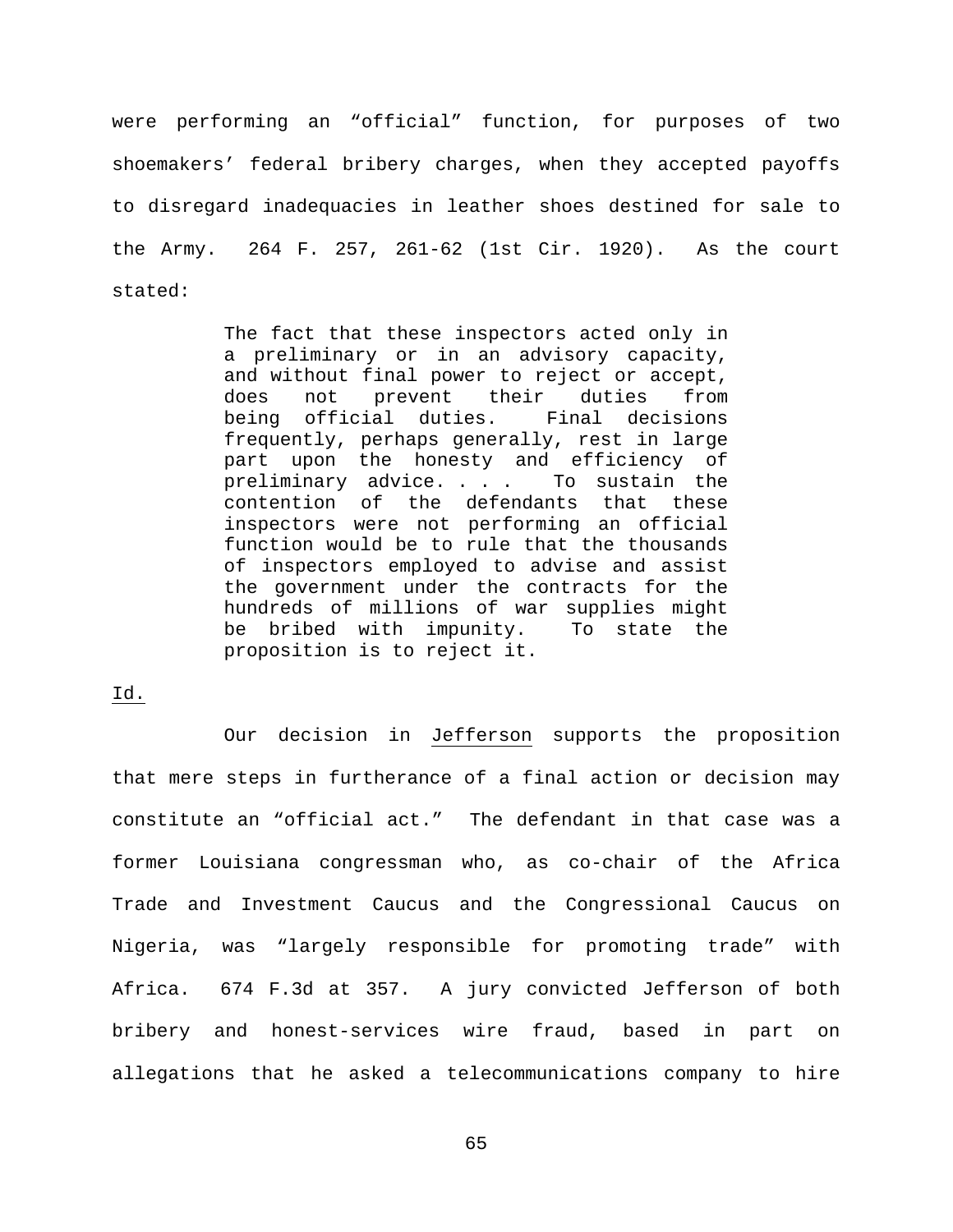were performing an "official" function, for purposes of two shoemakers' federal bribery charges, when they accepted payoffs to disregard inadequacies in leather shoes destined for sale to the Army. 264 F. 257, 261-62 (1st Cir. 1920). As the court stated:

> The fact that these inspectors acted only in a preliminary or in an advisory capacity, and without final power to reject or accept, does not prevent their duties from being official duties. Final decisions frequently, perhaps generally, rest in large part upon the honesty and efficiency of preliminary advice. . . . To sustain the contention of the defendants that these inspectors were not performing an official function would be to rule that the thousands of inspectors employed to advise and assist the government under the contracts for the hundreds of millions of war supplies might be bribed with impunity. To state the proposition is to reject it.

Id.

Our decision in Jefferson supports the proposition that mere steps in furtherance of a final action or decision may constitute an "official act." The defendant in that case was a former Louisiana congressman who, as co-chair of the Africa Trade and Investment Caucus and the Congressional Caucus on Nigeria, was "largely responsible for promoting trade" with Africa. 674 F.3d at 357. A jury convicted Jefferson of both bribery and honest-services wire fraud, based in part on allegations that he asked a telecommunications company to hire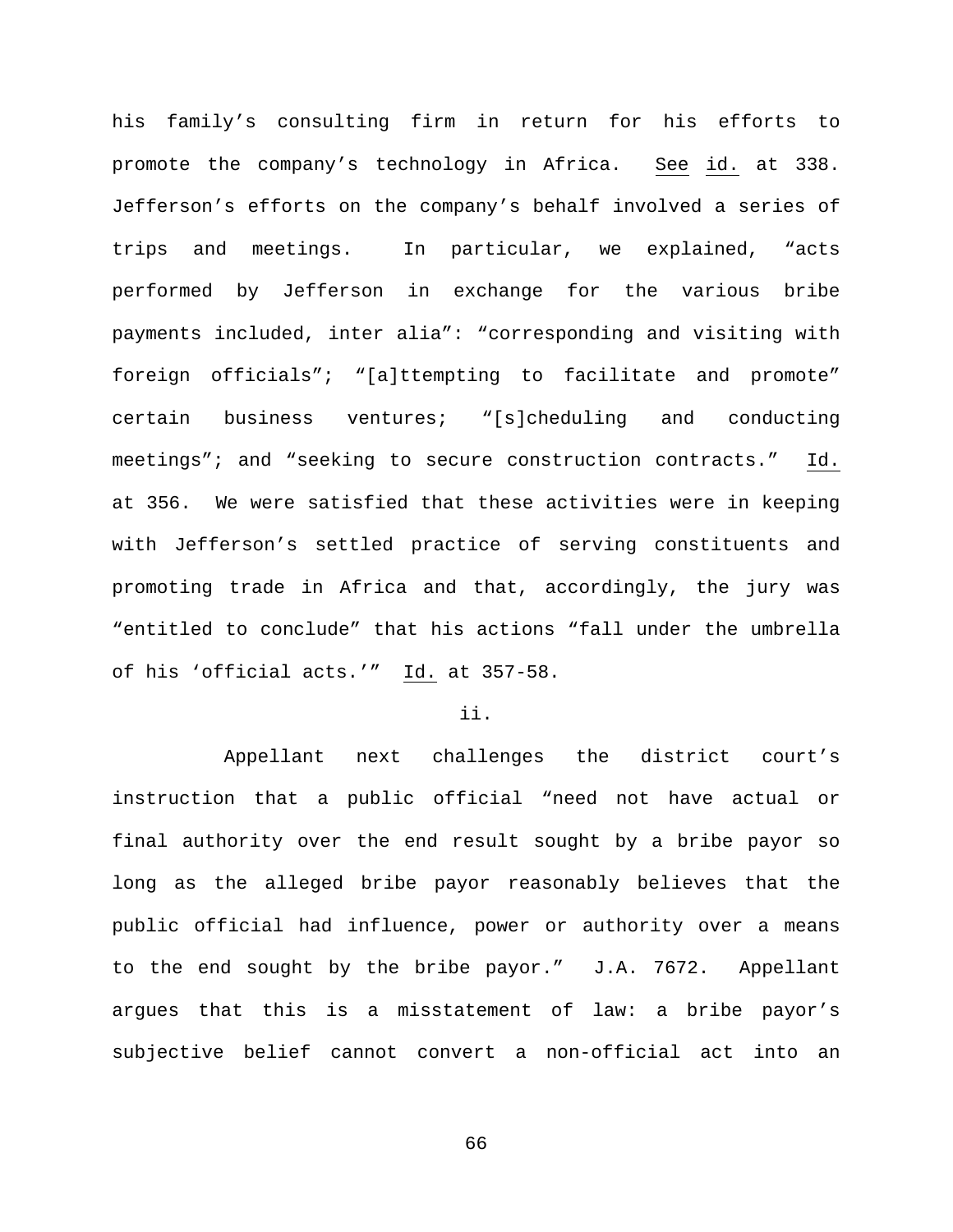his family's consulting firm in return for his efforts to promote the company's technology in Africa. See id. at 338. Jefferson's efforts on the company's behalf involved a series of trips and meetings. In particular, we explained, "acts performed by Jefferson in exchange for the various bribe payments included, inter alia": "corresponding and visiting with foreign officials"; "[a]ttempting to facilitate and promote" certain business ventures; "[s]cheduling and conducting meetings"; and "seeking to secure construction contracts." Id. at 356. We were satisfied that these activities were in keeping with Jefferson's settled practice of serving constituents and promoting trade in Africa and that, accordingly, the jury was "entitled to conclude" that his actions "fall under the umbrella of his 'official acts.'" Id. at 357-58.

ii.

Appellant next challenges the district court's instruction that a public official "need not have actual or final authority over the end result sought by a bribe payor so long as the alleged bribe payor reasonably believes that the public official had influence, power or authority over a means to the end sought by the bribe payor." J.A. 7672. Appellant argues that this is a misstatement of law: a bribe payor's subjective belief cannot convert a non-official act into an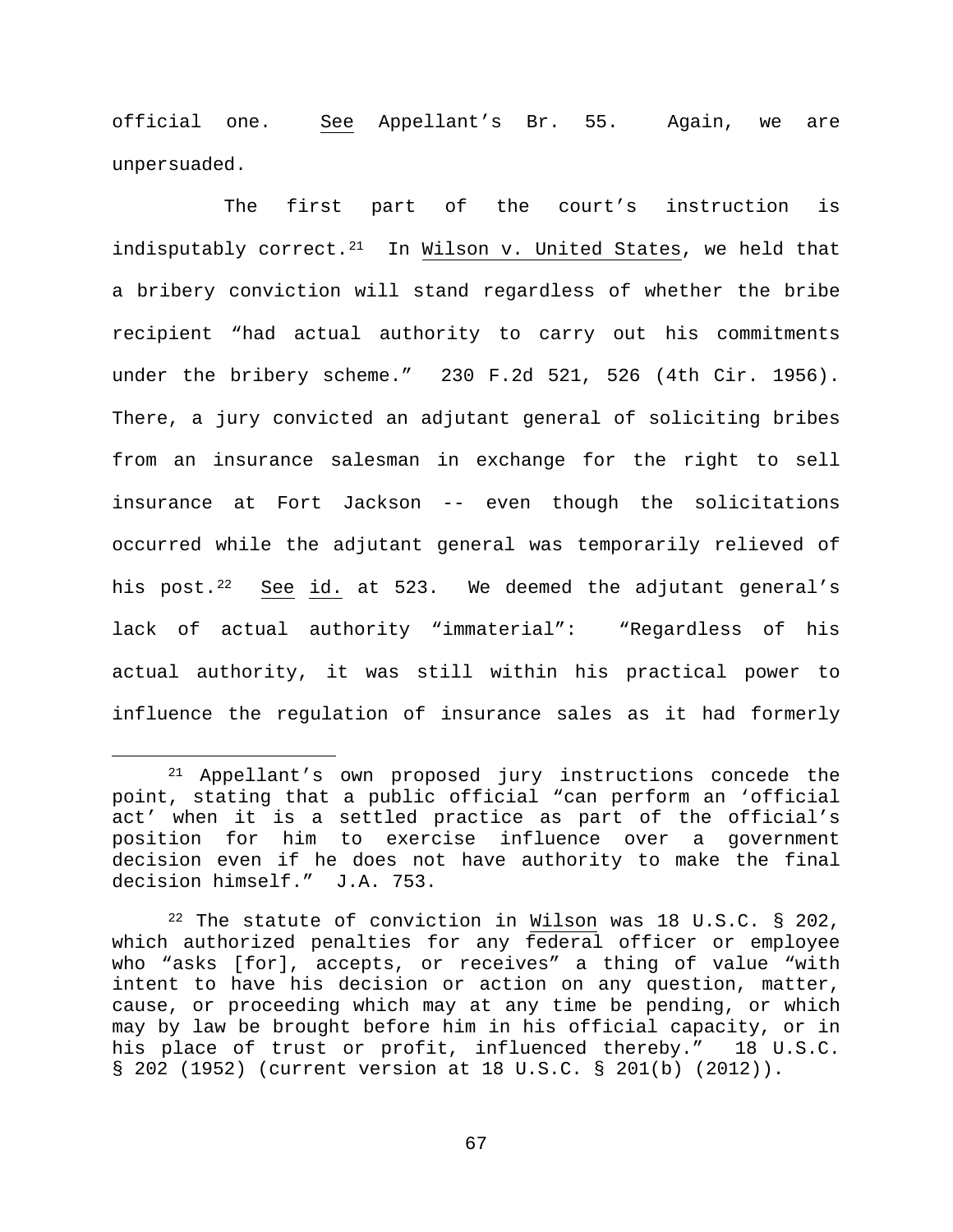official one. See Appellant's Br. 55. Again, we are unpersuaded.

The first part of the court's instruction is indisputably correct.[21] In Wilson v. United States, we held that a bribery conviction will stand regardless of whether the bribe recipient "had actual authority to carry out his commitments under the bribery scheme." 230 F.2d 521, 526 (4th Cir. 1956). There, a jury convicted an adjutant general of soliciting bribes from an insurance salesman in exchange for the right to sell insurance at Fort Jackson -- even though the solicitations occurred while the adjutant general was temporarily relieved of his post.[22] See id. at 523. We deemed the adjutant general's lack of actual authority "immaterial": "Regardless of his actual authority, it was still within his practical power to influence the regulation of insurance sales as it had formerly

---

[21] Appellant's own proposed jury instructions concede the point, stating that a public official "can perform an 'official act' when it is a settled practice as part of the official's position for him to exercise influence over a government decision even if he does not have authority to make the final decision himself." J.A. 753.

[22] The statute of conviction in Wilson was 18 U.S.C. § 202, which authorized penalties for any federal officer or employee who "asks [for], accepts, or receives" a thing of value "with intent to have his decision or action on any question, matter, cause, or proceeding which may at any time be pending, or which may by law be brought before him in his official capacity, or in his place of trust or profit, influenced thereby." 18 U.S.C. § 202 (1952) (current version at 18 U.S.C. § 201(b) (2012)).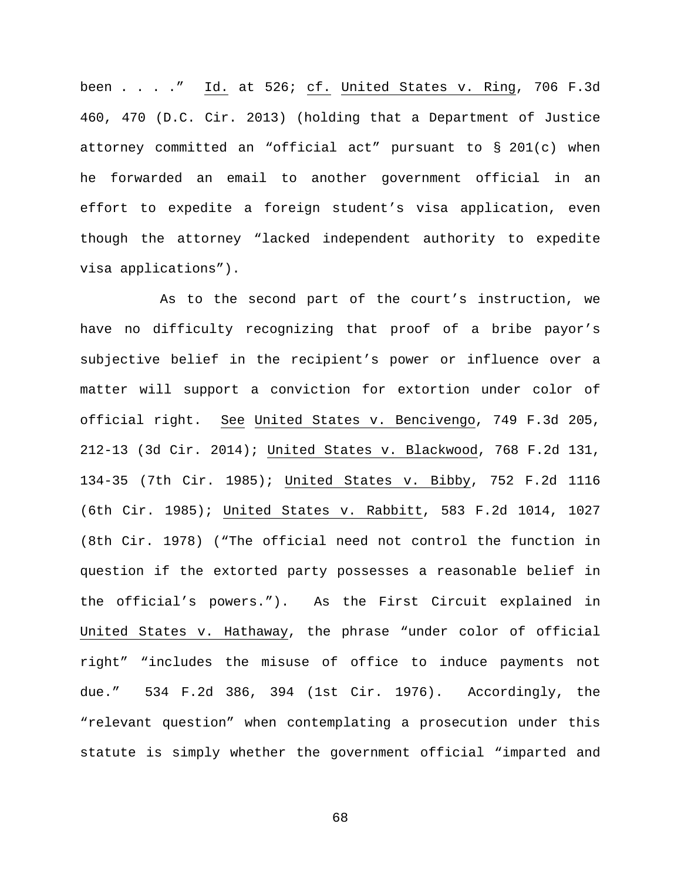been . . . ." *Id.* at 526; *cf.* *United States v. Ring*, 706 F.3d 460, 470 (D.C. Cir. 2013) (holding that a Department of Justice attorney committed an "official act" pursuant to § 201(c) when he forwarded an email to another government official in an effort to expedite a foreign student's visa application, even though the attorney "lacked independent authority to expedite visa applications").

As to the second part of the court's instruction, we have no difficulty recognizing that proof of a bribe payor's subjective belief in the recipient's power or influence over a matter will support a conviction for extortion under color of official right. *See* *United States v. Bencivengo*, 749 F.3d 205, 212-13 (3d Cir. 2014); *United States v. Blackwood*, 768 F.2d 131, 134-35 (7th Cir. 1985); *United States v. Bibby*, 752 F.2d 1116 (6th Cir. 1985); *United States v. Rabbitt*, 583 F.2d 1014, 1027 (8th Cir. 1978) ("The official need not control the function in question if the extorted party possesses a reasonable belief in the official's powers."). As the First Circuit explained in *United States v. Hathaway*, the phrase "under color of official right" "includes the misuse of office to induce payments not due." 534 F.2d 386, 394 (1st Cir. 1976). Accordingly, the "relevant question" when contemplating a prosecution under this statute is simply whether the government official "imparted and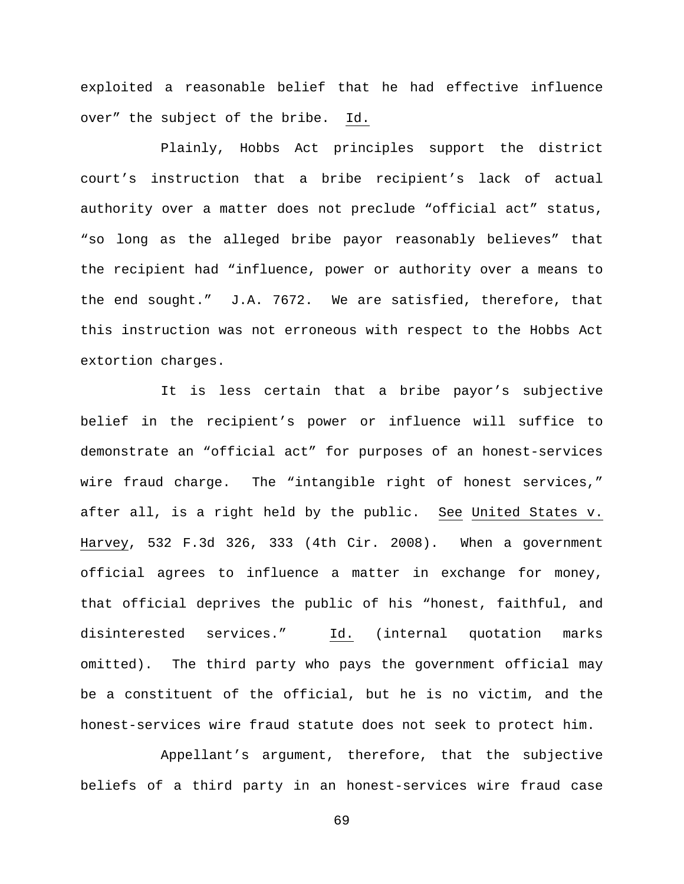exploited a reasonable belief that he had effective influence over" the subject of the bribe. Id.

Plainly, Hobbs Act principles support the district court's instruction that a bribe recipient's lack of actual authority over a matter does not preclude "official act" status, "so long as the alleged bribe payor reasonably believes" that the recipient had "influence, power or authority over a means to the end sought." J.A. 7672. We are satisfied, therefore, that this instruction was not erroneous with respect to the Hobbs Act extortion charges.

It is less certain that a bribe payor's subjective belief in the recipient's power or influence will suffice to demonstrate an "official act" for purposes of an honest-services wire fraud charge. The "intangible right of honest services," after all, is a right held by the public. See United States v. Harvey, 532 F.3d 326, 333 (4th Cir. 2008). When a government official agrees to influence a matter in exchange for money, that official deprives the public of his "honest, faithful, and disinterested services." Id. (internal quotation marks omitted). The third party who pays the government official may be a constituent of the official, but he is no victim, and the honest-services wire fraud statute does not seek to protect him.

Appellant's argument, therefore, that the subjective beliefs of a third party in an honest-services wire fraud case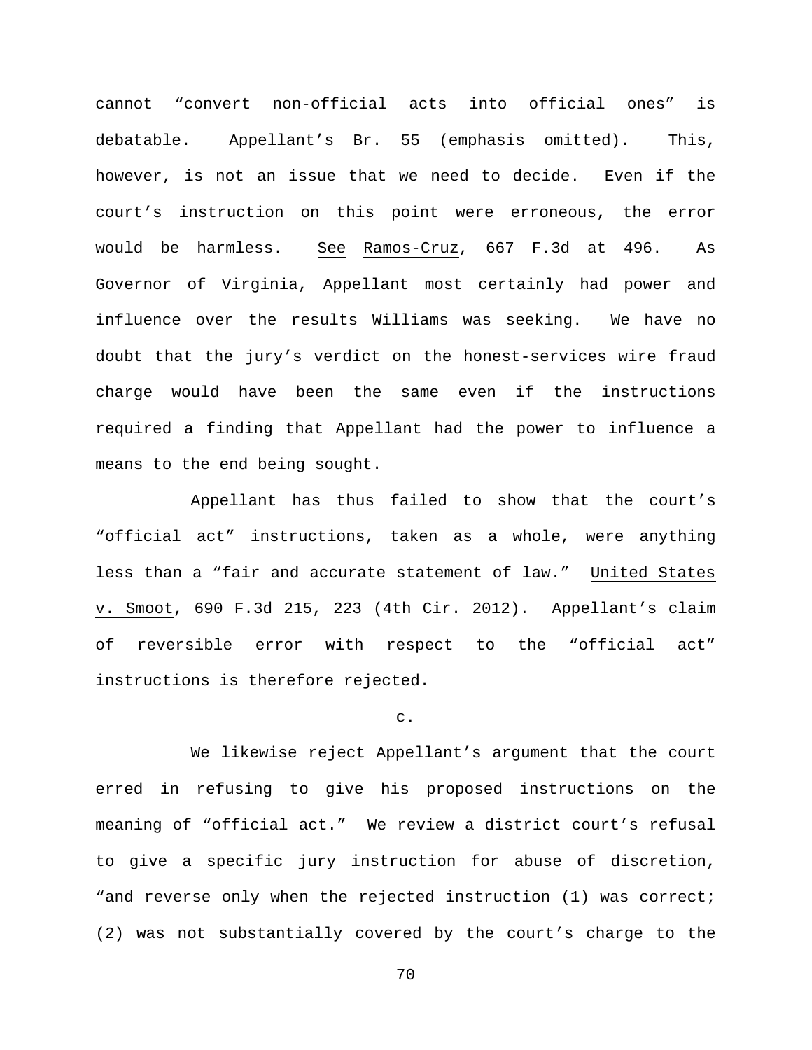cannot "convert non-official acts into official ones" is debatable. Appellant's Br. 55 (emphasis omitted). This, however, is not an issue that we need to decide. Even if the court's instruction on this point were erroneous, the error would be harmless. See Ramos-Cruz, 667 F.3d at 496. As Governor of Virginia, Appellant most certainly had power and influence over the results Williams was seeking. We have no doubt that the jury's verdict on the honest-services wire fraud charge would have been the same even if the instructions required a finding that Appellant had the power to influence a means to the end being sought.

Appellant has thus failed to show that the court's "official act" instructions, taken as a whole, were anything less than a "fair and accurate statement of law." United States v. Smoot, 690 F.3d 215, 223 (4th Cir. 2012). Appellant's claim of reversible error with respect to the "official act" instructions is therefore rejected.

c.

We likewise reject Appellant's argument that the court erred in refusing to give his proposed instructions on the meaning of "official act." We review a district court's refusal to give a specific jury instruction for abuse of discretion, "and reverse only when the rejected instruction (1) was correct; (2) was not substantially covered by the court's charge to the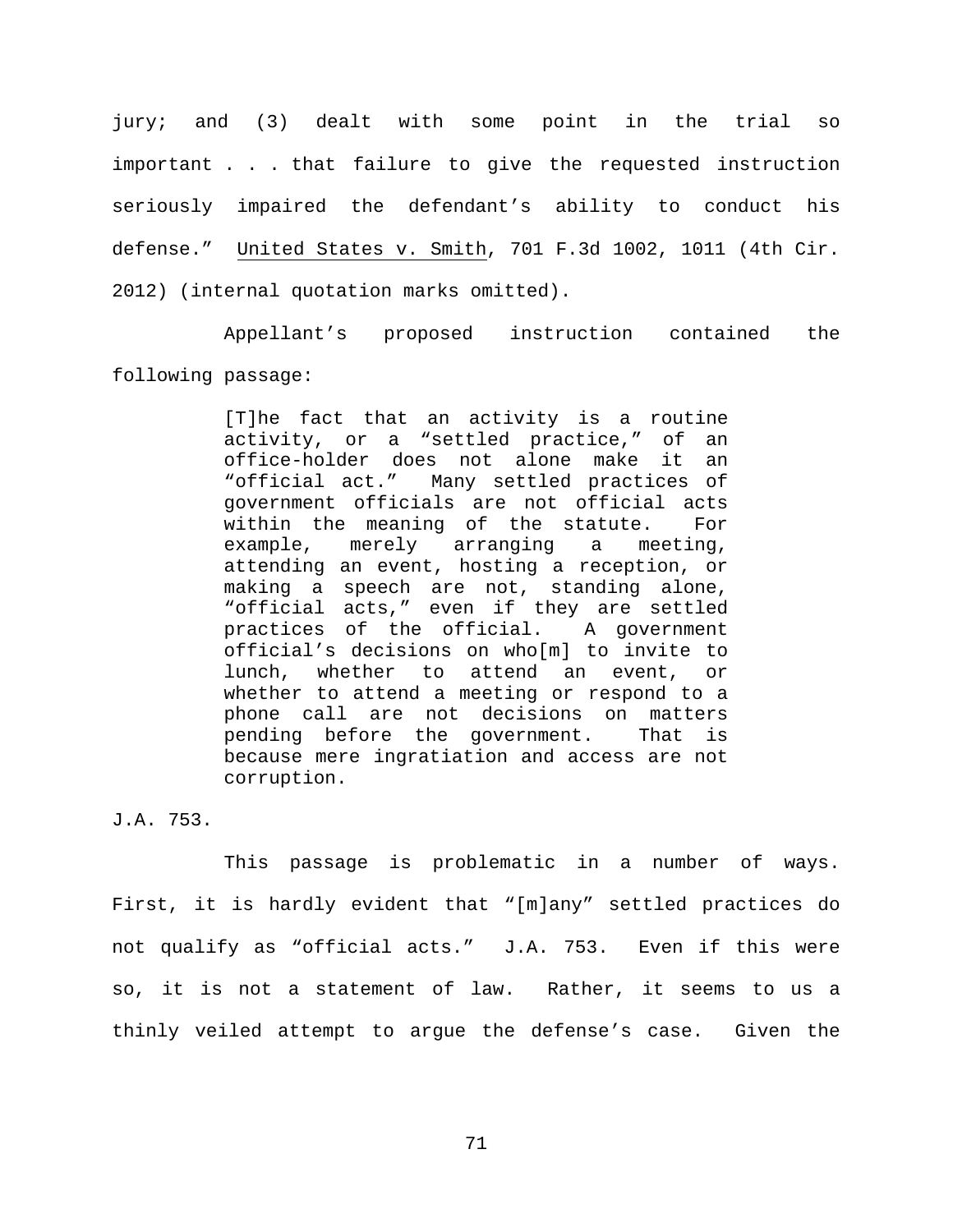jury; and (3) dealt with some point in the trial so important . . . that failure to give the requested instruction seriously impaired the defendant's ability to conduct his defense." United States v. Smith, 701 F.3d 1002, 1011 (4th Cir. 2012) (internal quotation marks omitted).

Appellant's proposed instruction contained the following passage:

> [T]he fact that an activity is a routine activity, or a "settled practice," of an office-holder does not alone make it an "official act." Many settled practices of government officials are not official acts within the meaning of the statute. For example, merely arranging a meeting, attending an event, hosting a reception, or making a speech are not, standing alone, "official acts," even if they are settled practices of the official. A government official's decisions on who[m] to invite to lunch, whether to attend an event, or whether to attend a meeting or respond to a phone call are not decisions on matters pending before the government. That is because mere ingratiation and access are not corruption.

J.A. 753.

This passage is problematic in a number of ways. First, it is hardly evident that "[m]any" settled practices do not qualify as "official acts." J.A. 753. Even if this were so, it is not a statement of law. Rather, it seems to us a thinly veiled attempt to argue the defense's case. Given the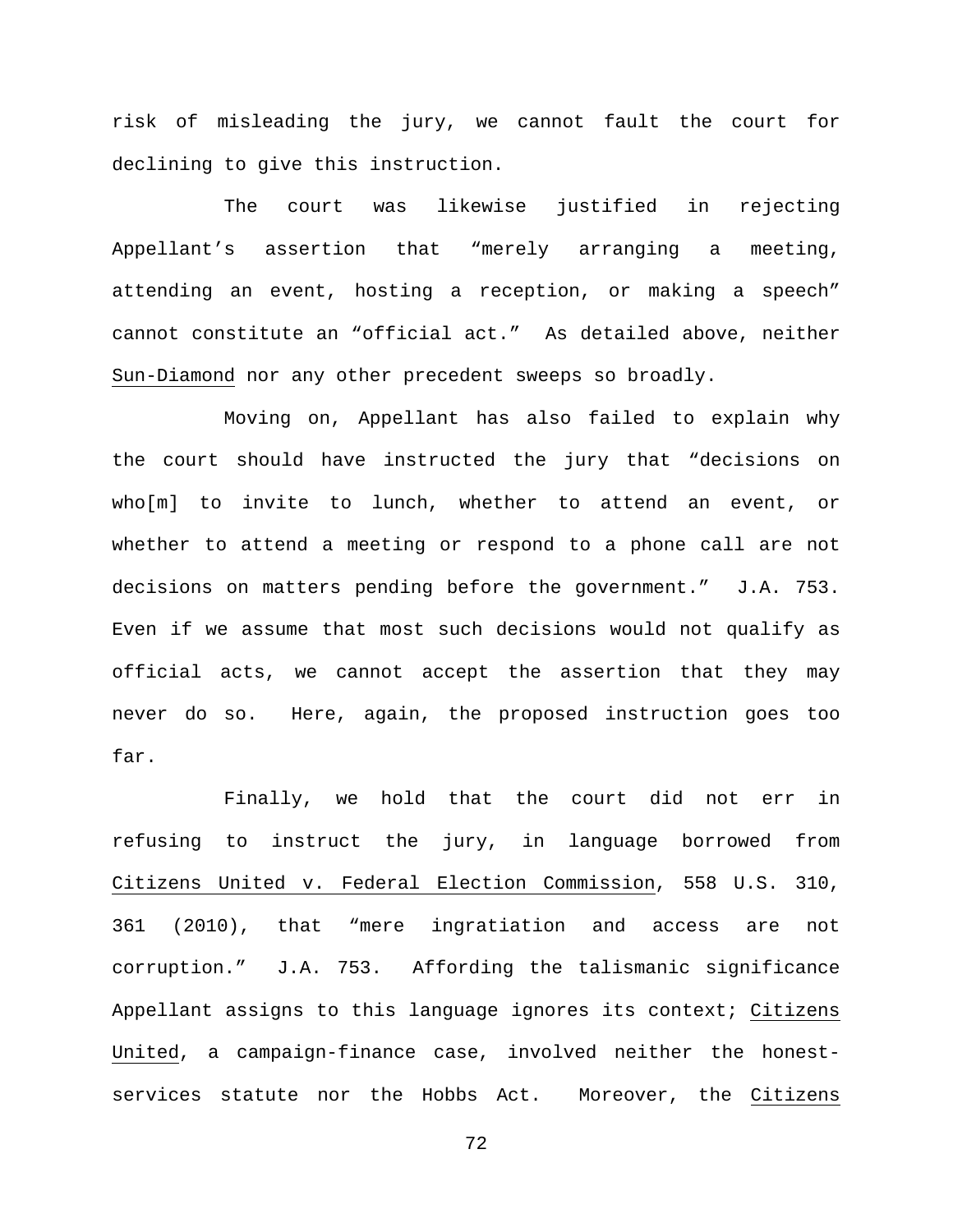risk of misleading the jury, we cannot fault the court for declining to give this instruction.

The court was likewise justified in rejecting Appellant's assertion that "merely arranging a meeting, attending an event, hosting a reception, or making a speech" cannot constitute an "official act." As detailed above, neither Sun-Diamond nor any other precedent sweeps so broadly.

Moving on, Appellant has also failed to explain why the court should have instructed the jury that "decisions on who[m] to invite to lunch, whether to attend an event, or whether to attend a meeting or respond to a phone call are not decisions on matters pending before the government." J.A. 753. Even if we assume that most such decisions would not qualify as official acts, we cannot accept the assertion that they may never do so. Here, again, the proposed instruction goes too far.

Finally, we hold that the court did not err in refusing to instruct the jury, in language borrowed from Citizens United v. Federal Election Commission, 558 U.S. 310, 361 (2010), that "mere ingratiation and access are not corruption." J.A. 753. Affording the talismanic significance Appellant assigns to this language ignores its context; Citizens United, a campaign-finance case, involved neither the honest-services statute nor the Hobbs Act. Moreover, the Citizens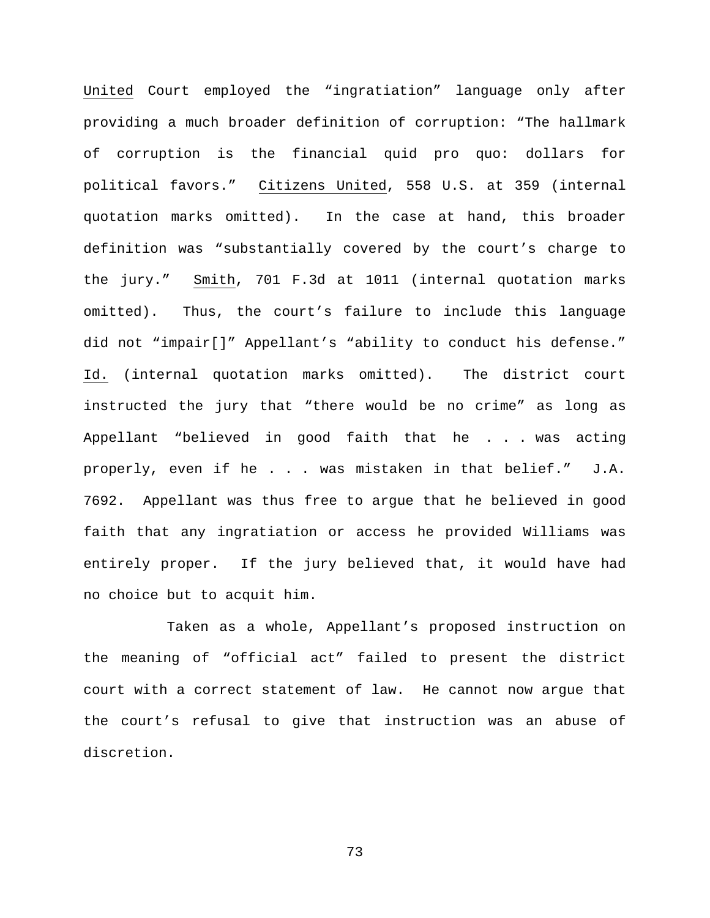United Court employed the "ingratiation" language only after providing a much broader definition of corruption: "The hallmark of corruption is the financial quid pro quo: dollars for political favors." Citizens United, 558 U.S. at 359 (internal quotation marks omitted). In the case at hand, this broader definition was "substantially covered by the court's charge to the jury." Smith, 701 F.3d at 1011 (internal quotation marks omitted). Thus, the court's failure to include this language did not "impair[]" Appellant's "ability to conduct his defense." Id. (internal quotation marks omitted). The district court instructed the jury that "there would be no crime" as long as Appellant "believed in good faith that he . . . was acting properly, even if he . . . was mistaken in that belief." J.A. 7692. Appellant was thus free to argue that he believed in good faith that any ingratiation or access he provided Williams was entirely proper. If the jury believed that, it would have had no choice but to acquit him.

Taken as a whole, Appellant's proposed instruction on the meaning of "official act" failed to present the district court with a correct statement of law. He cannot now argue that the court's refusal to give that instruction was an abuse of discretion.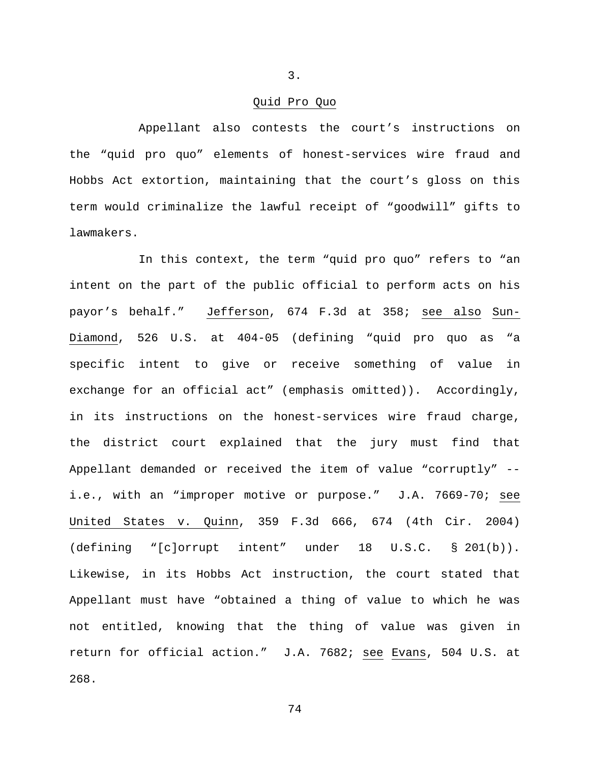3.

Quid Pro Quo

Appellant also contests the court's instructions on the "quid pro quo" elements of honest-services wire fraud and Hobbs Act extortion, maintaining that the court's gloss on this term would criminalize the lawful receipt of "goodwill" gifts to lawmakers.

In this context, the term "quid pro quo" refers to "an intent on the part of the public official to perform acts on his payor's behalf." Jefferson, 674 F.3d at 358; see also Sun-Diamond, 526 U.S. at 404-05 (defining "quid pro quo as "a specific intent to give or receive something of value in exchange for an official act" (emphasis omitted)). Accordingly, in its instructions on the honest-services wire fraud charge, the district court explained that the jury must find that Appellant demanded or received the item of value "corruptly" -- i.e., with an "improper motive or purpose." J.A. 7669-70; see United States v. Quinn, 359 F.3d 666, 674 (4th Cir. 2004) (defining "[c]orrupt intent" under 18 U.S.C. § 201(b)). Likewise, in its Hobbs Act instruction, the court stated that Appellant must have "obtained a thing of value to which he was not entitled, knowing that the thing of value was given in return for official action." J.A. 7682; see Evans, 504 U.S. at 268.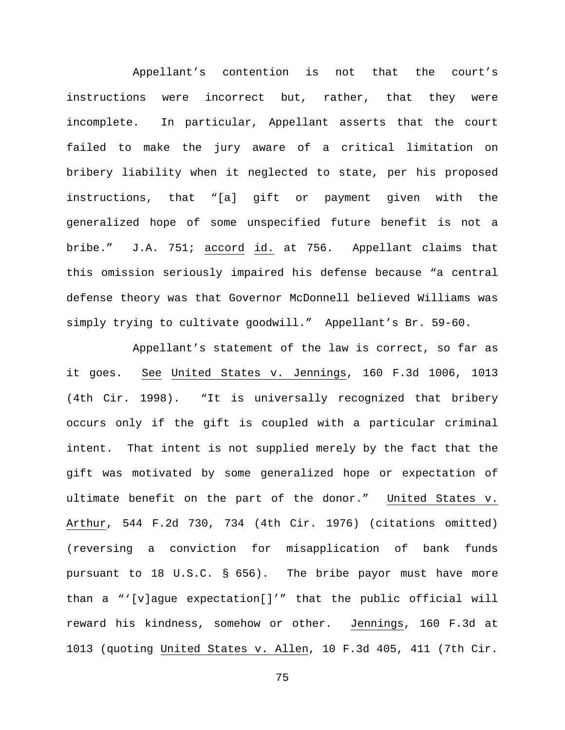Appellant's contention is not that the court's instructions were incorrect but, rather, that they were incomplete. In particular, Appellant asserts that the court failed to make the jury aware of a critical limitation on bribery liability when it neglected to state, per his proposed instructions, that "[a] gift or payment given with the generalized hope of some unspecified future benefit is not a bribe." J.A. 751; accord id. at 756. Appellant claims that this omission seriously impaired his defense because "a central defense theory was that Governor McDonnell believed Williams was simply trying to cultivate goodwill." Appellant's Br. 59-60.

Appellant's statement of the law is correct, so far as it goes. See United States v. Jennings, 160 F.3d 1006, 1013 (4th Cir. 1998). "It is universally recognized that bribery occurs only if the gift is coupled with a particular criminal intent. That intent is not supplied merely by the fact that the gift was motivated by some generalized hope or expectation of ultimate benefit on the part of the donor." United States v. Arthur, 544 F.2d 730, 734 (4th Cir. 1976) (citations omitted) (reversing a conviction for misapplication of bank funds pursuant to 18 U.S.C. § 656). The bribe payor must have more than a "'[v]ague expectation[]'" that the public official will reward his kindness, somehow or other. Jennings, 160 F.3d at 1013 (quoting United States v. Allen, 10 F.3d 405, 411 (7th Cir.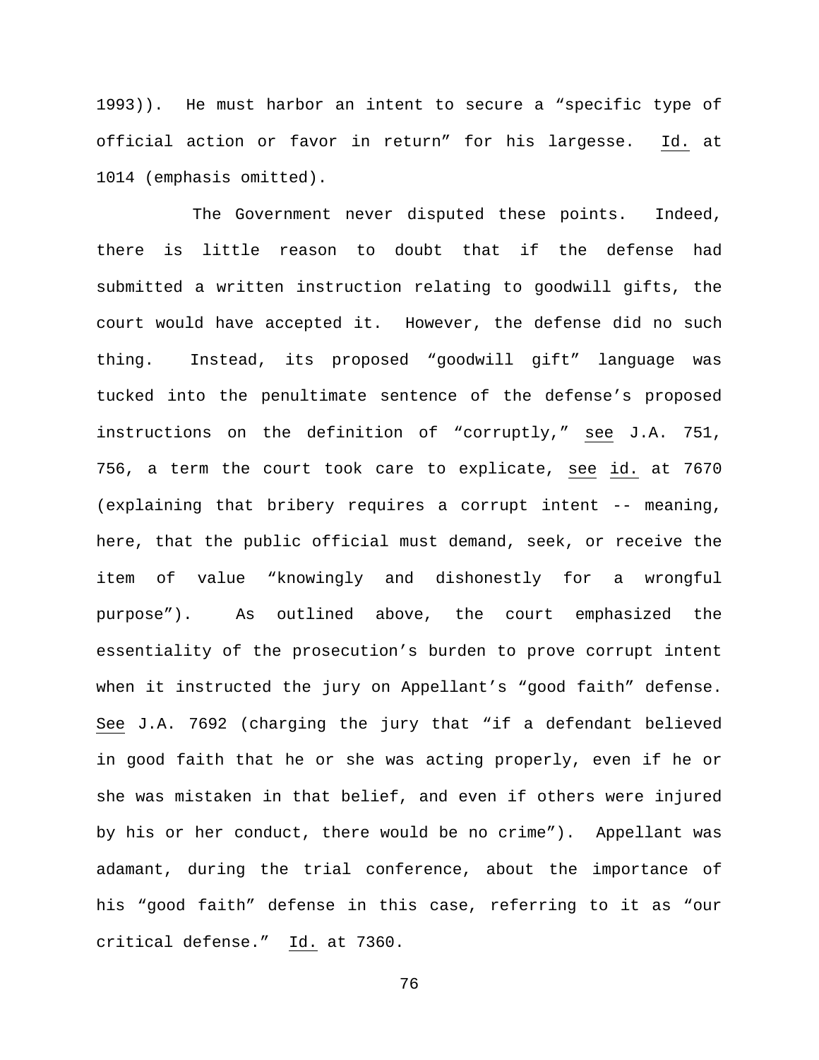1993)). He must harbor an intent to secure a "specific type of official action or favor in return" for his largesse. Id. at 1014 (emphasis omitted).

The Government never disputed these points. Indeed, there is little reason to doubt that if the defense had submitted a written instruction relating to goodwill gifts, the court would have accepted it. However, the defense did no such thing. Instead, its proposed "goodwill gift" language was tucked into the penultimate sentence of the defense's proposed instructions on the definition of "corruptly," see J.A. 751, 756, a term the court took care to explicate, see id. at 7670 (explaining that bribery requires a corrupt intent -- meaning, here, that the public official must demand, seek, or receive the item of value "knowingly and dishonestly for a wrongful purpose"). As outlined above, the court emphasized the essentiality of the prosecution's burden to prove corrupt intent when it instructed the jury on Appellant's "good faith" defense. See J.A. 7692 (charging the jury that "if a defendant believed in good faith that he or she was acting properly, even if he or she was mistaken in that belief, and even if others were injured by his or her conduct, there would be no crime"). Appellant was adamant, during the trial conference, about the importance of his "good faith" defense in this case, referring to it as "our critical defense." Id. at 7360.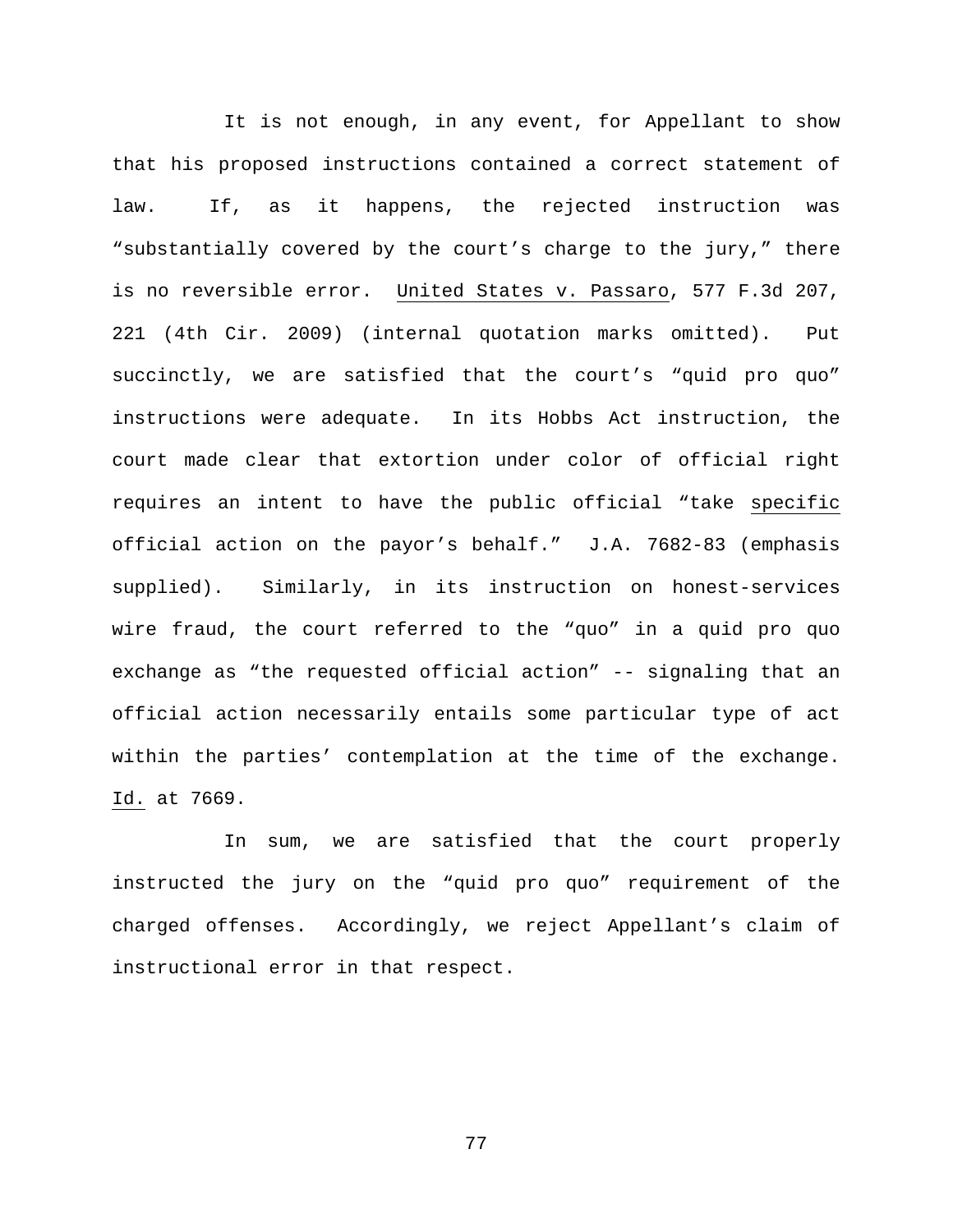It is not enough, in any event, for Appellant to show that his proposed instructions contained a correct statement of law. If, as it happens, the rejected instruction was "substantially covered by the court's charge to the jury," there is no reversible error. United States v. Passaro, 577 F.3d 207, 221 (4th Cir. 2009) (internal quotation marks omitted). Put succinctly, we are satisfied that the court's "quid pro quo" instructions were adequate. In its Hobbs Act instruction, the court made clear that extortion under color of official right requires an intent to have the public official "take specific official action on the payor's behalf." J.A. 7682-83 (emphasis supplied). Similarly, in its instruction on honest-services wire fraud, the court referred to the "quo" in a quid pro quo exchange as "the requested official action" -- signaling that an official action necessarily entails some particular type of act within the parties' contemplation at the time of the exchange. Id. at 7669.

In sum, we are satisfied that the court properly instructed the jury on the "quid pro quo" requirement of the charged offenses. Accordingly, we reject Appellant's claim of instructional error in that respect.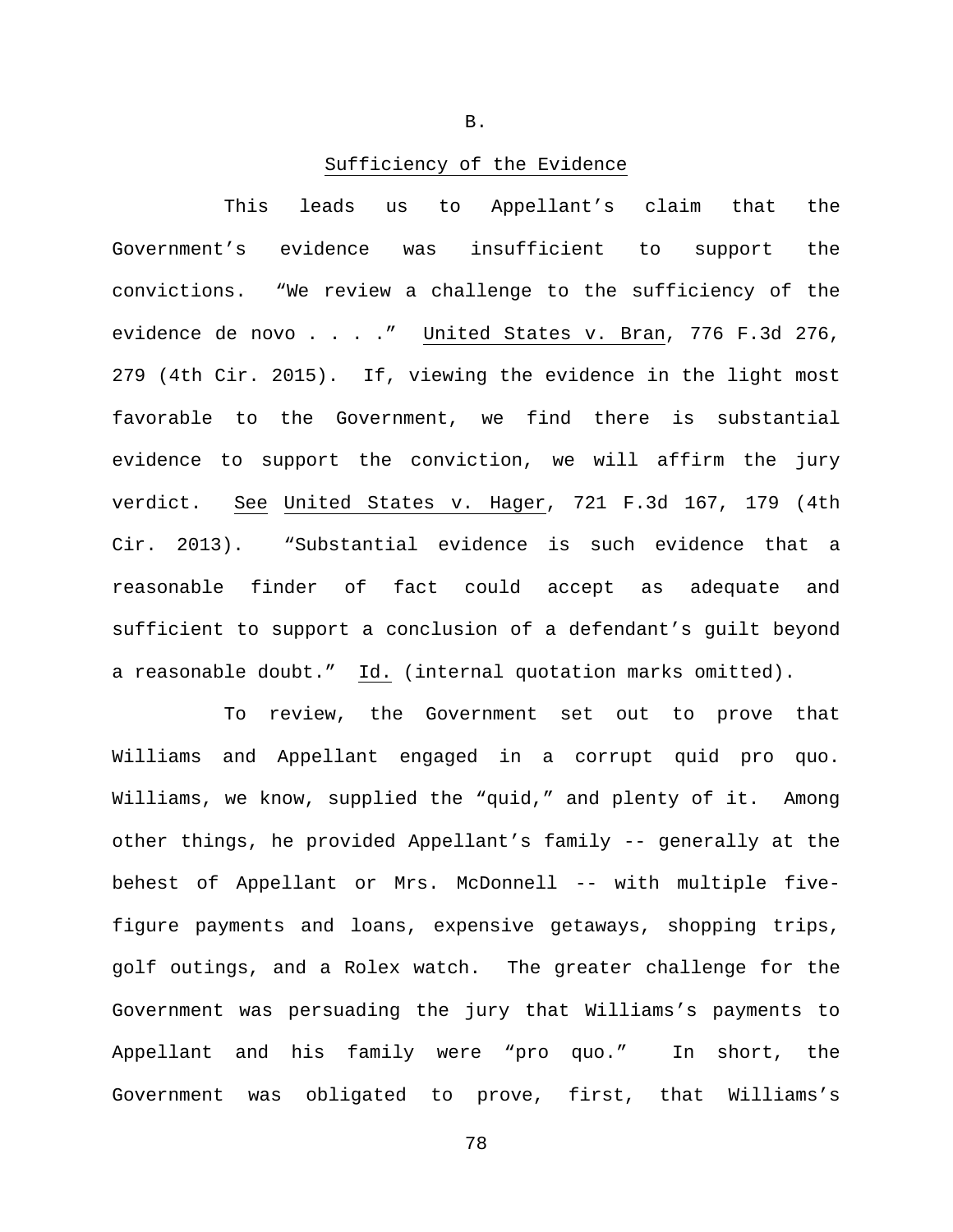## B.

## Sufficiency of the Evidence

This leads us to Appellant's claim that the Government's evidence was insufficient to support the convictions. "We review a challenge to the sufficiency of the evidence de novo . . . ." United States v. Bran, 776 F.3d 276, 279 (4th Cir. 2015). If, viewing the evidence in the light most favorable to the Government, we find there is substantial evidence to support the conviction, we will affirm the jury verdict. See United States v. Hager, 721 F.3d 167, 179 (4th Cir. 2013). "Substantial evidence is such evidence that a reasonable finder of fact could accept as adequate and sufficient to support a conclusion of a defendant's guilt beyond a reasonable doubt." Id. (internal quotation marks omitted).

To review, the Government set out to prove that Williams and Appellant engaged in a corrupt quid pro quo. Williams, we know, supplied the "quid," and plenty of it. Among other things, he provided Appellant's family -- generally at the behest of Appellant or Mrs. McDonnell -- with multiple five-figure payments and loans, expensive getaways, shopping trips, golf outings, and a Rolex watch. The greater challenge for the Government was persuading the jury that Williams's payments to Appellant and his family were "pro quo." In short, the Government was obligated to prove, first, that Williams's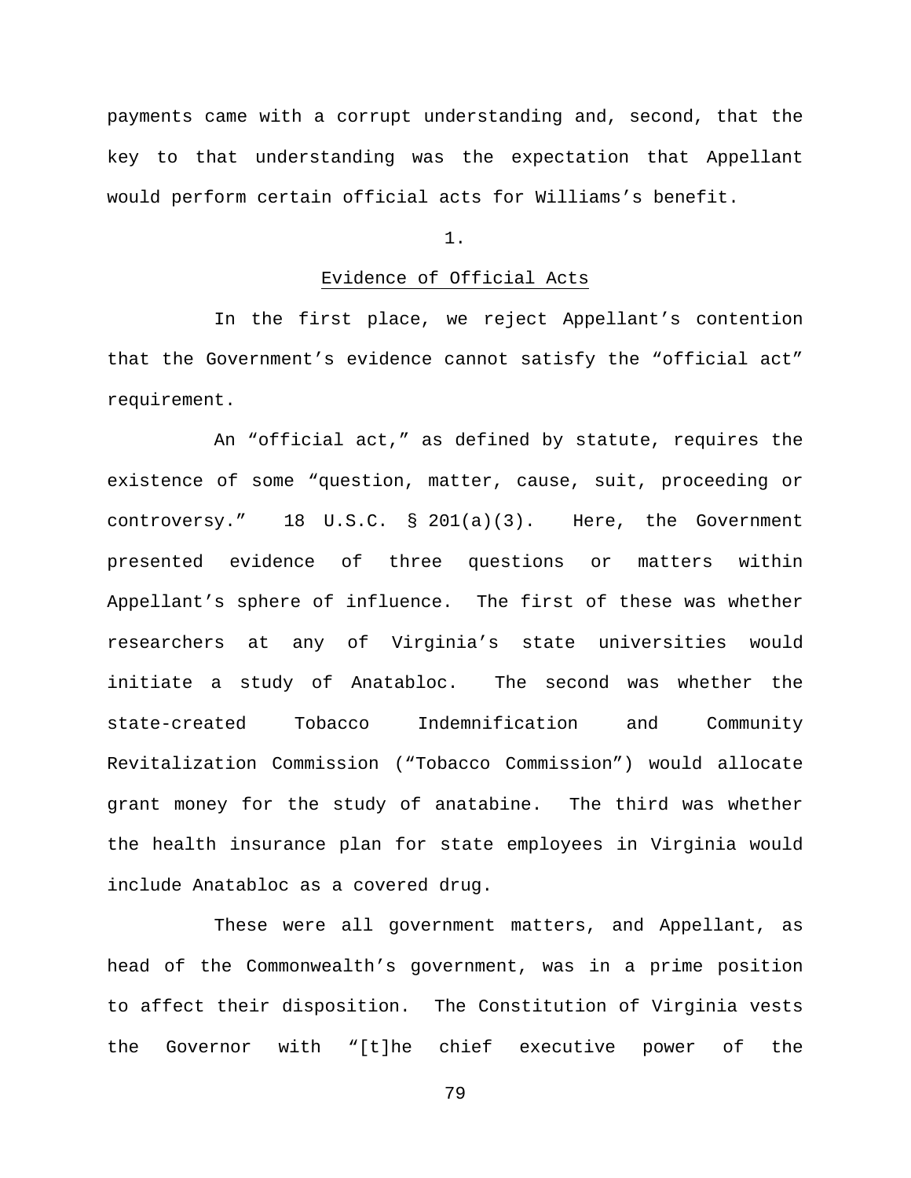payments came with a corrupt understanding and, second, that the key to that understanding was the expectation that Appellant would perform certain official acts for Williams's benefit.

1.

<u>Evidence of Official Acts</u>

In the first place, we reject Appellant's contention that the Government's evidence cannot satisfy the "official act" requirement.

An "official act," as defined by statute, requires the existence of some "question, matter, cause, suit, proceeding or controversy." 18 U.S.C. § 201(a)(3). Here, the Government presented evidence of three questions or matters within Appellant's sphere of influence. The first of these was whether researchers at any of Virginia's state universities would initiate a study of Anatabloc. The second was whether the state-created Tobacco Indemnification and Community Revitalization Commission ("Tobacco Commission") would allocate grant money for the study of anatabine. The third was whether the health insurance plan for state employees in Virginia would include Anatabloc as a covered drug.

These were all government matters, and Appellant, as head of the Commonwealth's government, was in a prime position to affect their disposition. The Constitution of Virginia vests the Governor with "[t]he chief executive power of the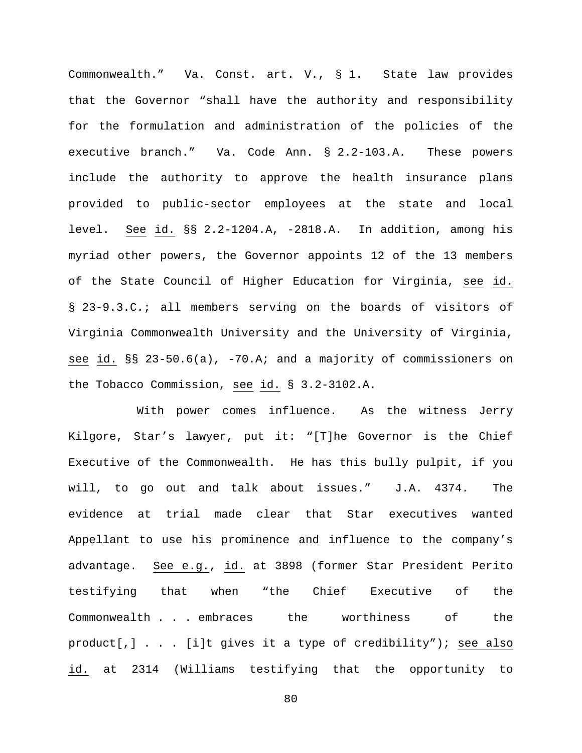Commonwealth." Va. Const. art. V., § 1. State law provides that the Governor "shall have the authority and responsibility for the formulation and administration of the policies of the executive branch." Va. Code Ann. § 2.2-103.A. These powers include the authority to approve the health insurance plans provided to public-sector employees at the state and local level. <u>See</u> <u>id.</u> §§ 2.2-1204.A, -2818.A. In addition, among his myriad other powers, the Governor appoints 12 of the 13 members of the State Council of Higher Education for Virginia, <u>see</u> <u>id.</u> § 23-9.3.C.; all members serving on the boards of visitors of Virginia Commonwealth University and the University of Virginia, <u>see</u> <u>id.</u> §§ 23-50.6(a), -70.A; and a majority of commissioners on the Tobacco Commission, <u>see</u> <u>id.</u> § 3.2-3102.A.

With power comes influence. As the witness Jerry Kilgore, Star's lawyer, put it: "[T]he Governor is the Chief Executive of the Commonwealth. He has this bully pulpit, if you will, to go out and talk about issues." J.A. 4374. The evidence at trial made clear that Star executives wanted Appellant to use his prominence and influence to the company's advantage. <u>See e.g.</u>, <u>id.</u> at 3898 (former Star President Perito testifying that when "the Chief Executive of the Commonwealth . . . embraces the worthiness of the product[,] . . . [i]t gives it a type of credibility"); <u>see also</u> <u>id.</u> at 2314 (Williams testifying that the opportunity to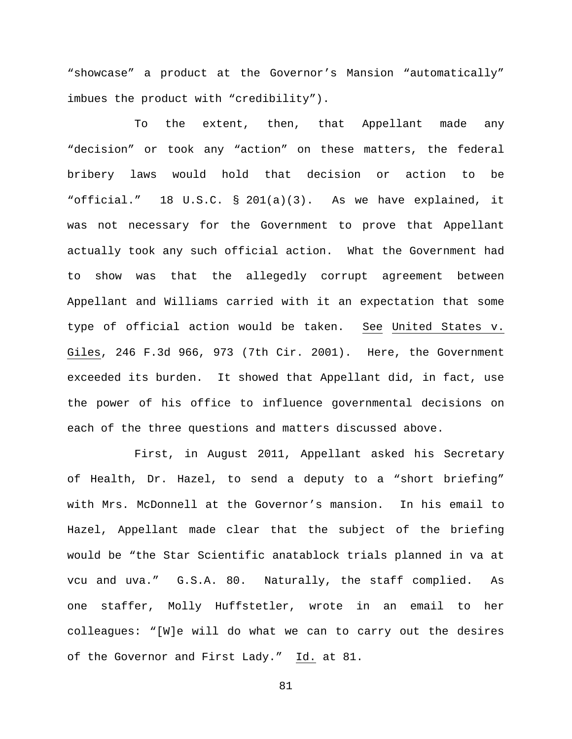"showcase" a product at the Governor's Mansion "automatically" imbues the product with "credibility").

To the extent, then, that Appellant made any "decision" or took any "action" on these matters, the federal bribery laws would hold that decision or action to be "official." 18 U.S.C. § 201(a)(3). As we have explained, it was not necessary for the Government to prove that Appellant actually took any such official action. What the Government had to show was that the allegedly corrupt agreement between Appellant and Williams carried with it an expectation that some type of official action would be taken. See United States v. Giles, 246 F.3d 966, 973 (7th Cir. 2001). Here, the Government exceeded its burden. It showed that Appellant did, in fact, use the power of his office to influence governmental decisions on each of the three questions and matters discussed above.

First, in August 2011, Appellant asked his Secretary of Health, Dr. Hazel, to send a deputy to a "short briefing" with Mrs. McDonnell at the Governor's mansion. In his email to Hazel, Appellant made clear that the subject of the briefing would be "the Star Scientific anatablock trials planned in va at vcu and uva." G.S.A. 80. Naturally, the staff complied. As one staffer, Molly Huffstetler, wrote in an email to her colleagues: "[W]e will do what we can to carry out the desires of the Governor and First Lady." Id. at 81.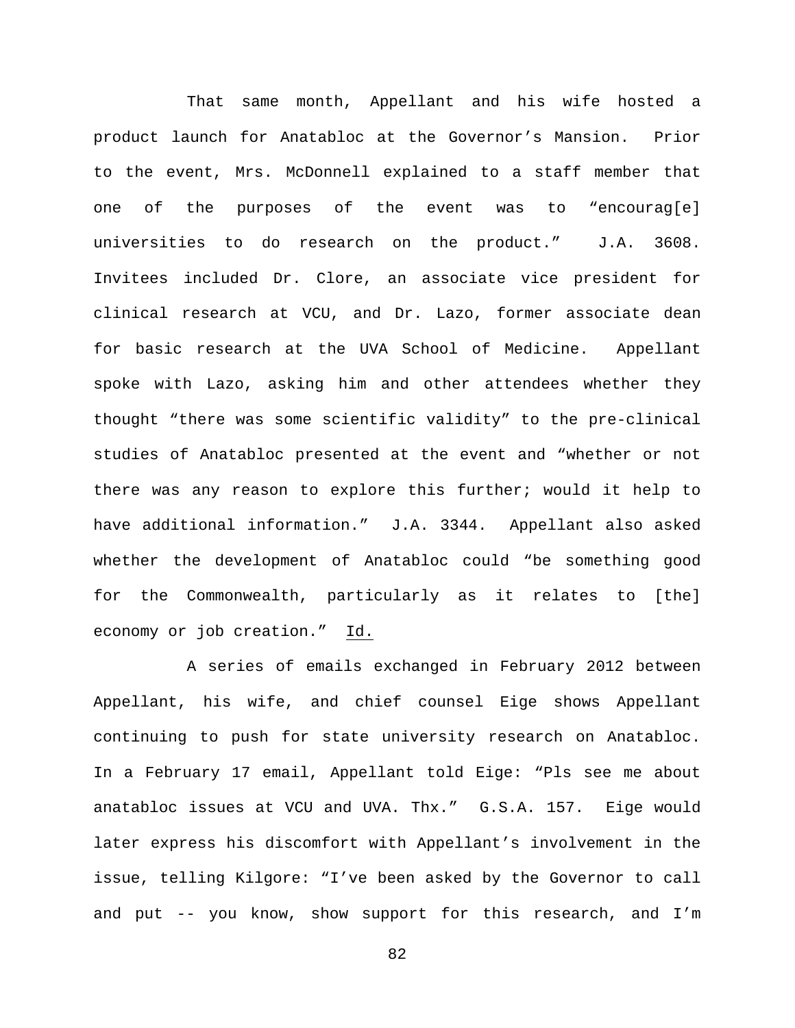That same month, Appellant and his wife hosted a product launch for Anatabloc at the Governor's Mansion. Prior to the event, Mrs. McDonnell explained to a staff member that one of the purposes of the event was to "encourag[e] universities to do research on the product." J.A. 3608. Invitees included Dr. Clore, an associate vice president for clinical research at VCU, and Dr. Lazo, former associate dean for basic research at the UVA School of Medicine. Appellant spoke with Lazo, asking him and other attendees whether they thought "there was some scientific validity" to the pre-clinical studies of Anatabloc presented at the event and "whether or not there was any reason to explore this further; would it help to have additional information." J.A. 3344. Appellant also asked whether the development of Anatabloc could "be something good for the Commonwealth, particularly as it relates to [the] economy or job creation." Id.

A series of emails exchanged in February 2012 between Appellant, his wife, and chief counsel Eige shows Appellant continuing to push for state university research on Anatabloc. In a February 17 email, Appellant told Eige: "Pls see me about anatabloc issues at VCU and UVA. Thx." G.S.A. 157. Eige would later express his discomfort with Appellant's involvement in the issue, telling Kilgore: "I've been asked by the Governor to call and put -- you know, show support for this research, and I'm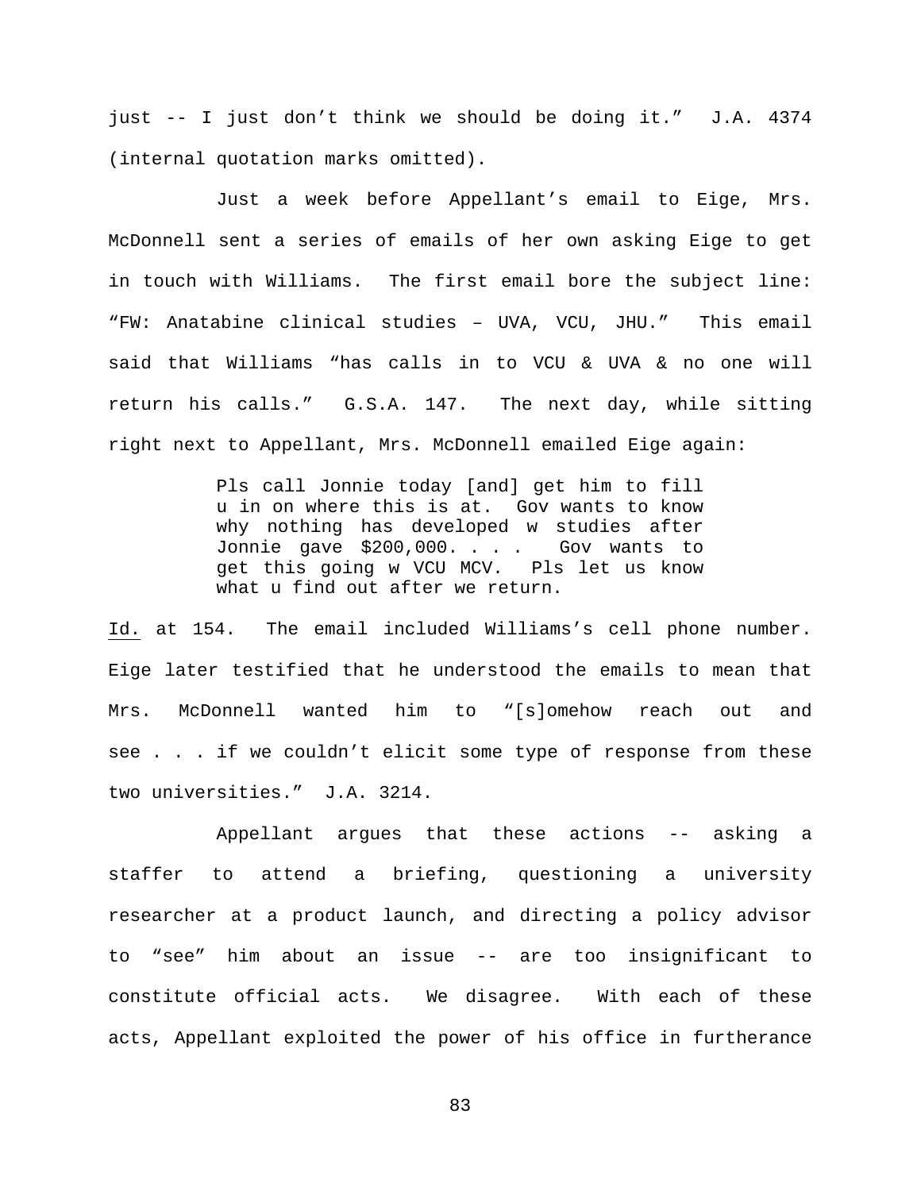just -- I just don't think we should be doing it." J.A. 4374 (internal quotation marks omitted).

Just a week before Appellant's email to Eige, Mrs. McDonnell sent a series of emails of her own asking Eige to get in touch with Williams. The first email bore the subject line: "FW: Anatabine clinical studies – UVA, VCU, JHU." This email said that Williams "has calls in to VCU & UVA & no one will return his calls." G.S.A. 147. The next day, while sitting right next to Appellant, Mrs. McDonnell emailed Eige again:

> Pls call Jonnie today [and] get him to fill u in on where this is at. Gov wants to know why nothing has developed w studies after Jonnie gave $200,000. . . . Gov wants to get this going w VCU MCV. Pls let us know what u find out after we return.

Id. at 154. The email included Williams's cell phone number. Eige later testified that he understood the emails to mean that Mrs. McDonnell wanted him to "[s]omehow reach out and see . . . if we couldn't elicit some type of response from these two universities." J.A. 3214.

Appellant argues that these actions -- asking a staffer to attend a briefing, questioning a university researcher at a product launch, and directing a policy advisor to "see" him about an issue -- are too insignificant to constitute official acts. We disagree. With each of these acts, Appellant exploited the power of his office in furtherance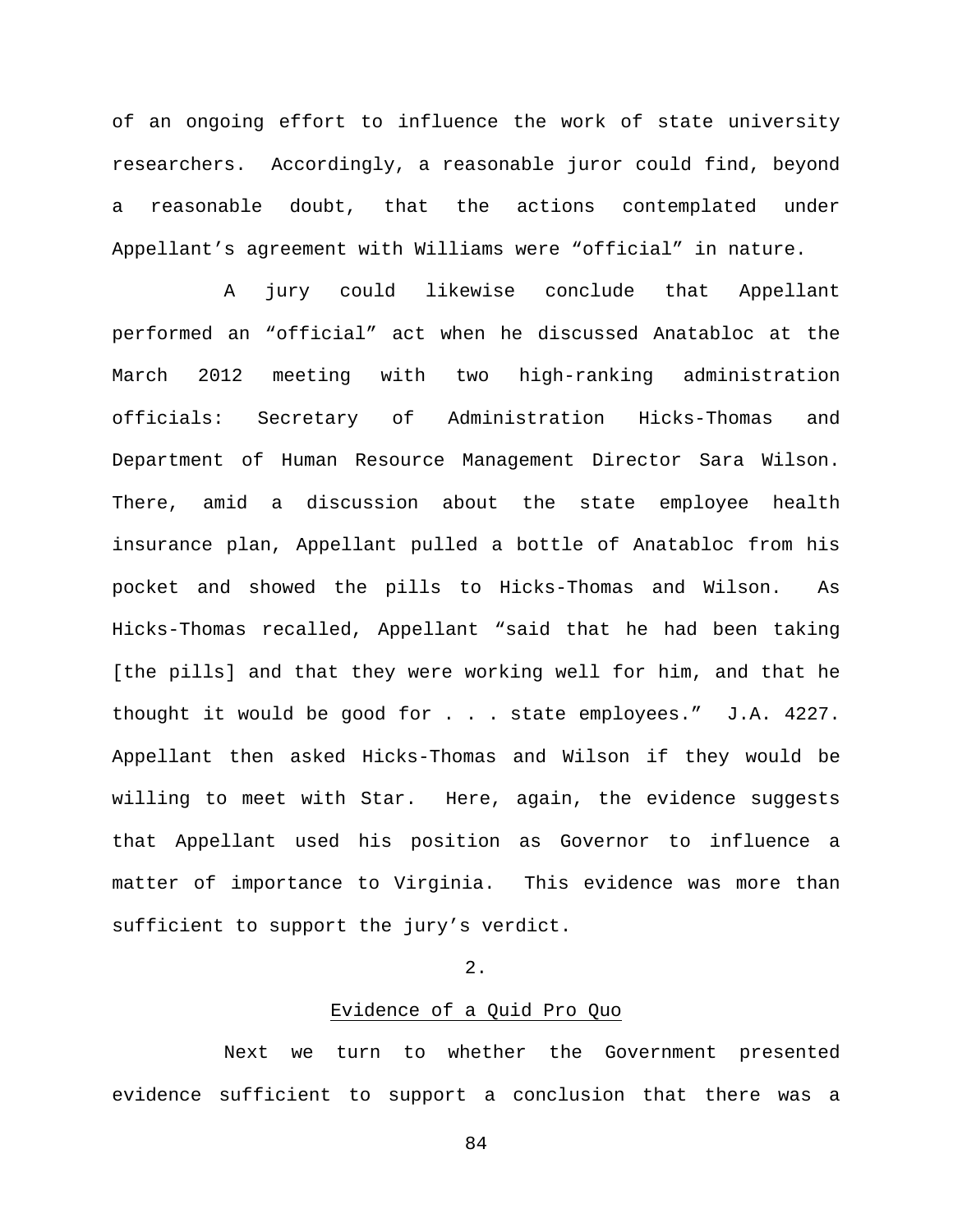of an ongoing effort to influence the work of state university researchers. Accordingly, a reasonable juror could find, beyond a reasonable doubt, that the actions contemplated under Appellant's agreement with Williams were "official" in nature.

A jury could likewise conclude that Appellant performed an "official" act when he discussed Anatabloc at the March 2012 meeting with two high-ranking administration officials: Secretary of Administration Hicks-Thomas and Department of Human Resource Management Director Sara Wilson. There, amid a discussion about the state employee health insurance plan, Appellant pulled a bottle of Anatabloc from his pocket and showed the pills to Hicks-Thomas and Wilson. As Hicks-Thomas recalled, Appellant "said that he had been taking [the pills] and that they were working well for him, and that he thought it would be good for . . . state employees." J.A. 4227. Appellant then asked Hicks-Thomas and Wilson if they would be willing to meet with Star. Here, again, the evidence suggests that Appellant used his position as Governor to influence a matter of importance to Virginia. This evidence was more than sufficient to support the jury's verdict.

2.

Evidence of a Quid Pro Quo

Next we turn to whether the Government presented evidence sufficient to support a conclusion that there was a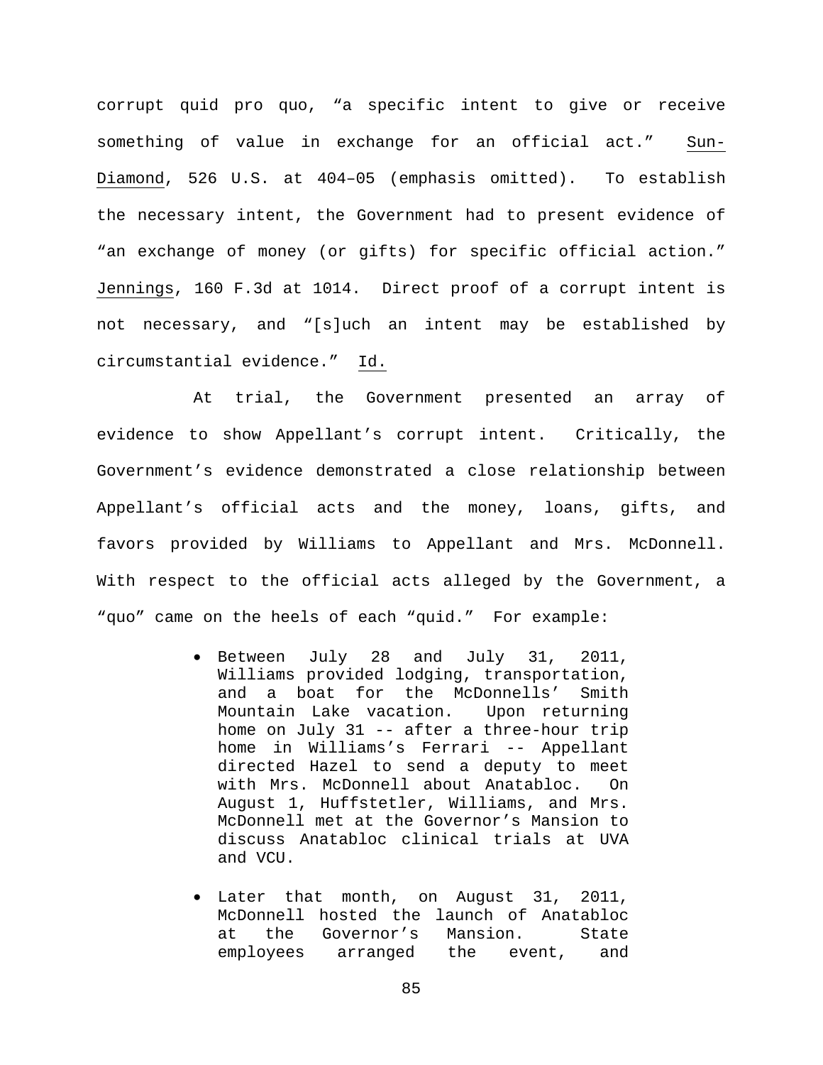corrupt quid pro quo, "a specific intent to give or receive something of value in exchange for an official act." Sun-Diamond, 526 U.S. at 404–05 (emphasis omitted). To establish the necessary intent, the Government had to present evidence of "an exchange of money (or gifts) for specific official action." Jennings, 160 F.3d at 1014. Direct proof of a corrupt intent is not necessary, and "[s]uch an intent may be established by circumstantial evidence." Id.

At trial, the Government presented an array of evidence to show Appellant's corrupt intent. Critically, the Government's evidence demonstrated a close relationship between Appellant's official acts and the money, loans, gifts, and favors provided by Williams to Appellant and Mrs. McDonnell. With respect to the official acts alleged by the Government, a "quo" came on the heels of each "quid." For example:

- Between July 28 and July 31, 2011, Williams provided lodging, transportation, and a boat for the McDonnells' Smith Mountain Lake vacation. Upon returning home on July 31 -- after a three-hour trip home in Williams's Ferrari -- Appellant directed Hazel to send a deputy to meet with Mrs. McDonnell about Anatabloc. On August 1, Huffstetler, Williams, and Mrs. McDonnell met at the Governor's Mansion to discuss Anatabloc clinical trials at UVA and VCU.
- Later that month, on August 31, 2011, McDonnell hosted the launch of Anatabloc at the Governor's Mansion. State employees arranged the event, and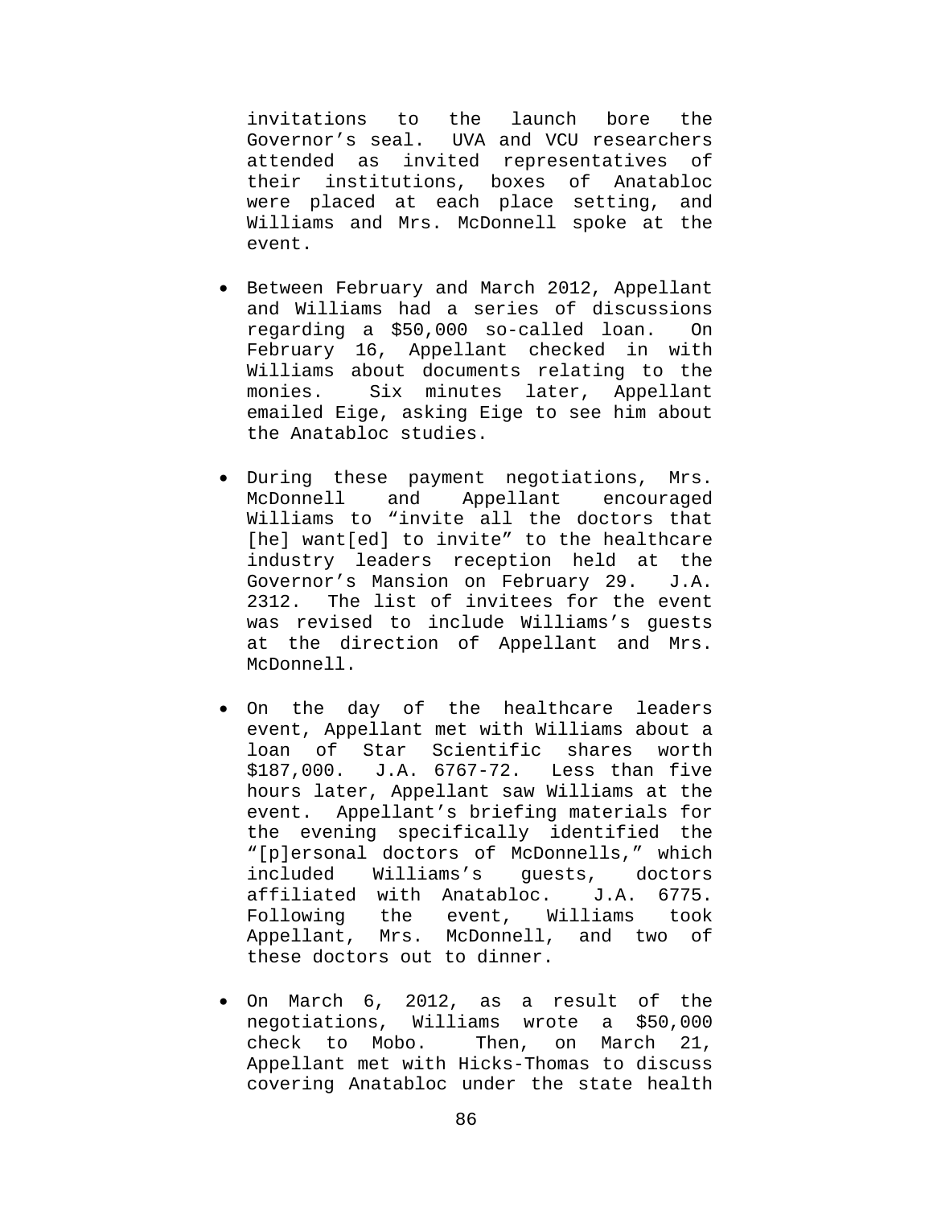invitations to the launch bore the Governor's seal. UVA and VCU researchers attended as invited representatives of their institutions, boxes of Anatabloc were placed at each place setting, and Williams and Mrs. McDonnell spoke at the event.

- Between February and March 2012, Appellant and Williams had a series of discussions regarding a $50,000 so-called loan. On February 16, Appellant checked in with Williams about documents relating to the monies. Six minutes later, Appellant emailed Eige, asking Eige to see him about the Anatabloc studies.

- During these payment negotiations, Mrs. McDonnell and Appellant encouraged Williams to "invite all the doctors that [he] want[ed] to invite" to the healthcare industry leaders reception held at the Governor's Mansion on February 29. J.A. 2312. The list of invitees for the event was revised to include Williams's guests at the direction of Appellant and Mrs. McDonnell.

- On the day of the healthcare leaders event, Appellant met with Williams about a loan of Star Scientific shares worth $187,000. J.A. 6767-72. Less than five hours later, Appellant saw Williams at the event. Appellant's briefing materials for the evening specifically identified the "[p]ersonal doctors of McDonnells," which included Williams's guests, doctors affiliated with Anatabloc. J.A. 6775. Following the event, Williams took Appellant, Mrs. McDonnell, and two of these doctors out to dinner.

- On March 6, 2012, as a result of the negotiations, Williams wrote a $50,000 check to Mobo. Then, on March 21, Appellant met with Hicks-Thomas to discuss covering Anatabloc under the state health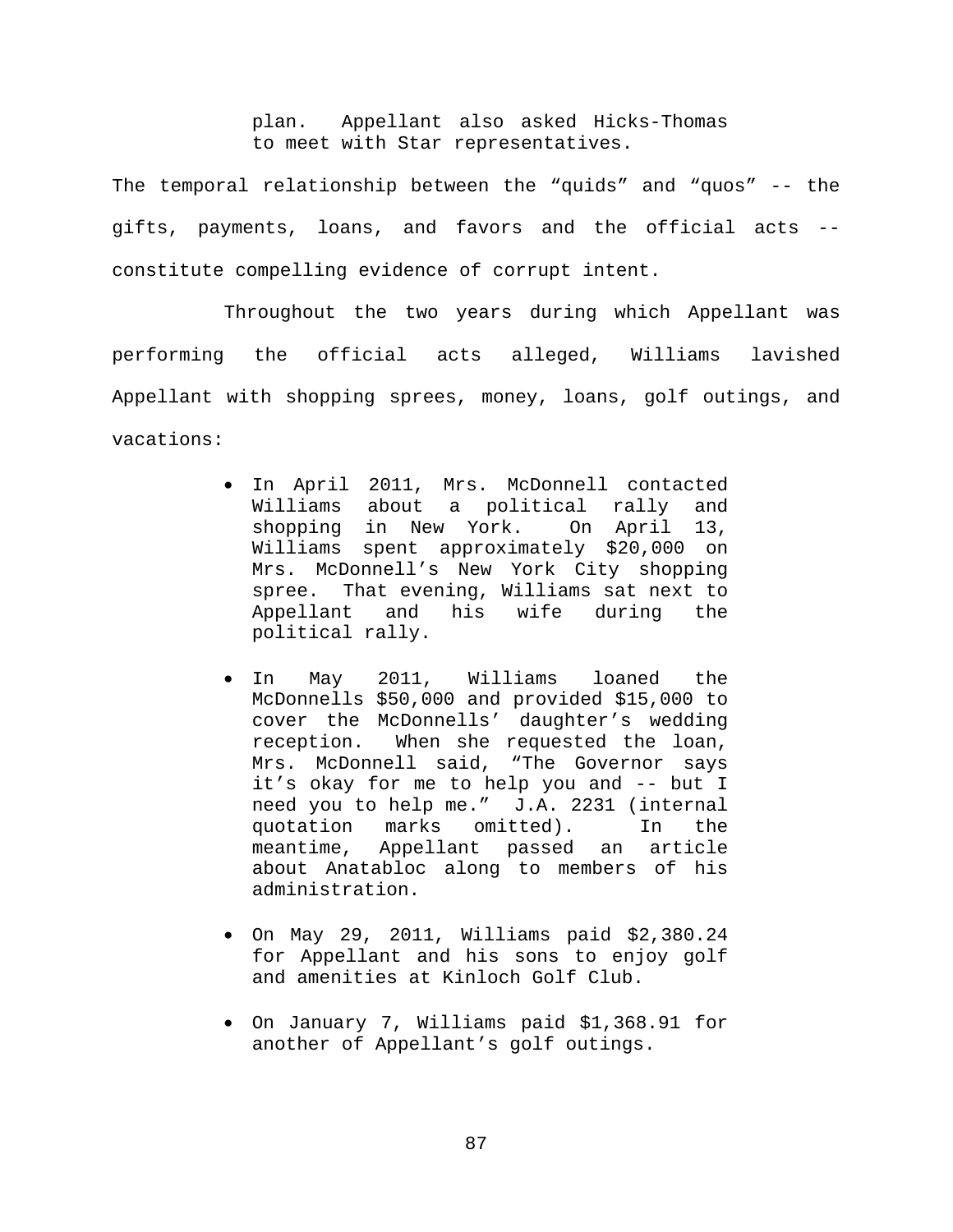> plan. Appellant also asked Hicks-Thomas to meet with Star representatives.

The temporal relationship between the "quids" and "quos" -- the gifts, payments, loans, and favors and the official acts -- constitute compelling evidence of corrupt intent.

Throughout the two years during which Appellant was performing the official acts alleged, Williams lavished Appellant with shopping sprees, money, loans, golf outings, and vacations:

- In April 2011, Mrs. McDonnell contacted Williams about a political rally and shopping in New York. On April 13, Williams spent approximately $20,000 on Mrs. McDonnell's New York City shopping spree. That evening, Williams sat next to Appellant and his wife during the political rally.

- In May 2011, Williams loaned the McDonnells $50,000 and provided $15,000 to cover the McDonnells' daughter's wedding reception. When she requested the loan, Mrs. McDonnell said, "The Governor says it's okay for me to help you and -- but I need you to help me." J.A. 2231 (internal quotation marks omitted). In the meantime, Appellant passed an article about Anatabloc along to members of his administration.

- On May 29, 2011, Williams paid $2,380.24 for Appellant and his sons to enjoy golf and amenities at Kinloch Golf Club.

- On January 7, Williams paid $1,368.91 for another of Appellant's golf outings.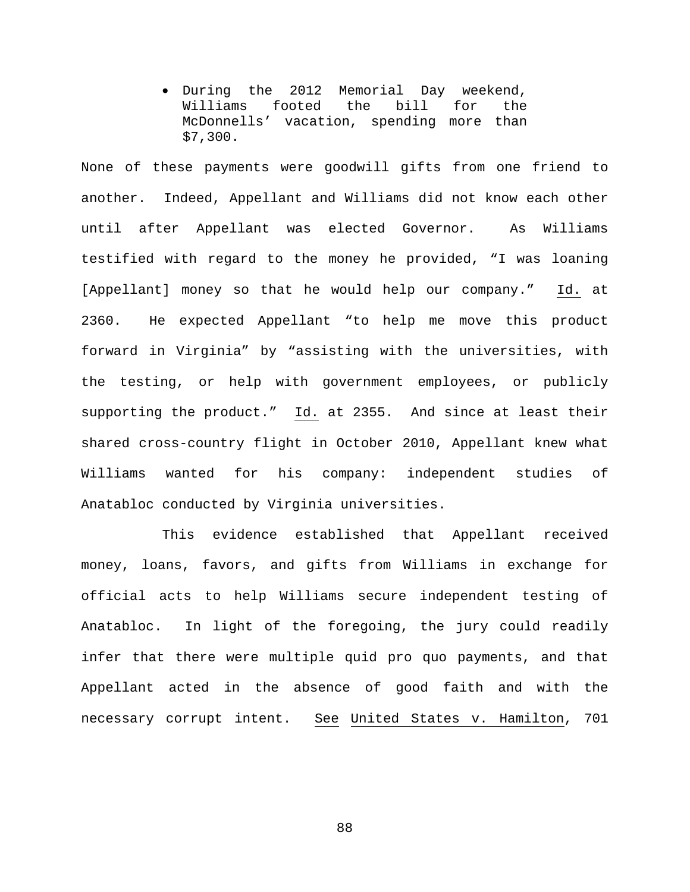- During the 2012 Memorial Day weekend, Williams footed the bill for the McDonnells' vacation, spending more than $7,300.

None of these payments were goodwill gifts from one friend to another. Indeed, Appellant and Williams did not know each other until after Appellant was elected Governor. As Williams testified with regard to the money he provided, "I was loaning [Appellant] money so that he would help our company." Id. at 2360. He expected Appellant "to help me move this product forward in Virginia" by "assisting with the universities, with the testing, or help with government employees, or publicly supporting the product." Id. at 2355. And since at least their shared cross-country flight in October 2010, Appellant knew what Williams wanted for his company: independent studies of Anatabloc conducted by Virginia universities.

This evidence established that Appellant received money, loans, favors, and gifts from Williams in exchange for official acts to help Williams secure independent testing of Anatabloc. In light of the foregoing, the jury could readily infer that there were multiple quid pro quo payments, and that Appellant acted in the absence of good faith and with the necessary corrupt intent. See United States v. Hamilton, 701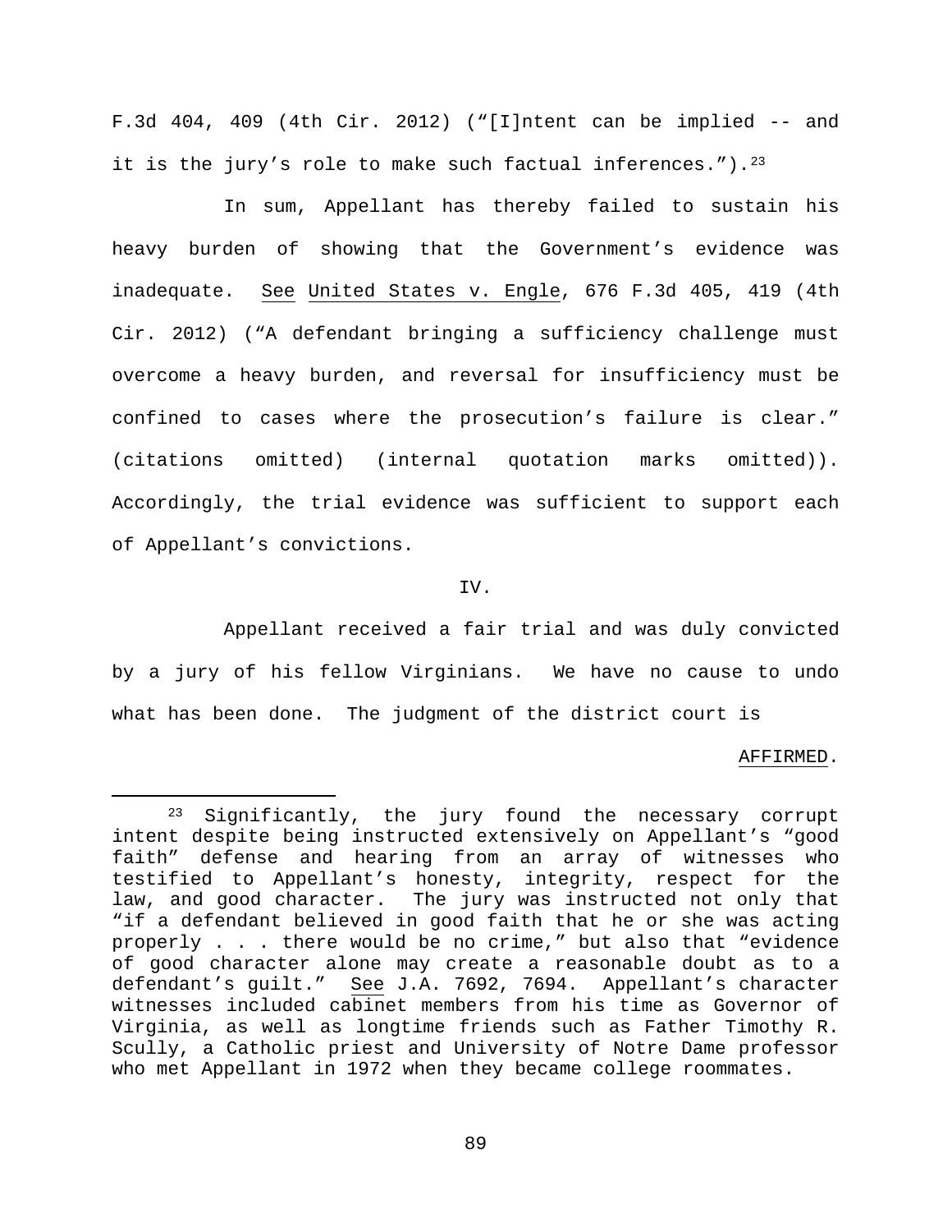F.3d 404, 409 (4th Cir. 2012) ("[I]ntent can be implied -- and it is the jury's role to make such factual inferences.").[23]

In sum, Appellant has thereby failed to sustain his heavy burden of showing that the Government's evidence was inadequate. See United States v. Engle, 676 F.3d 405, 419 (4th Cir. 2012) ("A defendant bringing a sufficiency challenge must overcome a heavy burden, and reversal for insufficiency must be confined to cases where the prosecution's failure is clear." (citations omitted) (internal quotation marks omitted)). Accordingly, the trial evidence was sufficient to support each of Appellant's convictions.

IV.

Appellant received a fair trial and was duly convicted by a jury of his fellow Virginians. We have no cause to undo what has been done. The judgment of the district court is

AFFIRMED.

[23] Significantly, the jury found the necessary corrupt intent despite being instructed extensively on Appellant's "good faith" defense and hearing from an array of witnesses who testified to Appellant's honesty, integrity, respect for the law, and good character. The jury was instructed not only that "if a defendant believed in good faith that he or she was acting properly . . . there would be no crime," but also that "evidence of good character alone may create a reasonable doubt as to a defendant's guilt." See J.A. 7692, 7694. Appellant's character witnesses included cabinet members from his time as Governor of Virginia, as well as longtime friends such as Father Timothy R. Scully, a Catholic priest and University of Notre Dame professor who met Appellant in 1972 when they became college roommates.